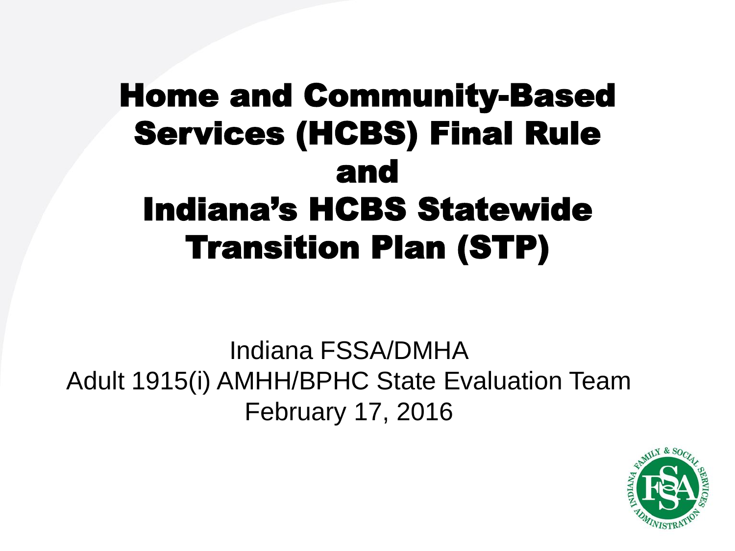# Home and Community-Based Services (HCBS) Final Rule and Indiana's HCBS Statewide Transition Plan (STP)

Indiana FSSA/DMHA

Adult 1915(i) AMHH/BPHC State Evaluation Team

February 17, 2016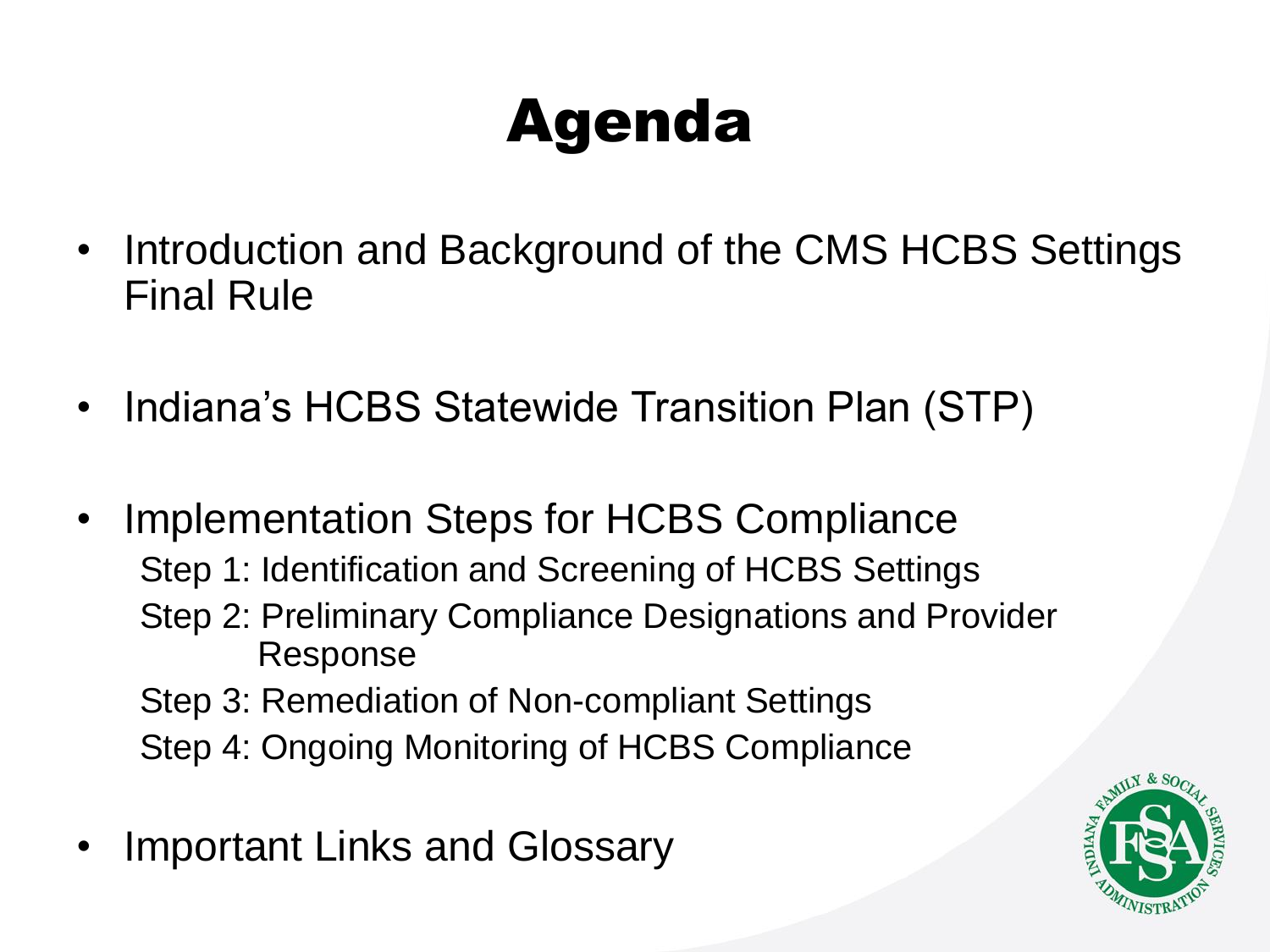# Agenda

- Introduction and Background of the CMS HCBS Settings Final Rule
- Indiana's HCBS Statewide Transition Plan (STP)
- Implementation Steps for HCBS Compliance
  - Step 1: Identification and Screening of HCBS Settings
  - Step 2: Preliminary Compliance Designations and Provider Response
  - Step 3: Remediation of Non-compliant Settings
  - Step 4: Ongoing Monitoring of HCBS Compliance
- Important Links and Glossary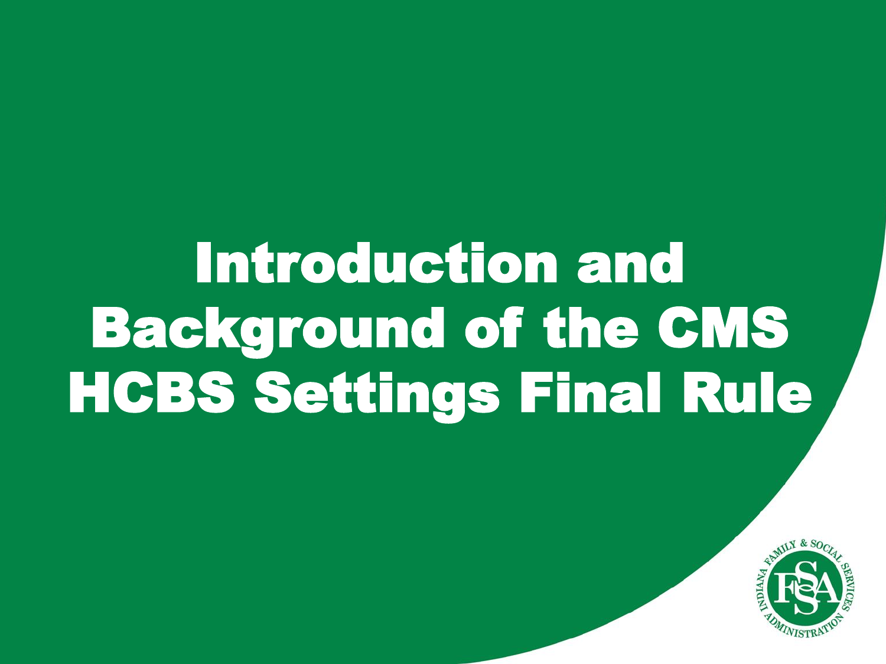# Introduction and Background of the CMS HCBS Settings Final Rule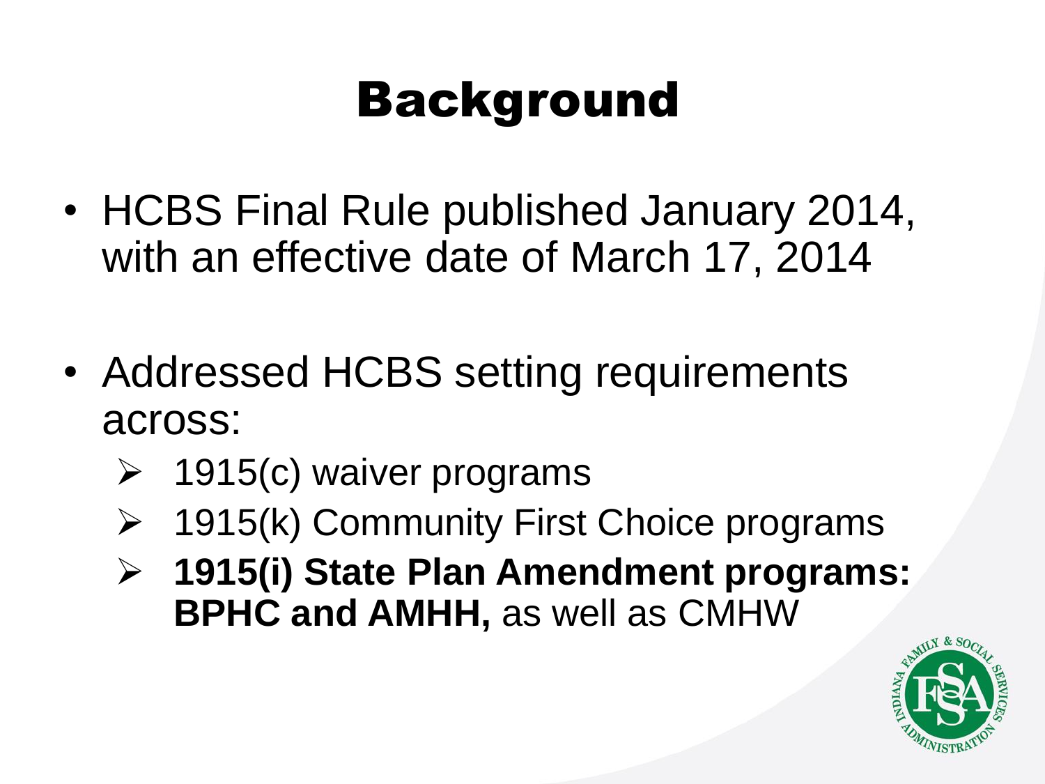# Background

- HCBS Final Rule published January 2014, with an effective date of March 17, 2014
- Addressed HCBS setting requirements across:
  - 1915(c) waiver programs
  - 1915(k) Community First Choice programs
  - **1915(i) State Plan Amendment programs: BPHC and AMHH,** as well as CMHW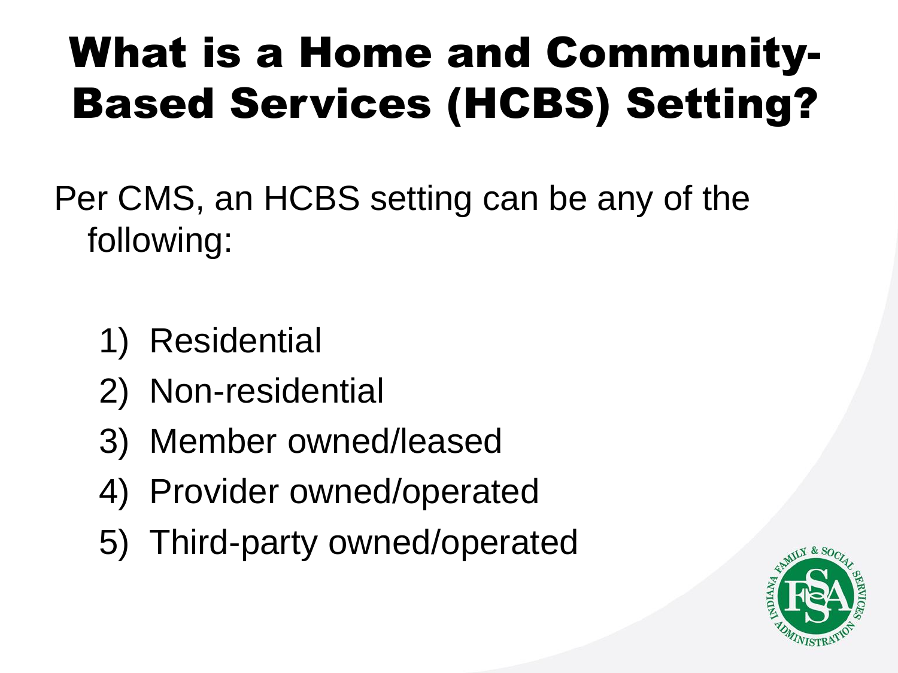# What is a Home and Community-Based Services (HCBS) Setting?

Per CMS, an HCBS setting can be any of the following:

1) Residential
2) Non-residential
3) Member owned/leased
4) Provider owned/operated
5) Third-party owned/operated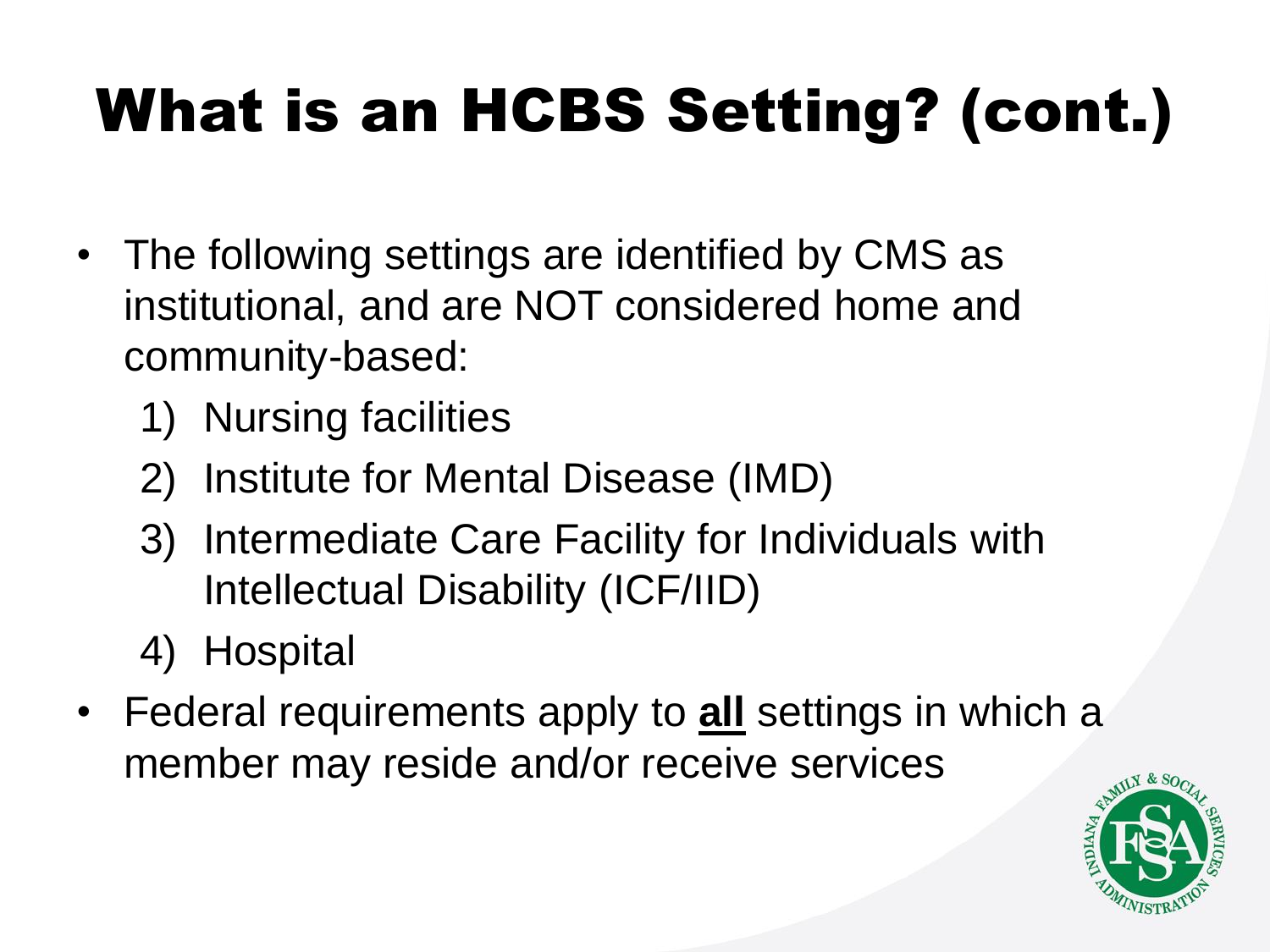# What is an HCBS Setting? (cont.)

- The following settings are identified by CMS as institutional, and are NOT considered home and community-based:
  1) Nursing facilities
  2) Institute for Mental Disease (IMD)
  3) Intermediate Care Facility for Individuals with Intellectual Disability (ICF/IID)
  4) Hospital
- Federal requirements apply to **all** settings in which a member may reside and/or receive services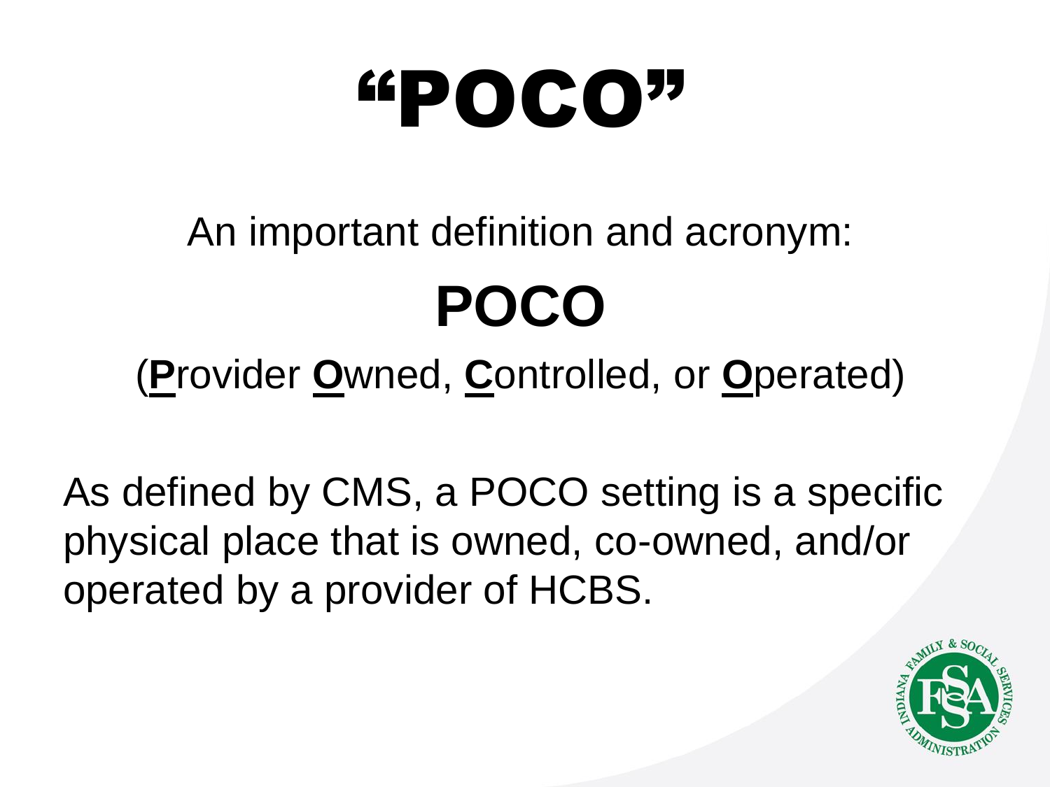# "POCO"

An important definition and acronym:

**POCO**

(**P**rovider **O**wned, **C**ontrolled, or **O**perated)

As defined by CMS, a POCO setting is a specific physical place that is owned, co-owned, and/or operated by a provider of HCBS.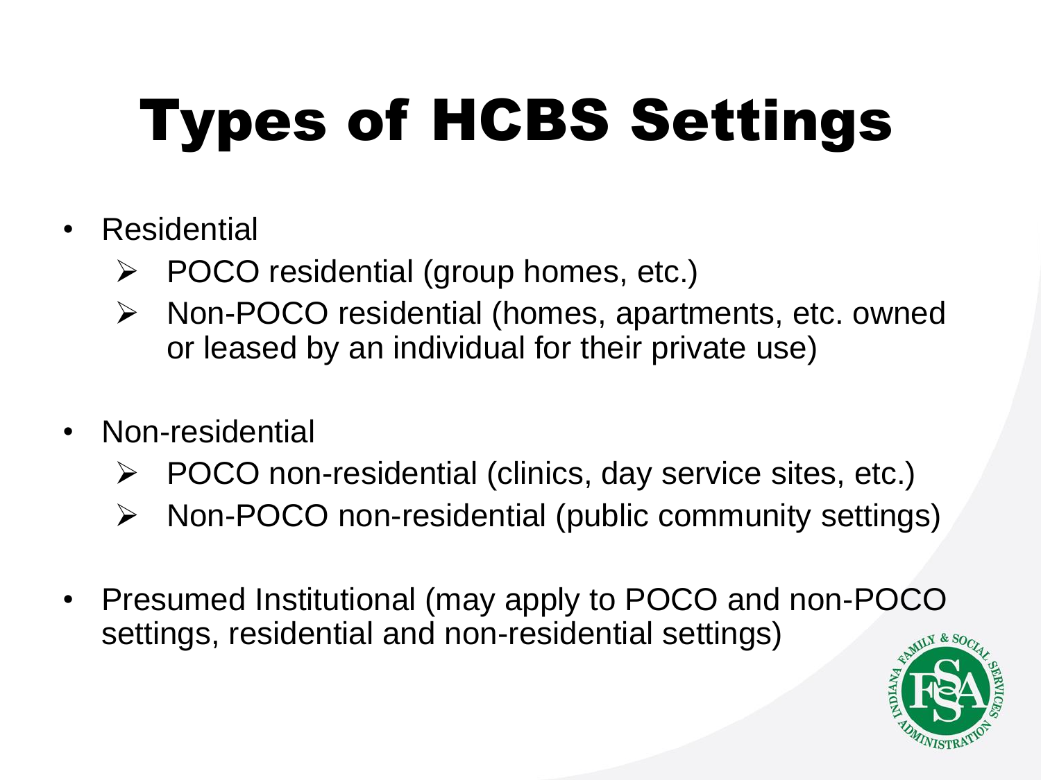# Types of HCBS Settings

- Residential
  - POCO residential (group homes, etc.)
  - Non-POCO residential (homes, apartments, etc. owned or leased by an individual for their private use)

- Non-residential
  - POCO non-residential (clinics, day service sites, etc.)
  - Non-POCO non-residential (public community settings)

- Presumed Institutional (may apply to POCO and non-POCO settings, residential and non-residential settings)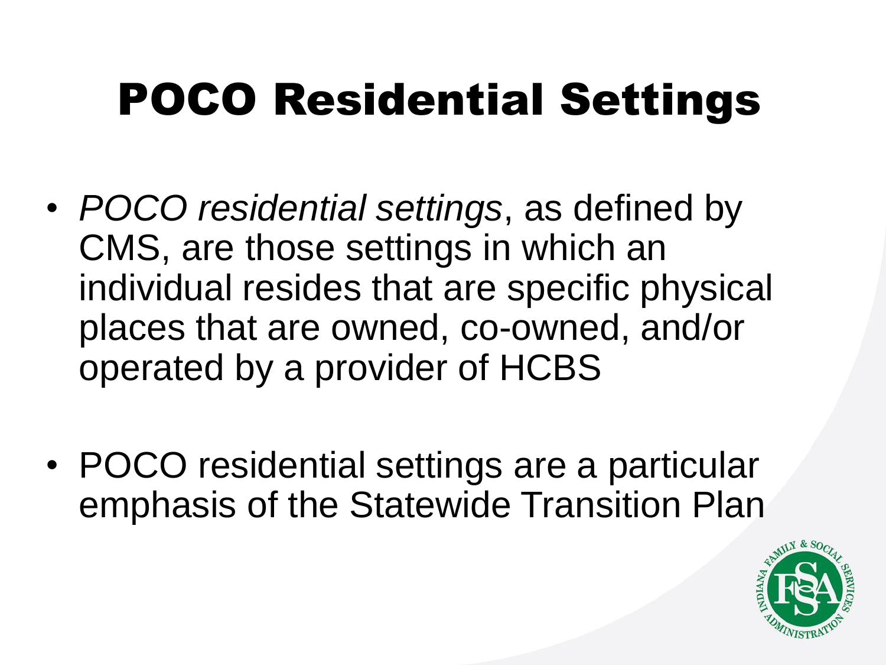# POCO Residential Settings

- *POCO residential settings*, as defined by CMS, are those settings in which an individual resides that are specific physical places that are owned, co-owned, and/or operated by a provider of HCBS

- POCO residential settings are a particular emphasis of the Statewide Transition Plan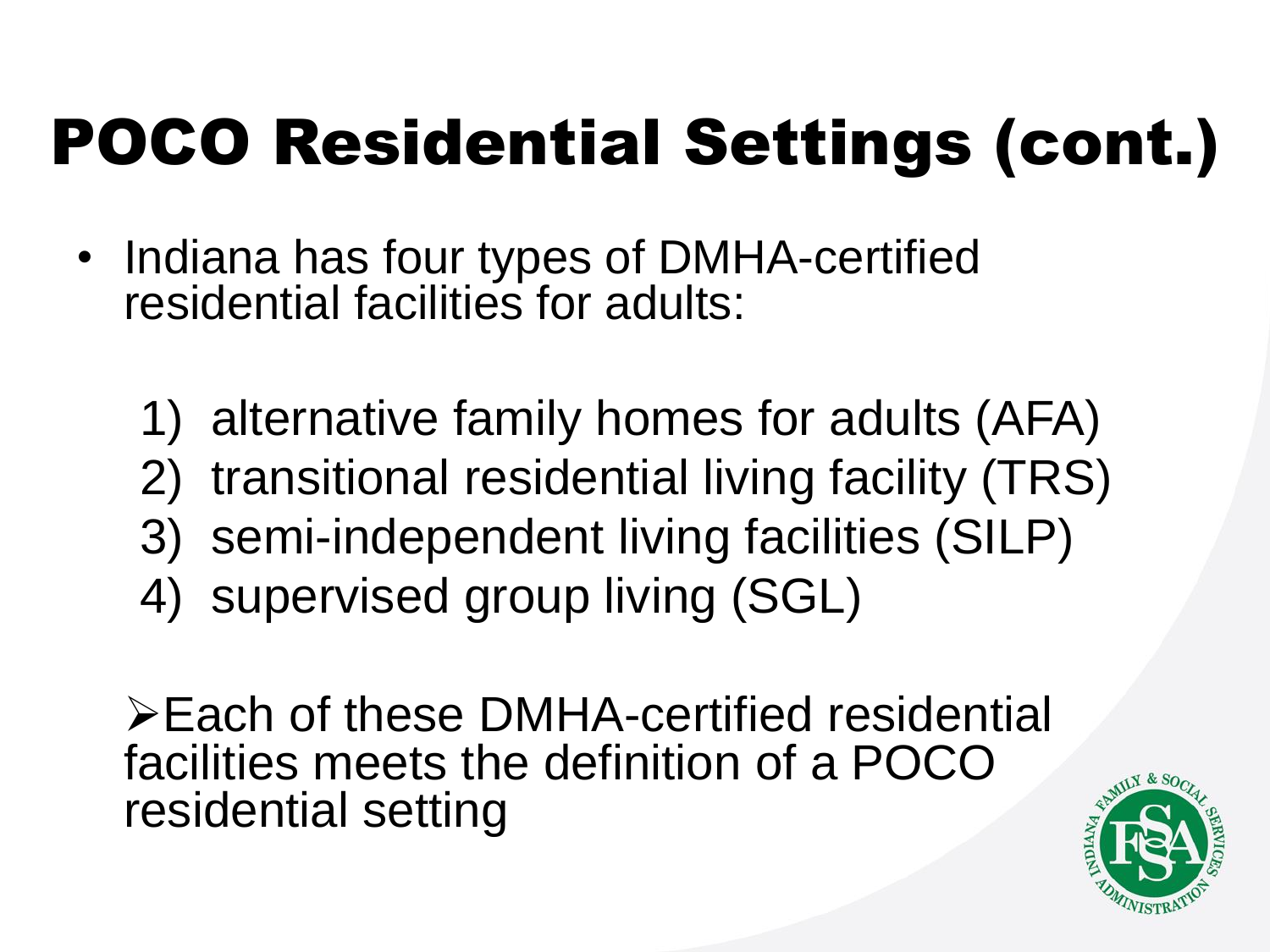# POCO Residential Settings (cont.)

- Indiana has four types of DMHA-certified residential facilities for adults:

  1) alternative family homes for adults (AFA)
  2) transitional residential living facility (TRS)
  3) semi-independent living facilities (SILP)
  4) supervised group living (SGL)

  ➢ Each of these DMHA-certified residential facilities meets the definition of a POCO residential setting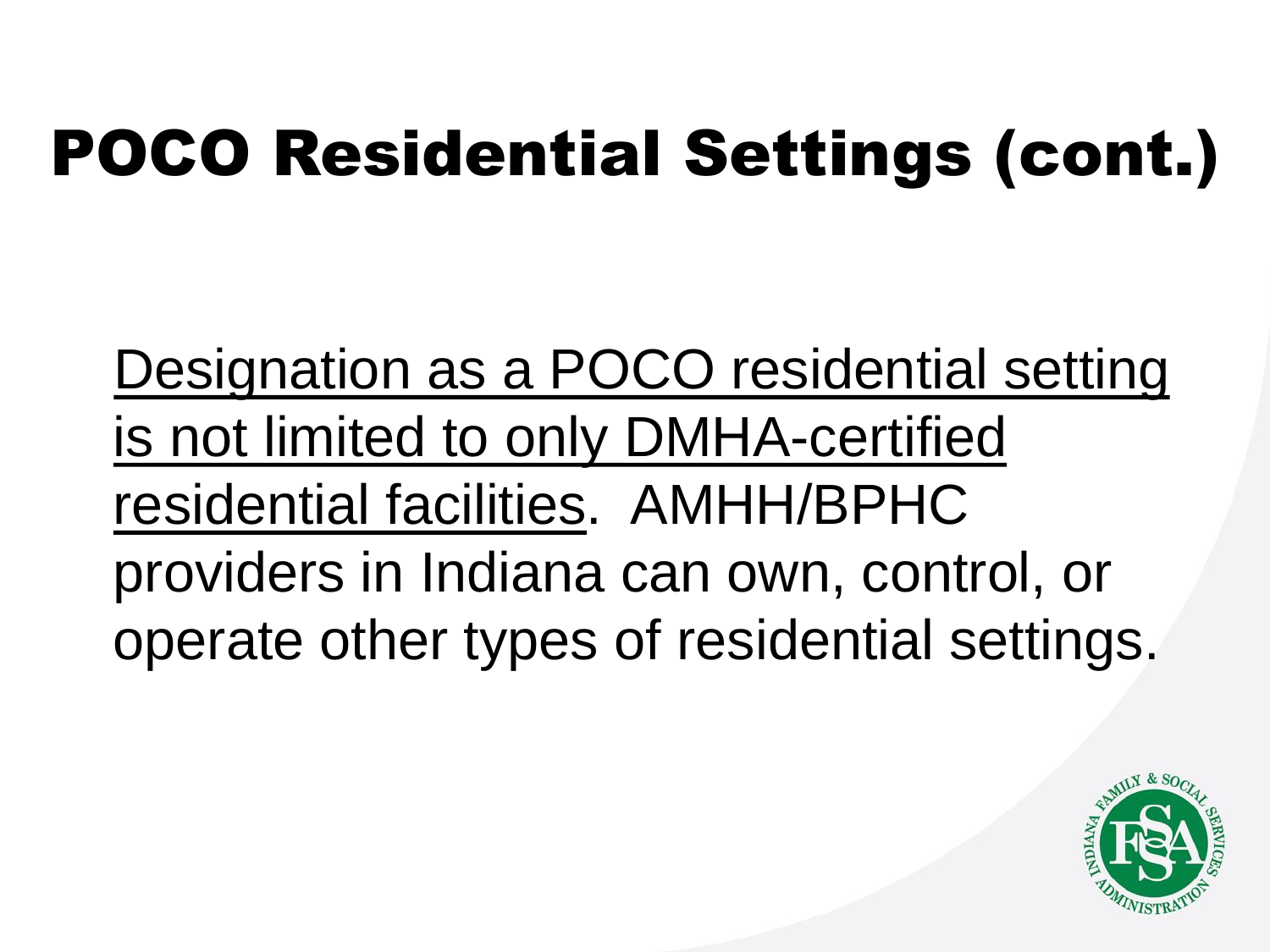# POCO Residential Settings (cont.)

<u>Designation as a POCO residential setting is not limited to only DMHA-certified residential facilities</u>. AMHH/BPHC providers in Indiana can own, control, or operate other types of residential settings.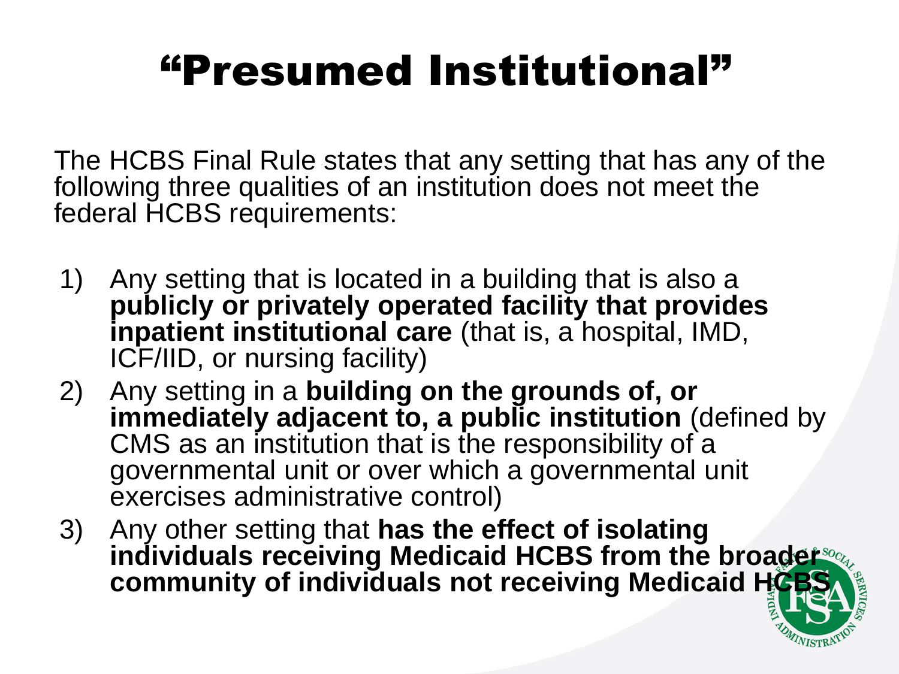# "Presumed Institutional"

The HCBS Final Rule states that any setting that has any of the following three qualities of an institution does not meet the federal HCBS requirements:

1) Any setting that is located in a building that is also a **publicly or privately operated facility that provides inpatient institutional care** (that is, a hospital, IMD, ICF/IID, or nursing facility)
2) Any setting in a **building on the grounds of, or immediately adjacent to, a public institution** (defined by CMS as an institution that is the responsibility of a governmental unit or over which a governmental unit exercises administrative control)
3) Any other setting that **has the effect of isolating individuals receiving Medicaid HCBS from the broader community of individuals not receiving Medicaid HCBS**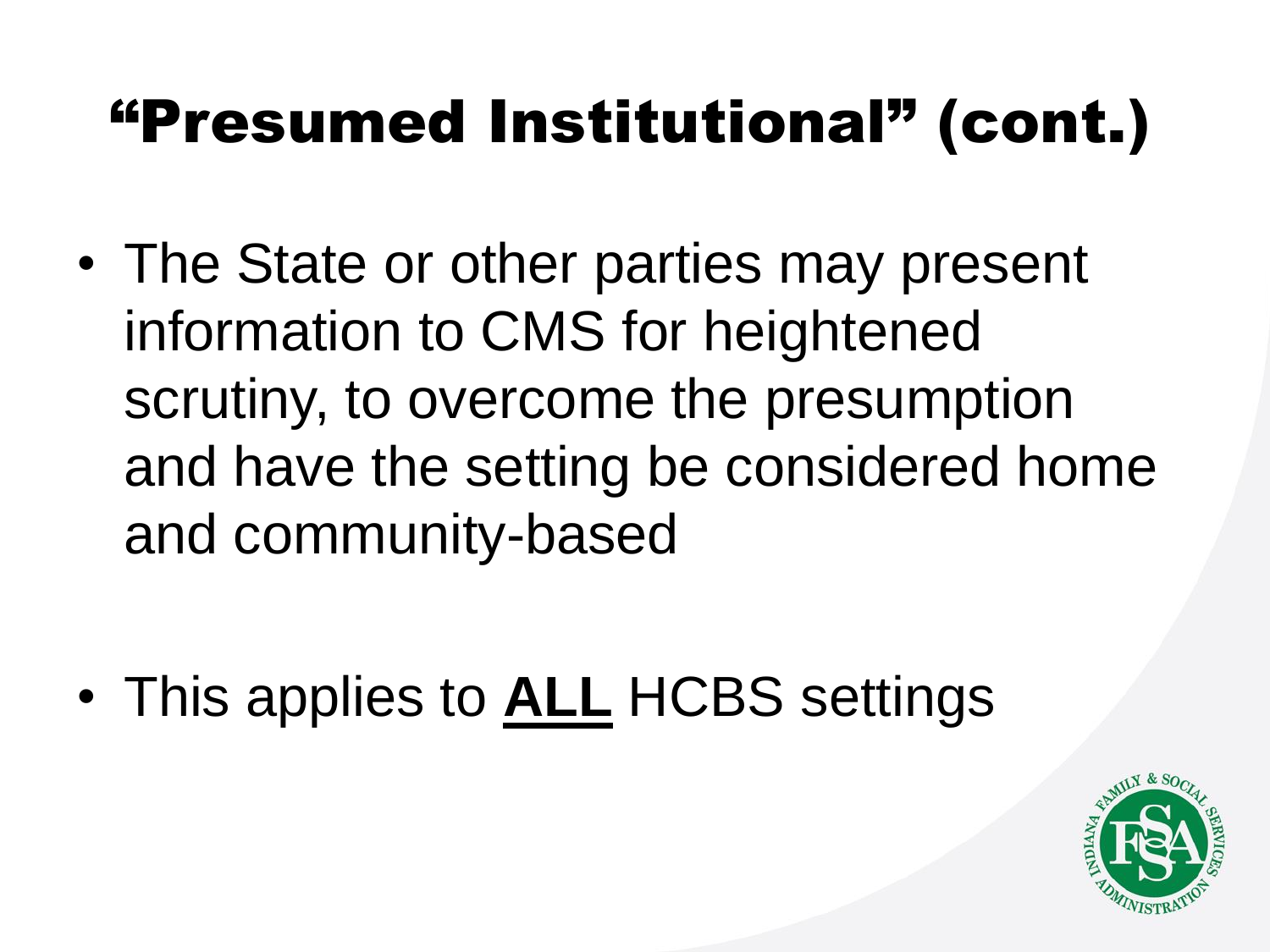# "Presumed Institutional" (cont.)

- The State or other parties may present information to CMS for heightened scrutiny, to overcome the presumption and have the setting be considered home and community-based

- This applies to **ALL** HCBS settings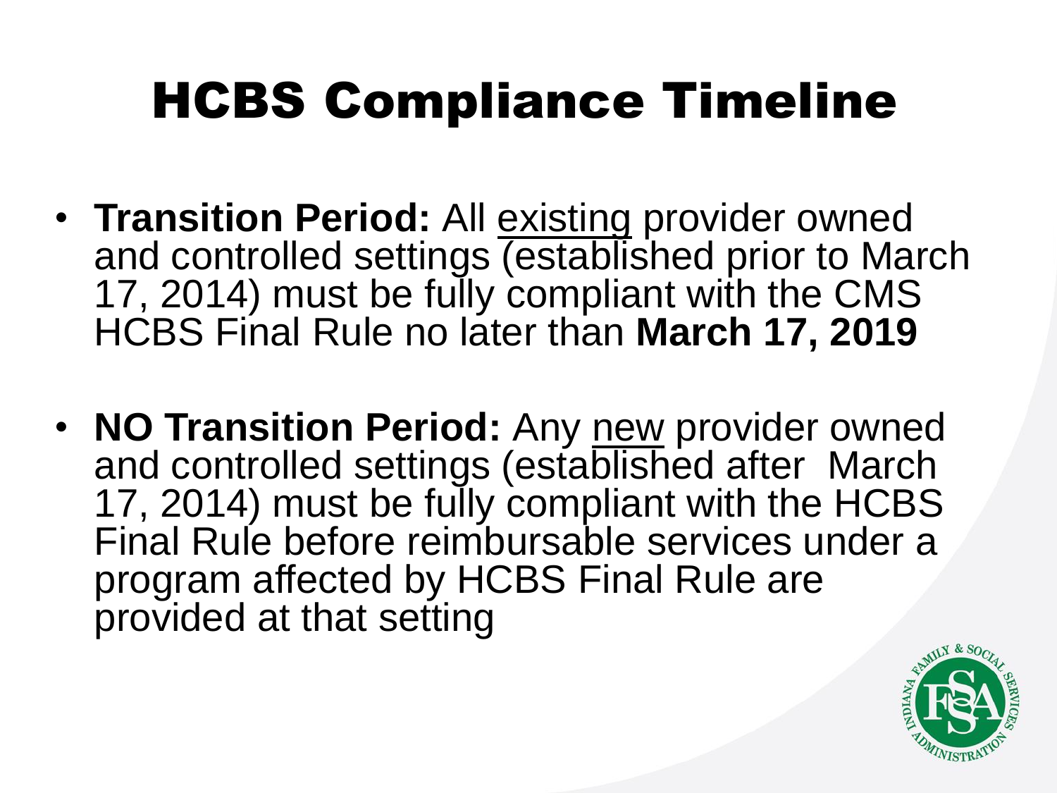# HCBS Compliance Timeline

- **Transition Period:** All existing provider owned and controlled settings (established prior to March 17, 2014) must be fully compliant with the CMS HCBS Final Rule no later than **March 17, 2019**

- **NO Transition Period:** Any new provider owned and controlled settings (established after March 17, 2014) must be fully compliant with the HCBS Final Rule before reimbursable services under a program affected by HCBS Final Rule are provided at that setting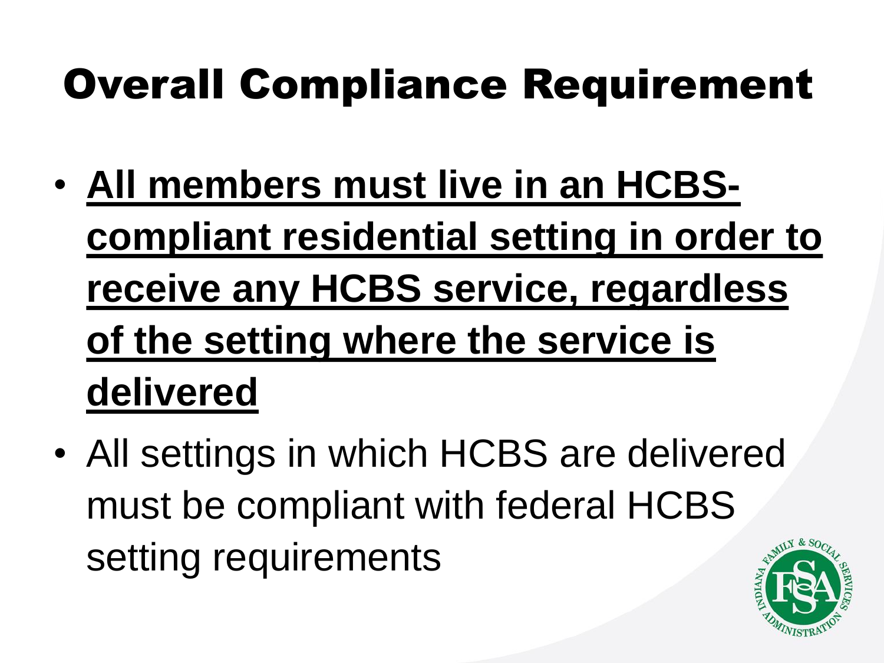# Overall Compliance Requirement

- **All members must live in an HCBS-compliant residential setting in order to receive any HCBS service, regardless of the setting where the service is delivered**
- All settings in which HCBS are delivered must be compliant with federal HCBS setting requirements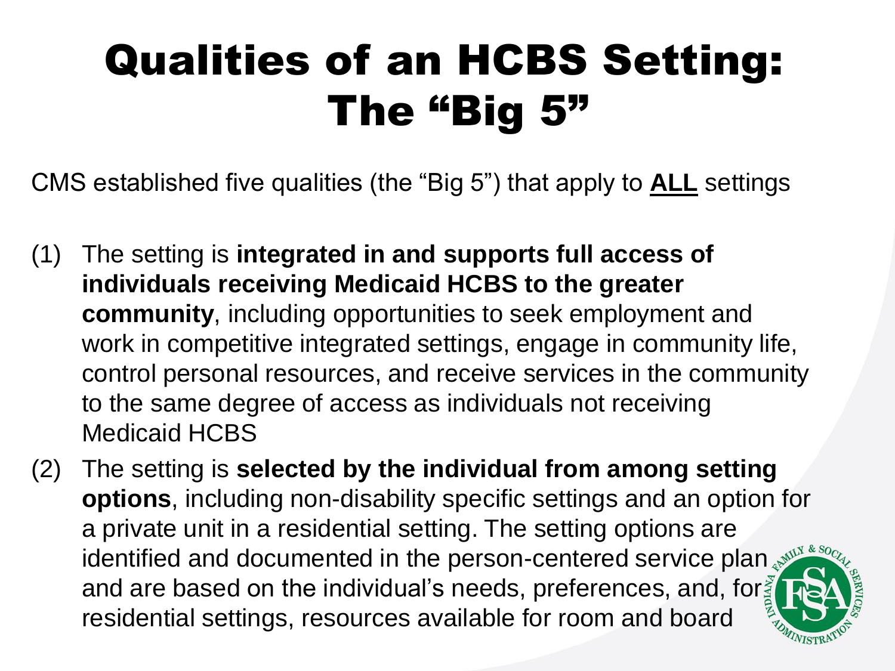# Qualities of an HCBS Setting: The "Big 5"

CMS established five qualities (the "Big 5") that apply to **ALL** settings

(1) The setting is **integrated in and supports full access of individuals receiving Medicaid HCBS to the greater community**, including opportunities to seek employment and work in competitive integrated settings, engage in community life, control personal resources, and receive services in the community to the same degree of access as individuals not receiving Medicaid HCBS

(2) The setting is **selected by the individual from among setting options**, including non-disability specific settings and an option for a private unit in a residential setting. The setting options are identified and documented in the person-centered service plan and are based on the individual's needs, preferences, and, for residential settings, resources available for room and board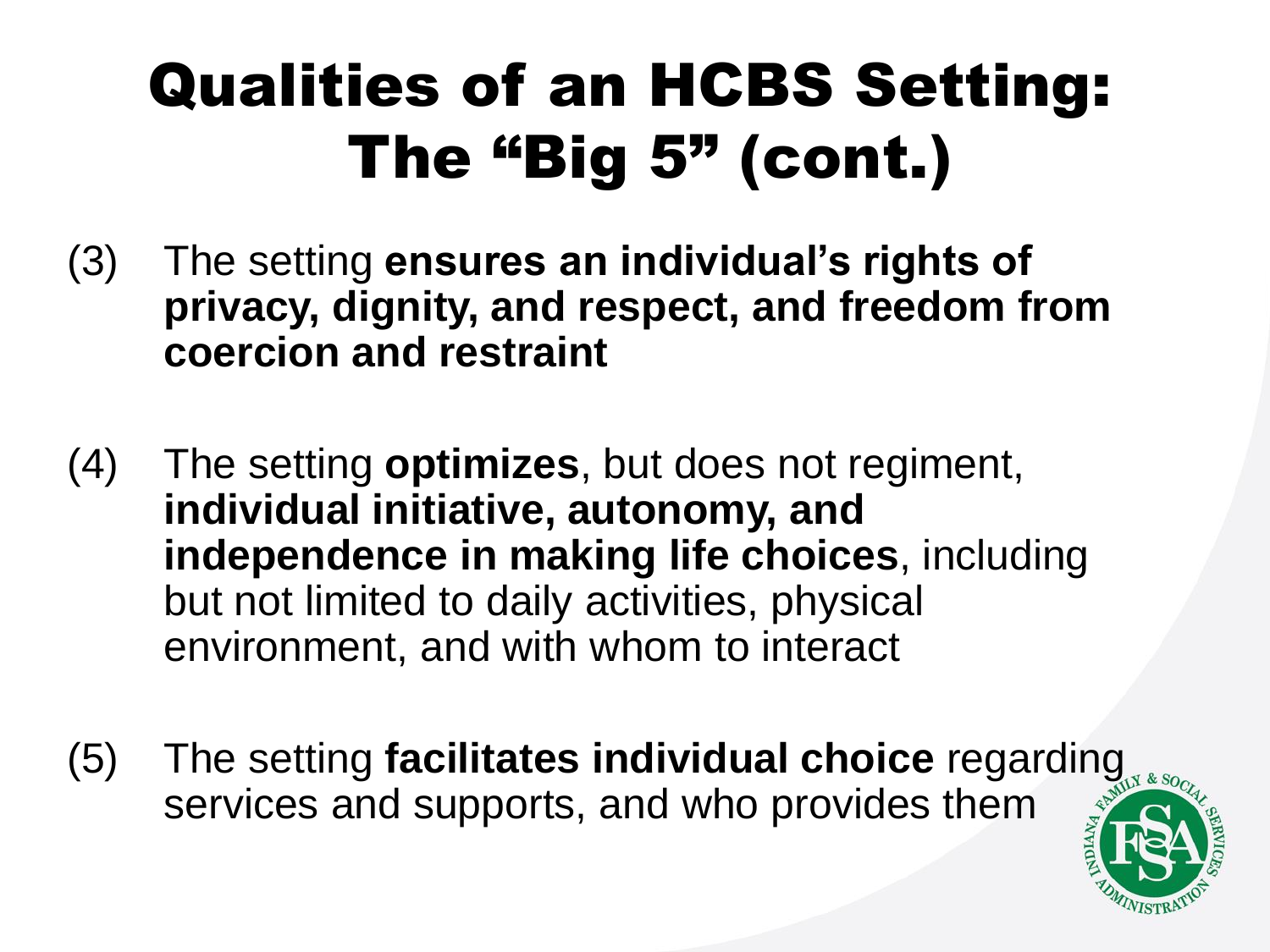# Qualities of an HCBS Setting: The "Big 5" (cont.)

(3) The setting **ensures an individual's rights of privacy, dignity, and respect, and freedom from coercion and restraint**

(4) The setting **optimizes**, but does not regiment, **individual initiative, autonomy, and independence in making life choices**, including but not limited to daily activities, physical environment, and with whom to interact

(5) The setting **facilitates individual choice** regarding services and supports, and who provides them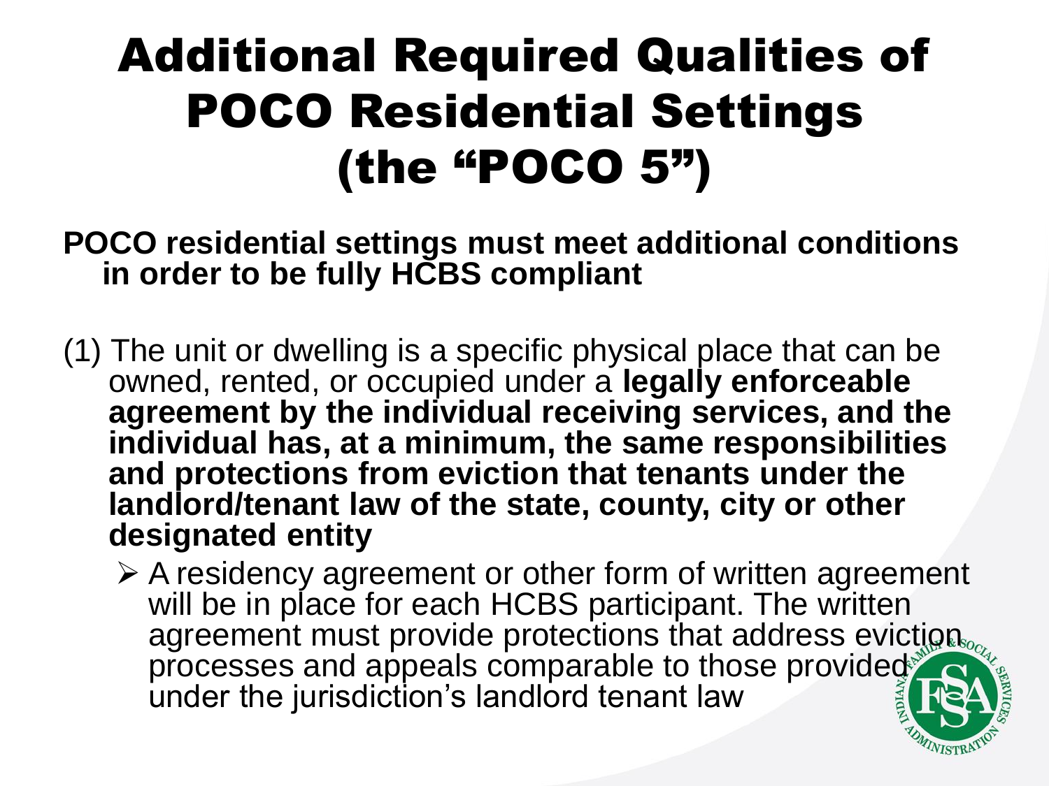# Additional Required Qualities of POCO Residential Settings (the "POCO 5")

**POCO residential settings must meet additional conditions in order to be fully HCBS compliant**

(1) The unit or dwelling is a specific physical place that can be owned, rented, or occupied under a **legally enforceable agreement by the individual receiving services, and the individual has, at a minimum, the same responsibilities and protections from eviction that tenants under the landlord/tenant law of the state, county, city or other designated entity**

- A residency agreement or other form of written agreement will be in place for each HCBS participant. The written agreement must provide protections that address eviction processes and appeals comparable to those provided under the jurisdiction's landlord tenant law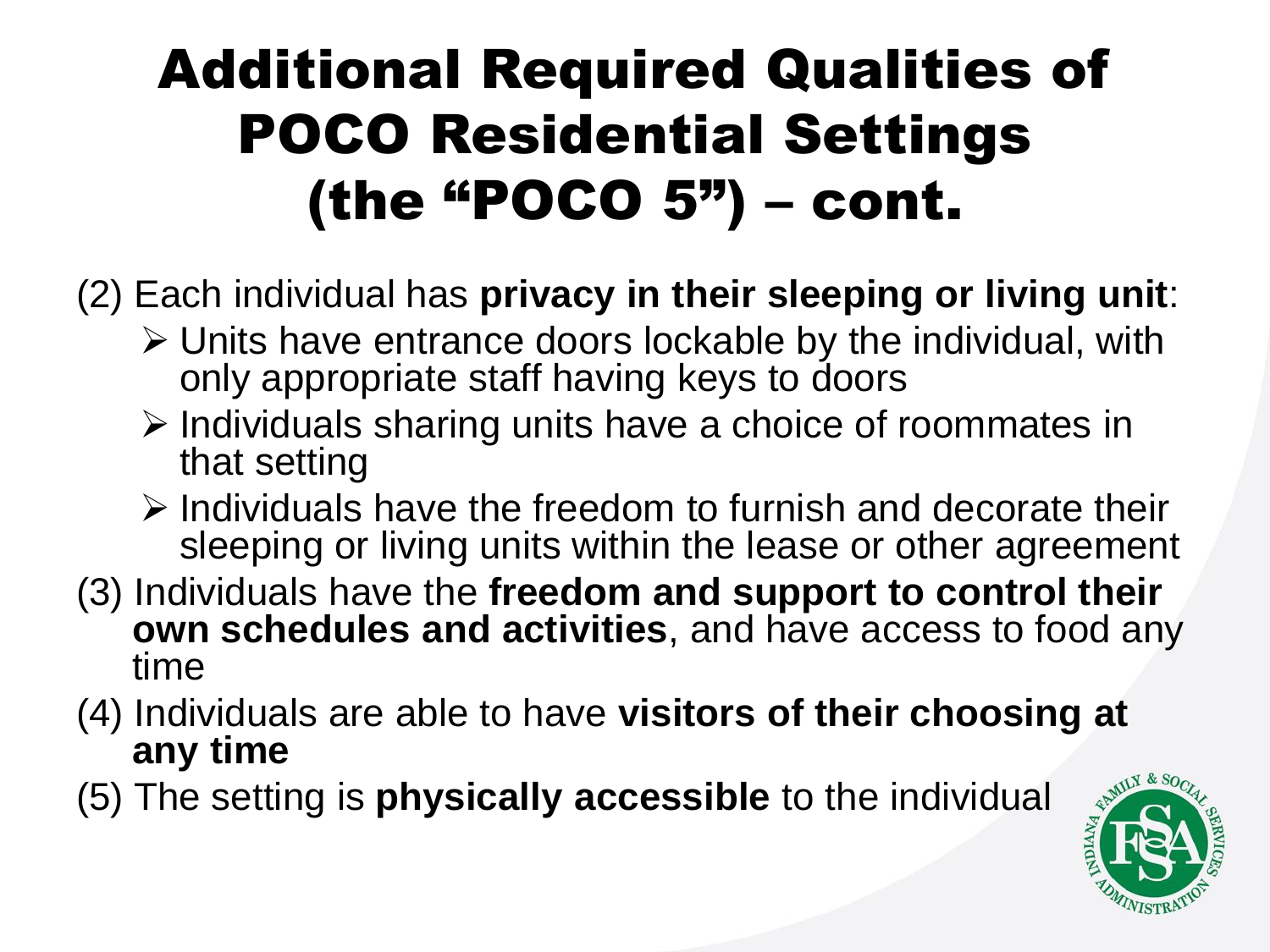# Additional Required Qualities of POCO Residential Settings (the "POCO 5") – cont.

(2) Each individual has **privacy in their sleeping or living unit**:

- Units have entrance doors lockable by the individual, with only appropriate staff having keys to doors
- Individuals sharing units have a choice of roommates in that setting
- Individuals have the freedom to furnish and decorate their sleeping or living units within the lease or other agreement

(3) Individuals have the **freedom and support to control their own schedules and activities**, and have access to food any time

(4) Individuals are able to have **visitors of their choosing at any time**

(5) The setting is **physically accessible** to the individual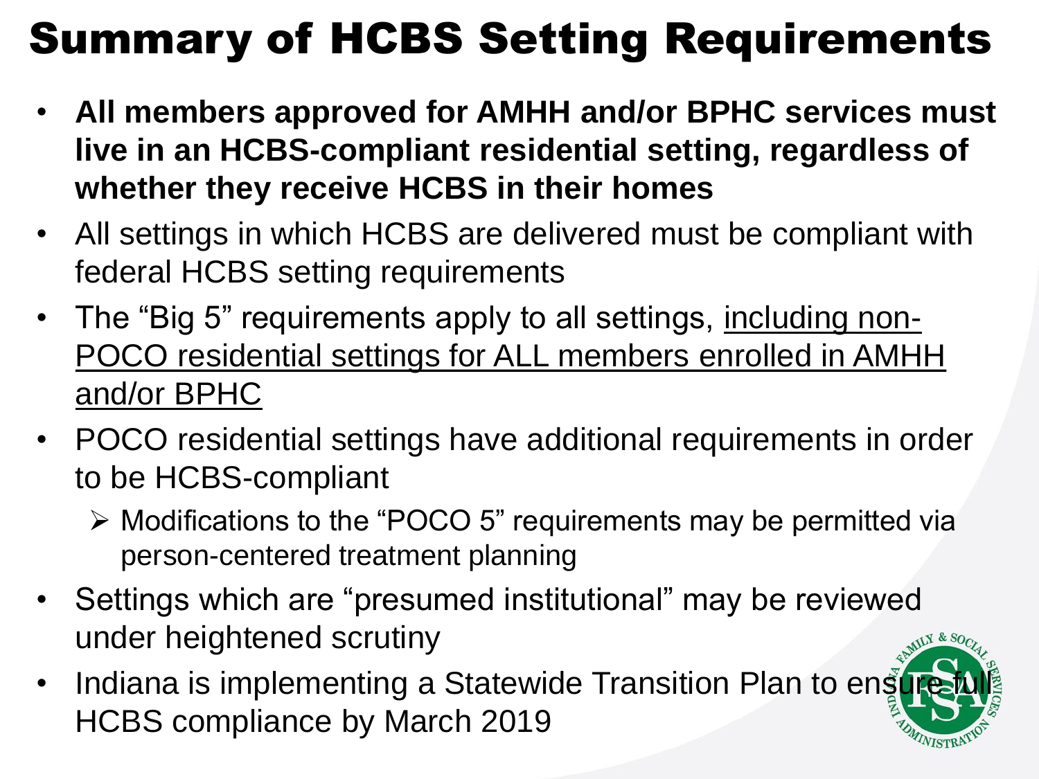# Summary of HCBS Setting Requirements

- **All members approved for AMHH and/or BPHC services must live in an HCBS-compliant residential setting, regardless of whether they receive HCBS in their homes**
- All settings in which HCBS are delivered must be compliant with federal HCBS setting requirements
- The "Big 5" requirements apply to all settings, <u>including non-POCO residential settings for ALL members enrolled in AMHH and/or BPHC</u>
- POCO residential settings have additional requirements in order to be HCBS-compliant
  - Modifications to the "POCO 5" requirements may be permitted via person-centered treatment planning
- Settings which are "presumed institutional" may be reviewed under heightened scrutiny
- Indiana is implementing a Statewide Transition Plan to ensure full HCBS compliance by March 2019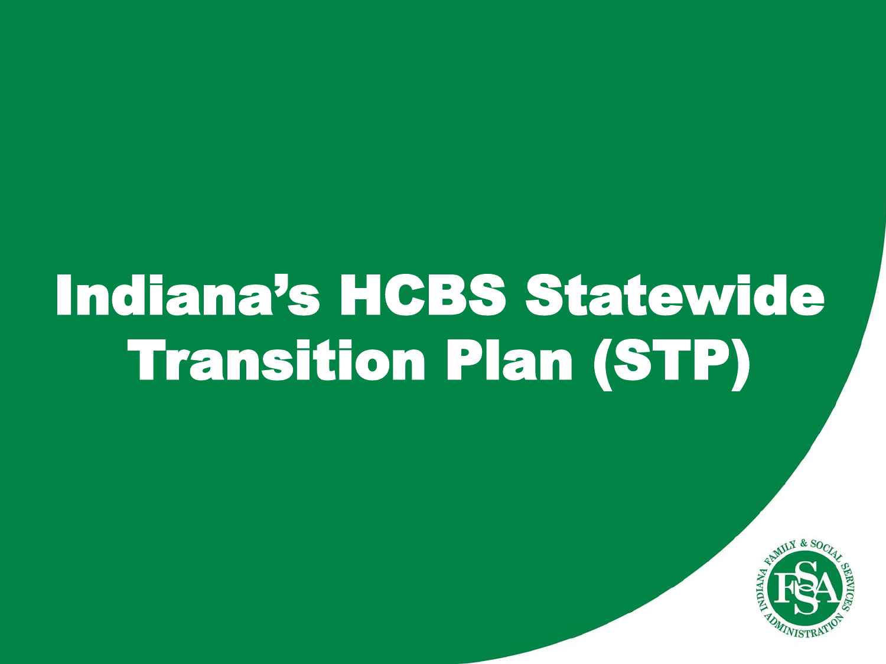# Indiana's HCBS Statewide Transition Plan (STP)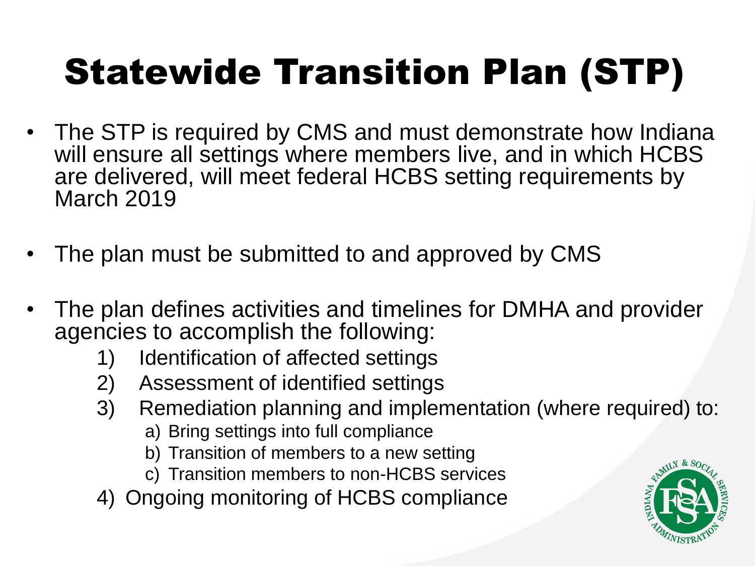# Statewide Transition Plan (STP)

- The STP is required by CMS and must demonstrate how Indiana will ensure all settings where members live, and in which HCBS are delivered, will meet federal HCBS setting requirements by March 2019
- The plan must be submitted to and approved by CMS
- The plan defines activities and timelines for DMHA and provider agencies to accomplish the following:
  1) Identification of affected settings
  2) Assessment of identified settings
  3) Remediation planning and implementation (where required) to:
     a) Bring settings into full compliance
     b) Transition of members to a new setting
     c) Transition members to non-HCBS services
  4) Ongoing monitoring of HCBS compliance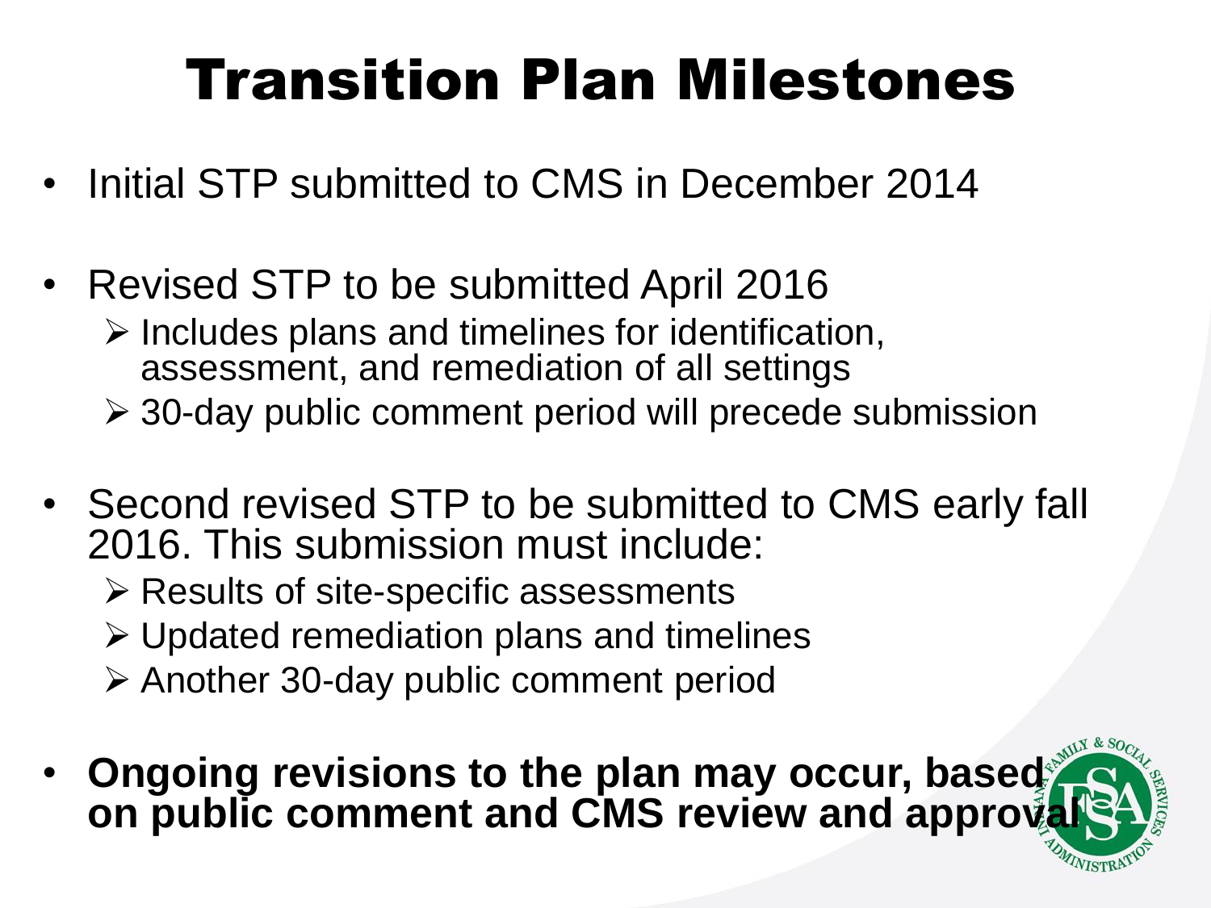# Transition Plan Milestones

- Initial STP submitted to CMS in December 2014
- Revised STP to be submitted April 2016
  - Includes plans and timelines for identification, assessment, and remediation of all settings
  - 30-day public comment period will precede submission
- Second revised STP to be submitted to CMS early fall 2016. This submission must include:
  - Results of site-specific assessments
  - Updated remediation plans and timelines
  - Another 30-day public comment period
- **Ongoing revisions to the plan may occur, based on public comment and CMS review and approval**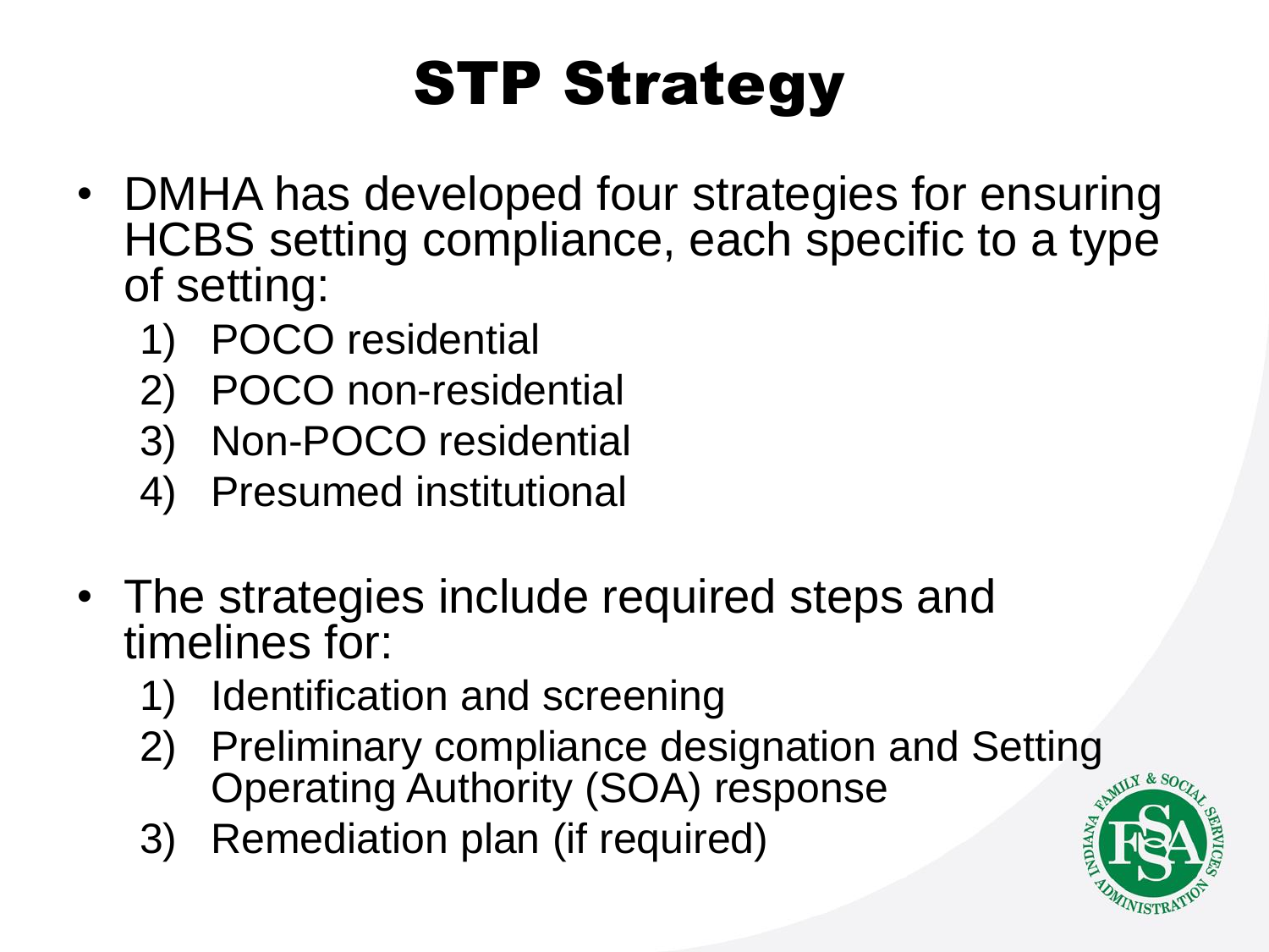# STP Strategy

- DMHA has developed four strategies for ensuring HCBS setting compliance, each specific to a type of setting:
  1) POCO residential
  2) POCO non-residential
  3) Non-POCO residential
  4) Presumed institutional

- The strategies include required steps and timelines for:
  1) Identification and screening
  2) Preliminary compliance designation and Setting Operating Authority (SOA) response
  3) Remediation plan (if required)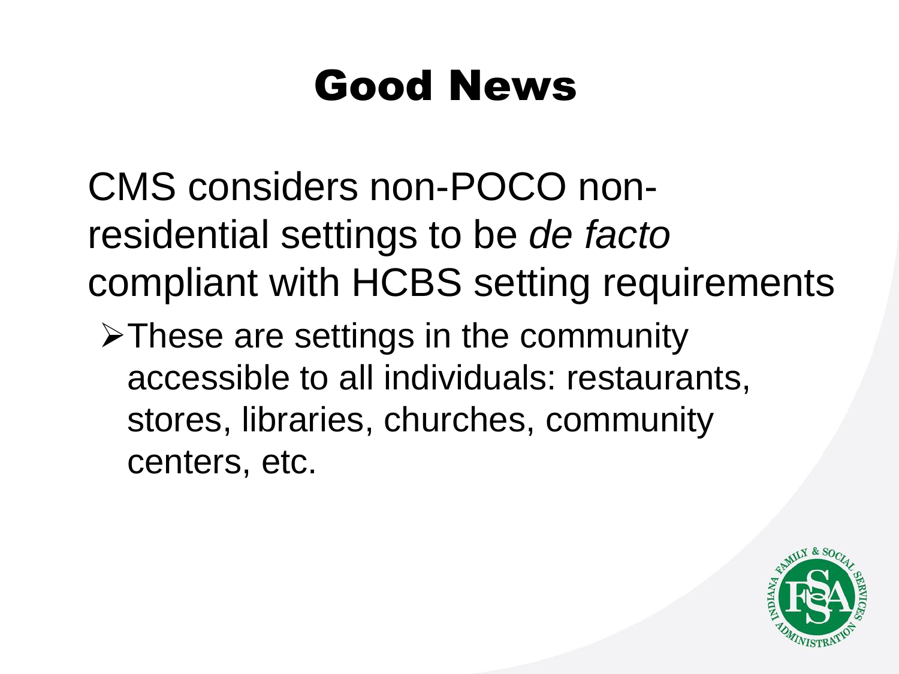# Good News

CMS considers non-POCO non-residential settings to be *de facto* compliant with HCBS setting requirements

- These are settings in the community accessible to all individuals: restaurants, stores, libraries, churches, community centers, etc.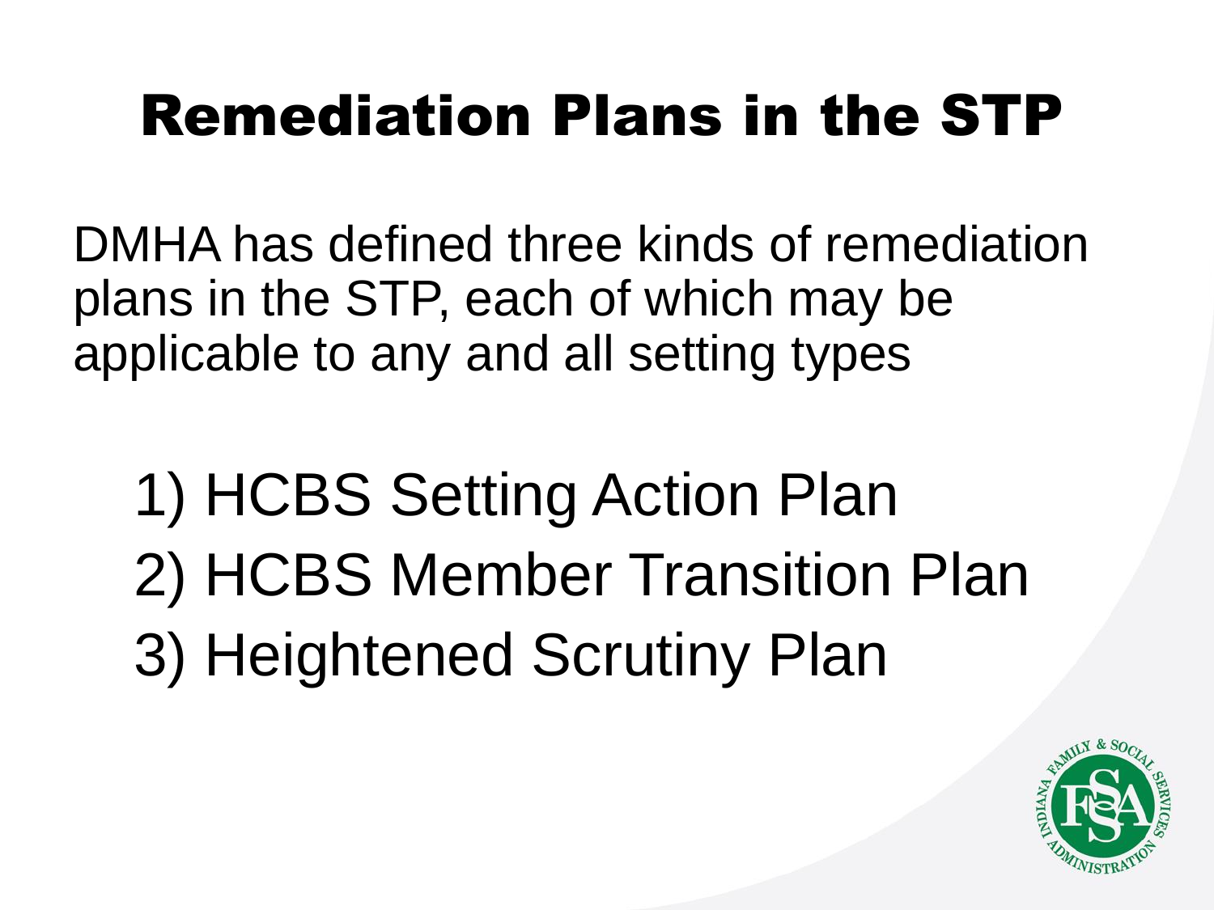# Remediation Plans in the STP

DMHA has defined three kinds of remediation plans in the STP, each of which may be applicable to any and all setting types

1) HCBS Setting Action Plan
2) HCBS Member Transition Plan
3) Heightened Scrutiny Plan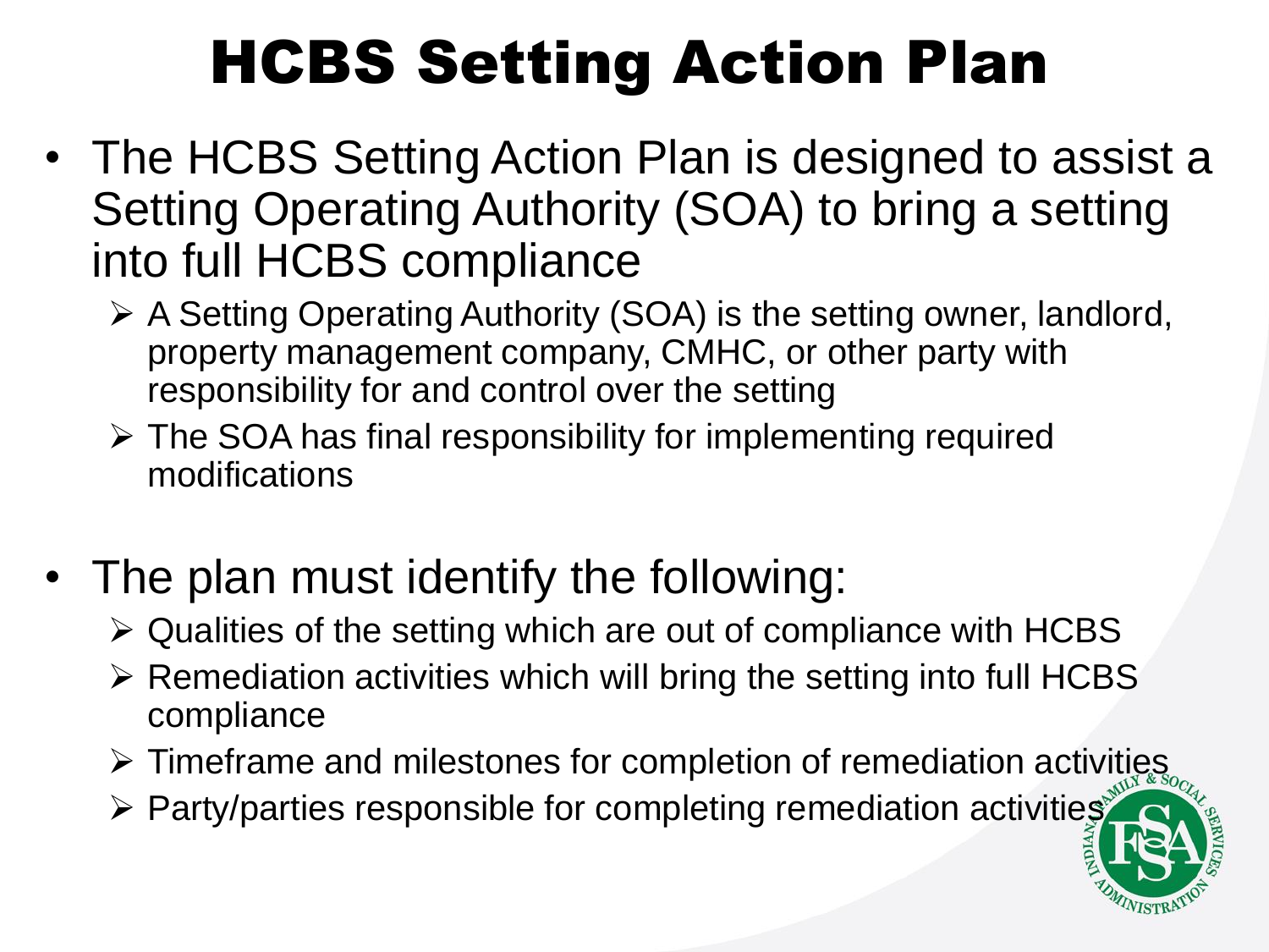# HCBS Setting Action Plan

- The HCBS Setting Action Plan is designed to assist a Setting Operating Authority (SOA) to bring a setting into full HCBS compliance
  - A Setting Operating Authority (SOA) is the setting owner, landlord, property management company, CMHC, or other party with responsibility for and control over the setting
  - The SOA has final responsibility for implementing required modifications

- The plan must identify the following:
  - Qualities of the setting which are out of compliance with HCBS
  - Remediation activities which will bring the setting into full HCBS compliance
  - Timeframe and milestones for completion of remediation activities
  - Party/parties responsible for completing remediation activities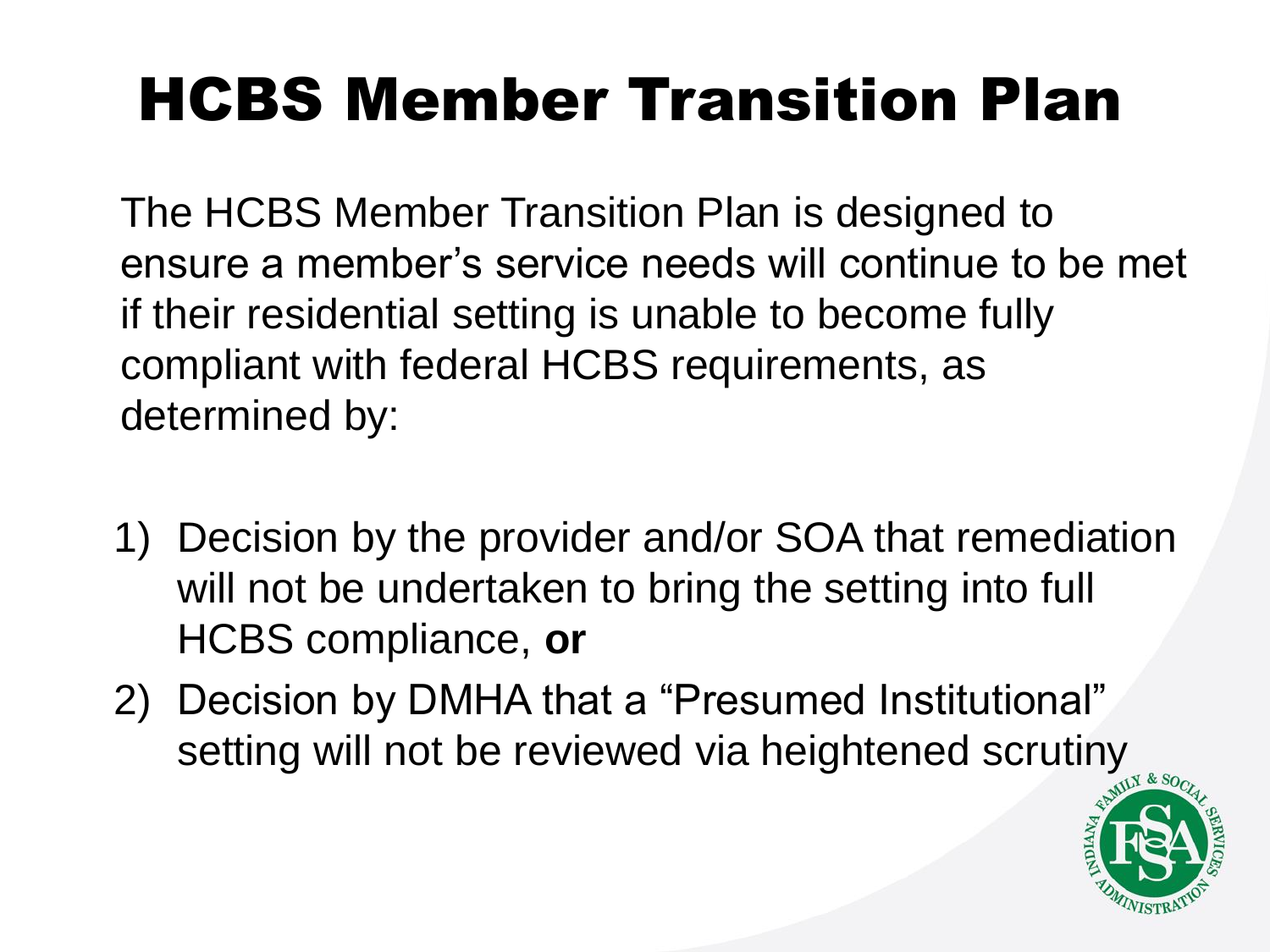# HCBS Member Transition Plan

The HCBS Member Transition Plan is designed to ensure a member's service needs will continue to be met if their residential setting is unable to become fully compliant with federal HCBS requirements, as determined by:

1) Decision by the provider and/or SOA that remediation will not be undertaken to bring the setting into full HCBS compliance, **or**
2) Decision by DMHA that a "Presumed Institutional" setting will not be reviewed via heightened scrutiny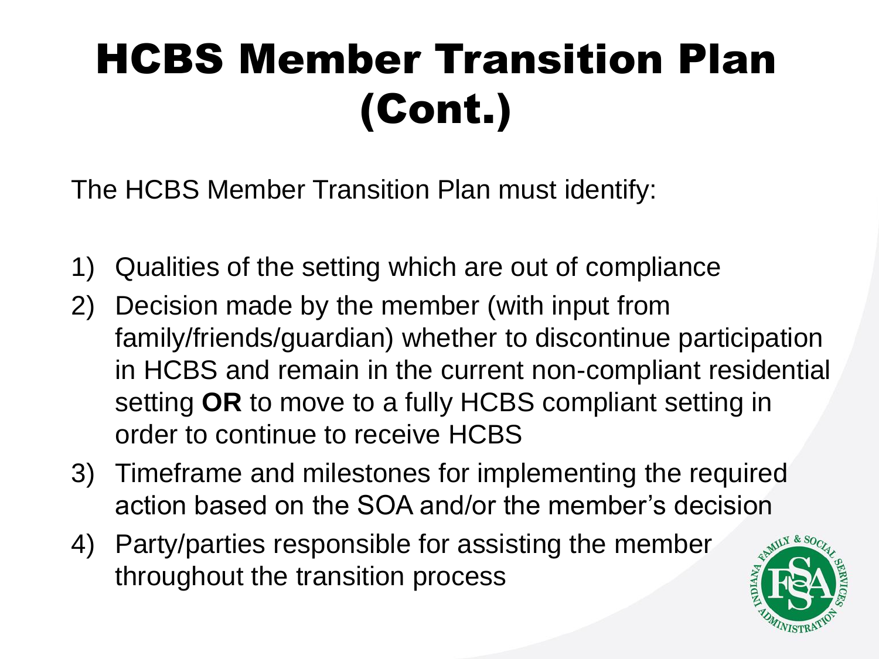# HCBS Member Transition Plan (Cont.)

The HCBS Member Transition Plan must identify:

1) Qualities of the setting which are out of compliance
2) Decision made by the member (with input from family/friends/guardian) whether to discontinue participation in HCBS and remain in the current non-compliant residential setting **OR** to move to a fully HCBS compliant setting in order to continue to receive HCBS
3) Timeframe and milestones for implementing the required action based on the SOA and/or the member's decision
4) Party/parties responsible for assisting the member throughout the transition process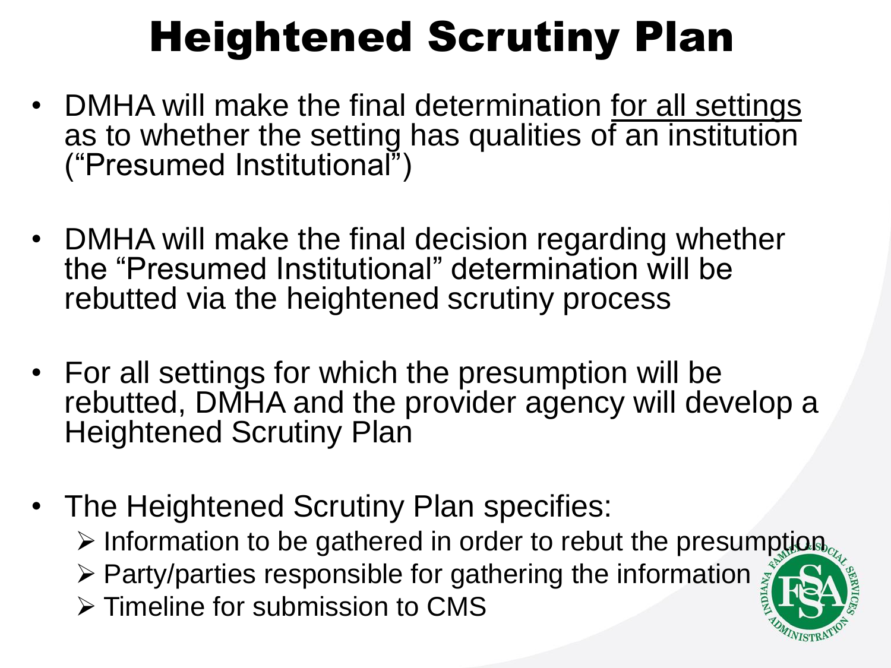# Heightened Scrutiny Plan

- DMHA will make the final determination <u>for all settings</u> as to whether the setting has qualities of an institution ("Presumed Institutional")
- DMHA will make the final decision regarding whether the "Presumed Institutional" determination will be rebutted via the heightened scrutiny process
- For all settings for which the presumption will be rebutted, DMHA and the provider agency will develop a Heightened Scrutiny Plan
- The Heightened Scrutiny Plan specifies:
  - Information to be gathered in order to rebut the presumption
  - Party/parties responsible for gathering the information
  - Timeline for submission to CMS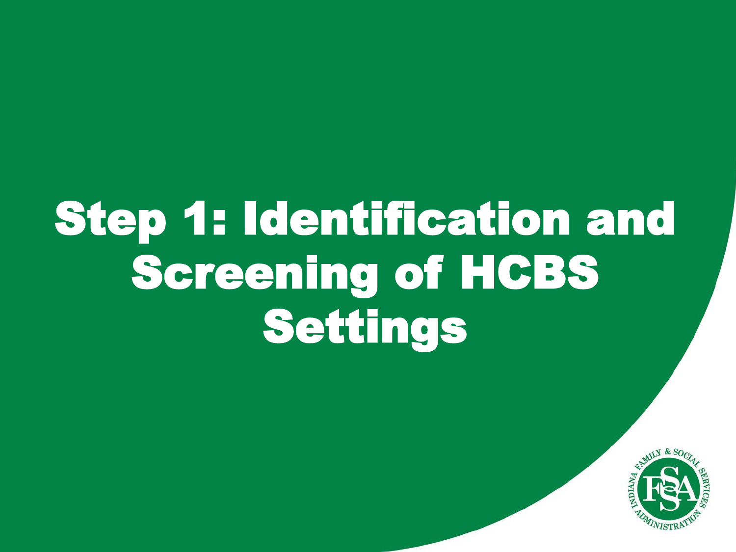# Step 1: Identification and Screening of HCBS Settings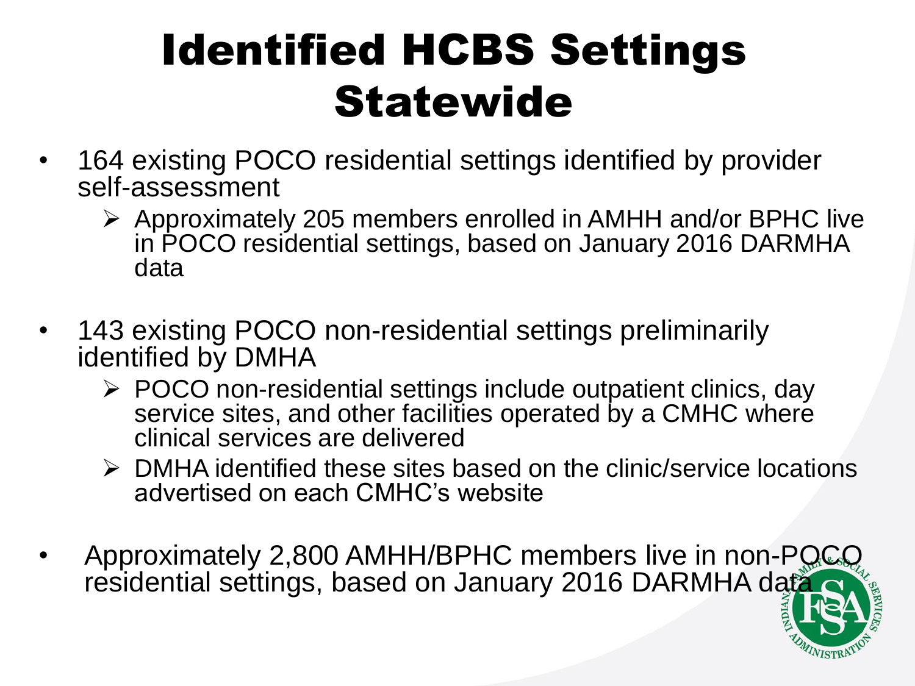# Identified HCBS Settings Statewide

- 164 existing POCO residential settings identified by provider self-assessment
  - Approximately 205 members enrolled in AMHH and/or BPHC live in POCO residential settings, based on January 2016 DARMHA data
- 143 existing POCO non-residential settings preliminarily identified by DMHA
  - POCO non-residential settings include outpatient clinics, day service sites, and other facilities operated by a CMHC where clinical services are delivered
  - DMHA identified these sites based on the clinic/service locations advertised on each CMHC's website
- Approximately 2,800 AMHH/BPHC members live in non-POCO residential settings, based on January 2016 DARMHA data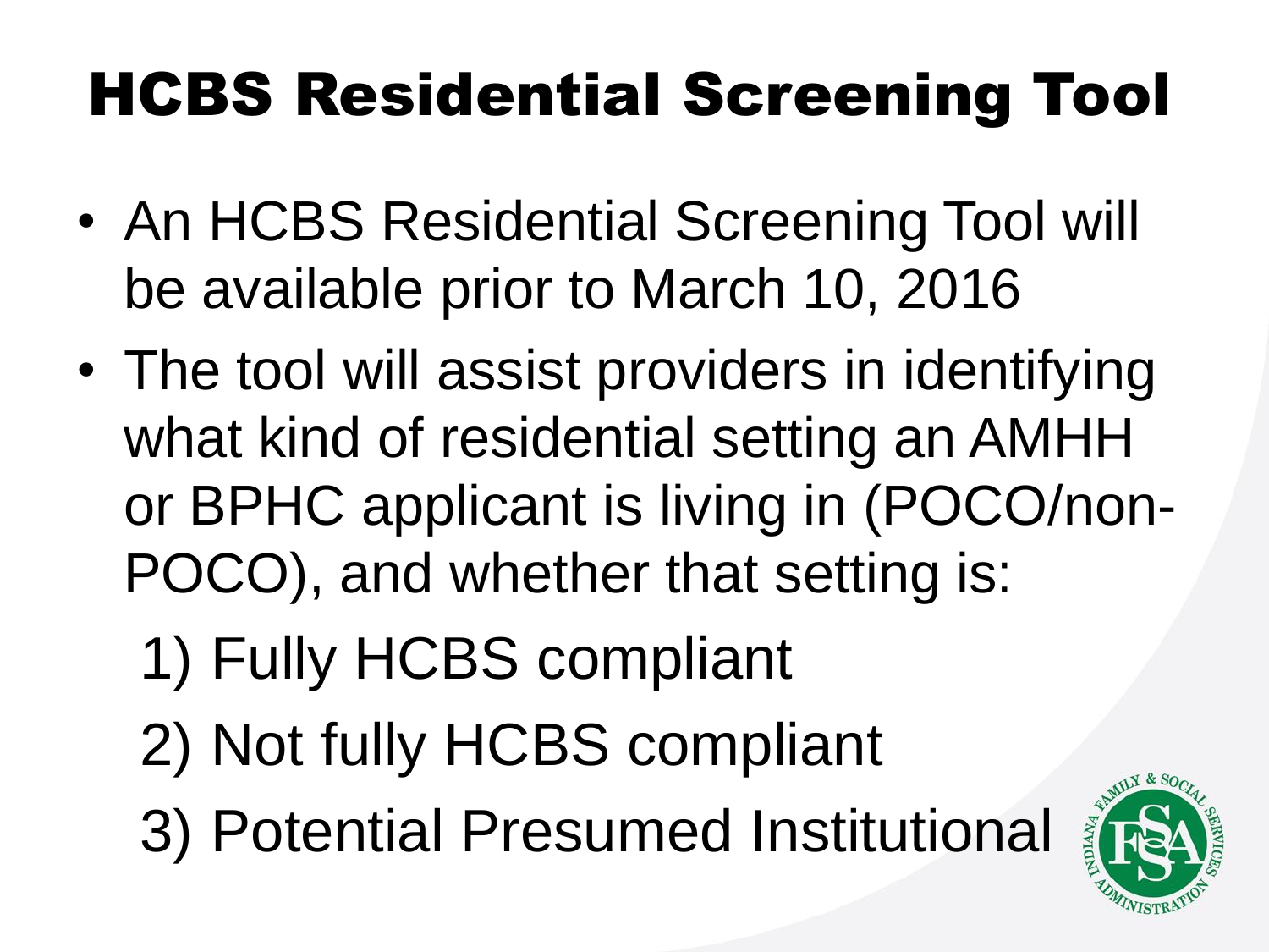# HCBS Residential Screening Tool

- An HCBS Residential Screening Tool will be available prior to March 10, 2016
- The tool will assist providers in identifying what kind of residential setting an AMHH or BPHC applicant is living in (POCO/non-POCO), and whether that setting is:

  1) Fully HCBS compliant

  2) Not fully HCBS compliant

  3) Potential Presumed Institutional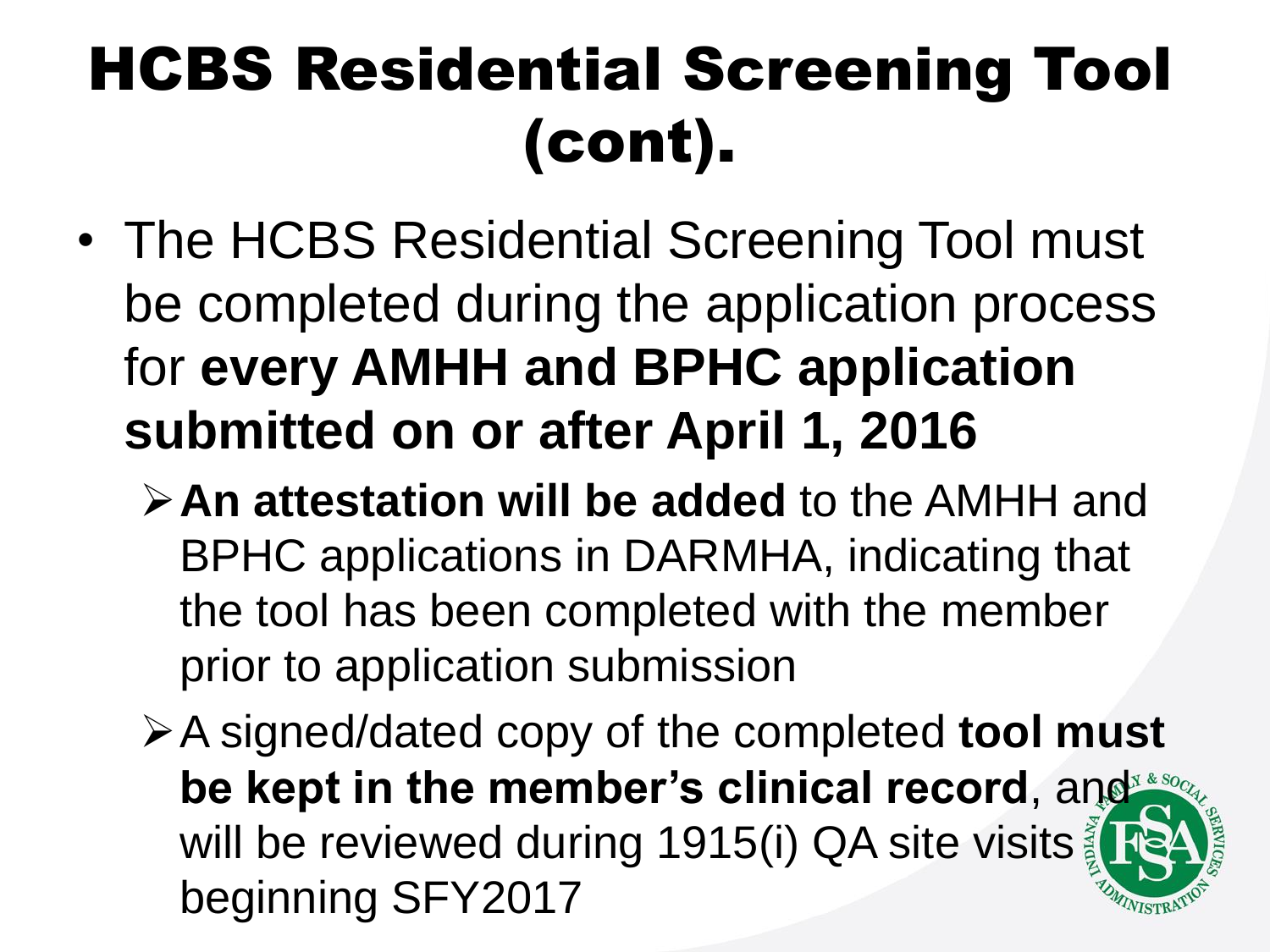# HCBS Residential Screening Tool (cont).

- The HCBS Residential Screening Tool must be completed during the application process for **every AMHH and BPHC application submitted on or after April 1, 2016**
  - **An attestation will be added** to the AMHH and BPHC applications in DARMHA, indicating that the tool has been completed with the member prior to application submission
  - A signed/dated copy of the completed **tool must be kept in the member's clinical record**, and will be reviewed during 1915(i) QA site visits beginning SFY2017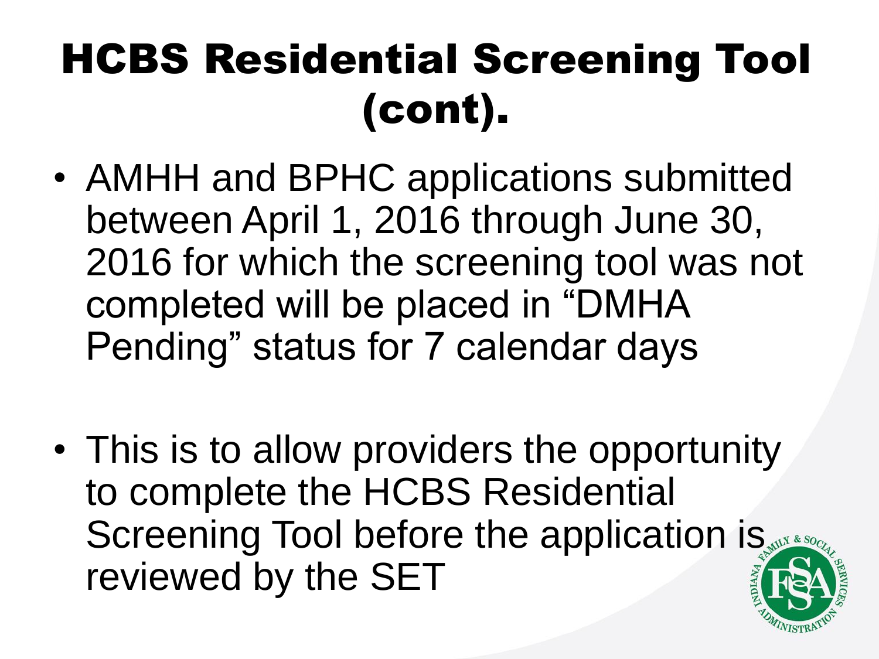# HCBS Residential Screening Tool (cont).

- AMHH and BPHC applications submitted between April 1, 2016 through June 30, 2016 for which the screening tool was not completed will be placed in "DMHA Pending" status for 7 calendar days

- This is to allow providers the opportunity to complete the HCBS Residential Screening Tool before the application is reviewed by the SET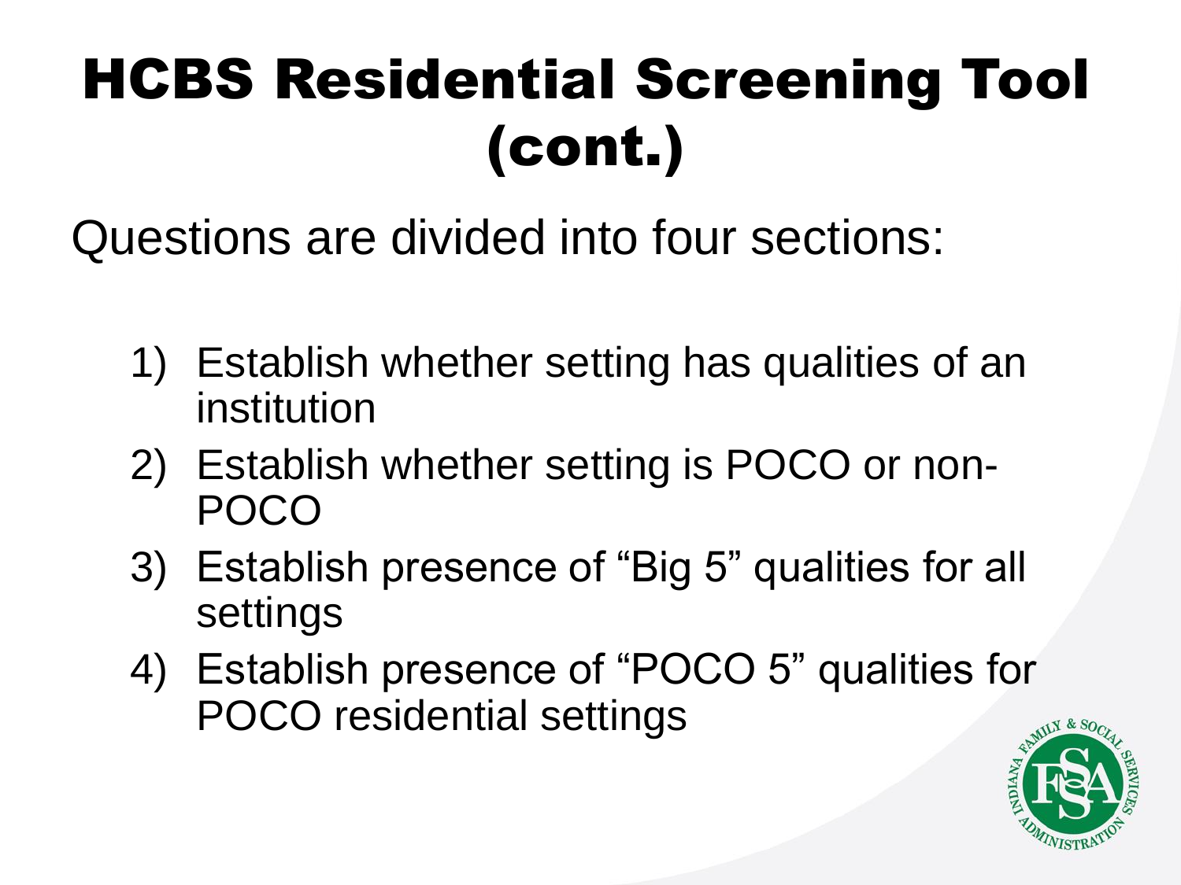# HCBS Residential Screening Tool (cont.)

Questions are divided into four sections:

1) Establish whether setting has qualities of an institution
2) Establish whether setting is POCO or non-POCO
3) Establish presence of "Big 5" qualities for all settings
4) Establish presence of "POCO 5" qualities for POCO residential settings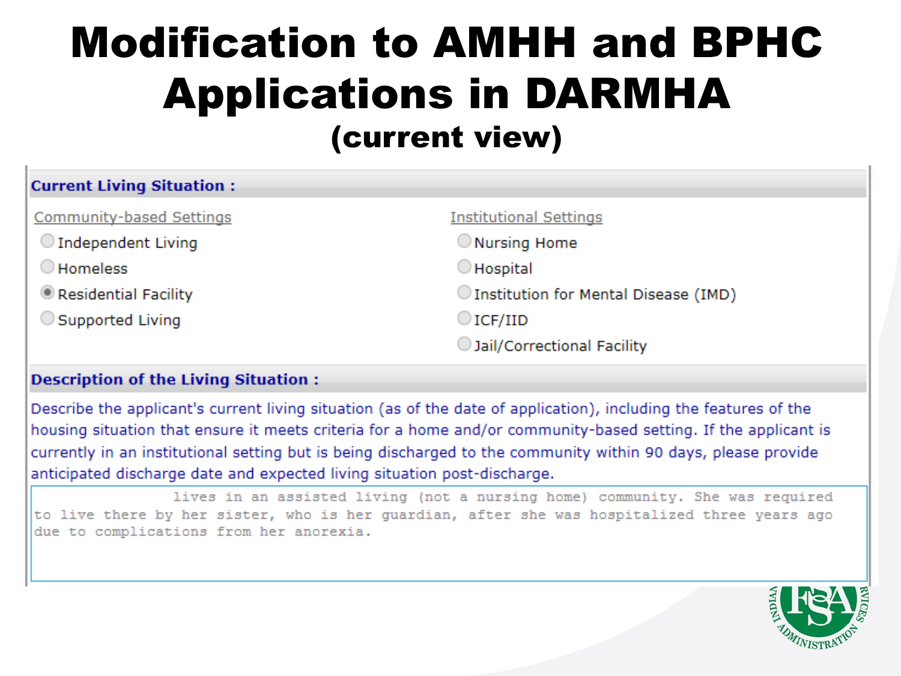# Modification to AMHH and BPHC Applications in DARMHA

## (current view)

**Current Living Situation :**

| Community-based Settings | Institutional Settings |
|---|---|
| ○ Independent Living | ○ Nursing Home |
| ○ Homeless | ○ Hospital |
| ● Residential Facility | ○ Institution for Mental Disease (IMD) |
| ○ Supported Living | ○ ICF/IID |
| | ○ Jail/Correctional Facility |

**Description of the Living Situation :**

Describe the applicant's current living situation (as of the date of application), including the features of the housing situation that ensure it meets criteria for a home and/or community-based setting. If the applicant is currently in an institutional setting but is being discharged to the community within 90 days, please provide anticipated discharge date and expected living situation post-discharge.

```
lives in an assisted living (not a nursing home) community. She was required
to live there by her sister, who is her guardian, after she was hospitalized three years ago
due to complications from her anorexia.
```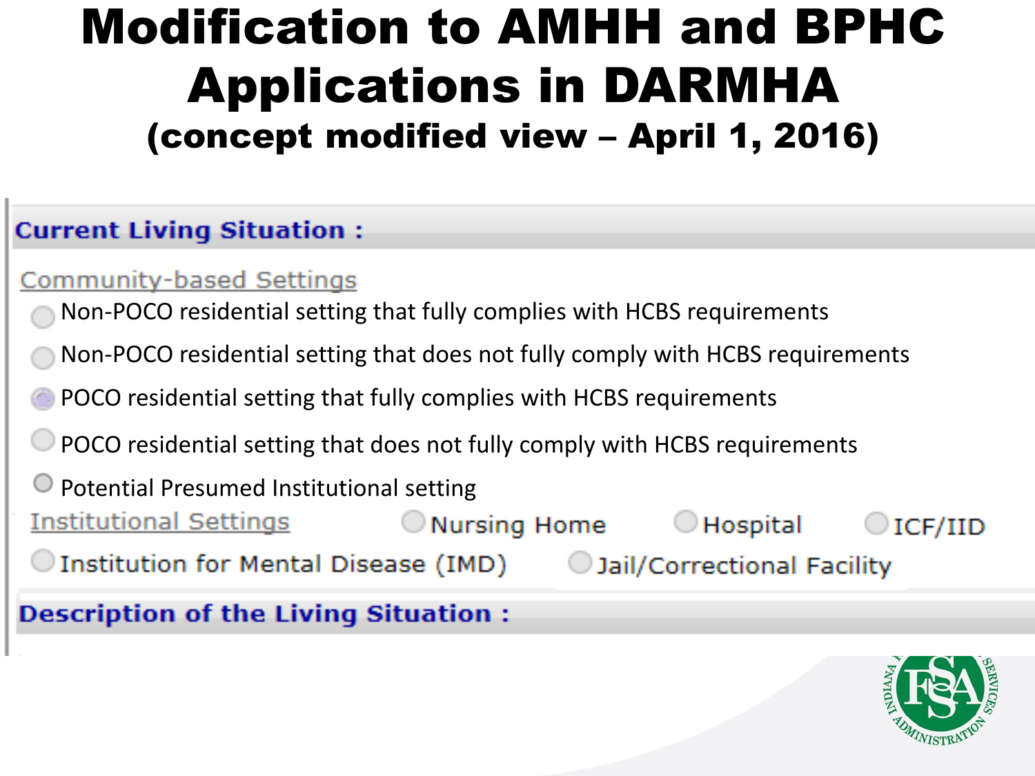# Modification to AMHH and BPHC Applications in DARMHA

## (concept modified view – April 1, 2016)

**Current Living Situation :**

Community-based Settings

- ○ Non-POCO residential setting that fully complies with HCBS requirements
- ○ Non-POCO residential setting that does not fully comply with HCBS requirements
- ○ POCO residential setting that fully complies with HCBS requirements
- ○ POCO residential setting that does not fully comply with HCBS requirements
- ○ Potential Presumed Institutional setting

Institutional Settings

- ○ Nursing Home
- ○ Hospital
- ○ ICF/IID
- ○ Institution for Mental Disease (IMD)
- ○ Jail/Correctional Facility

**Description of the Living Situation :**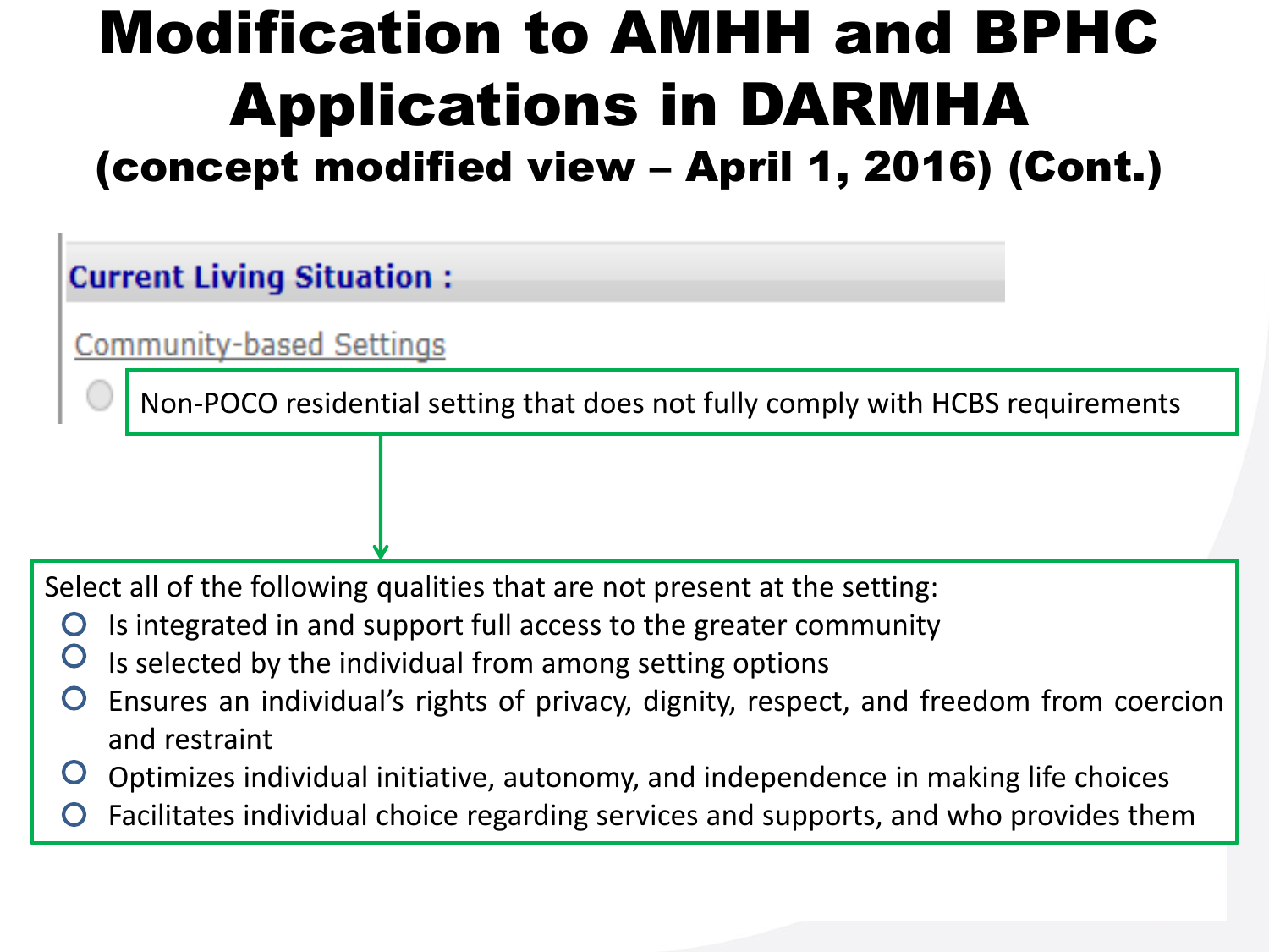# Modification to AMHH and BPHC Applications in DARMHA

## (concept modified view – April 1, 2016) (Cont.)

**Current Living Situation :**

Community-based Settings

- Non-POCO residential setting that does not fully comply with HCBS requirements

Select all of the following qualities that are not present at the setting:

- Is integrated in and support full access to the greater community
- Is selected by the individual from among setting options
- Ensures an individual's rights of privacy, dignity, respect, and freedom from coercion and restraint
- Optimizes individual initiative, autonomy, and independence in making life choices
- Facilitates individual choice regarding services and supports, and who provides them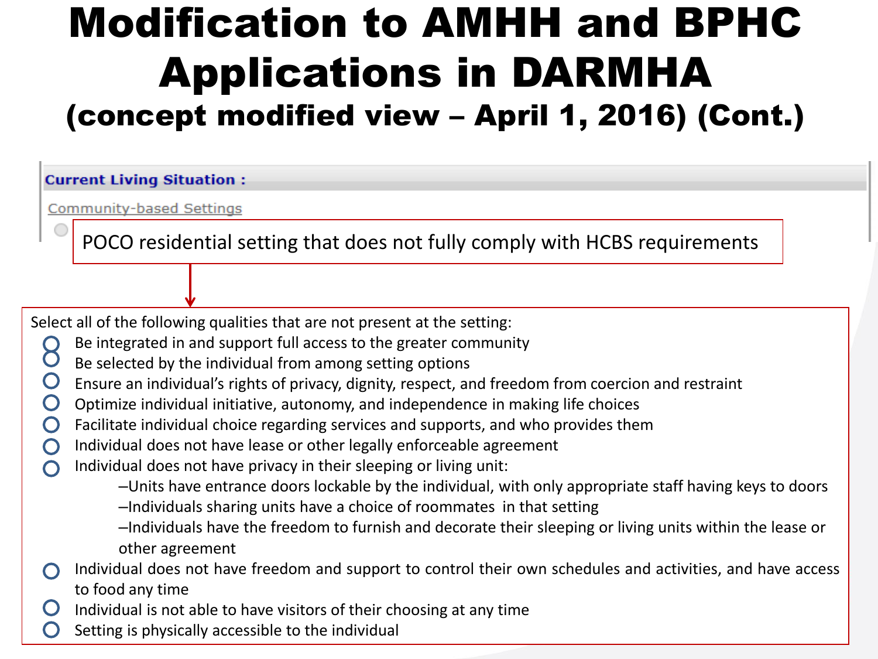# Modification to AMHH and BPHC Applications in DARMHA

## (concept modified view – April 1, 2016) (Cont.)

**Current Living Situation :**

Community-based Settings

- POCO residential setting that does not fully comply with HCBS requirements

Select all of the following qualities that are not present at the setting:

- Be integrated in and support full access to the greater community
- Be selected by the individual from among setting options
- Ensure an individual's rights of privacy, dignity, respect, and freedom from coercion and restraint
- Optimize individual initiative, autonomy, and independence in making life choices
- Facilitate individual choice regarding services and supports, and who provides them
- Individual does not have lease or other legally enforceable agreement
- Individual does not have privacy in their sleeping or living unit:
  - –Units have entrance doors lockable by the individual, with only appropriate staff having keys to doors
  - –Individuals sharing units have a choice of roommates in that setting
  - –Individuals have the freedom to furnish and decorate their sleeping or living units within the lease or other agreement
- Individual does not have freedom and support to control their own schedules and activities, and have access to food any time
- Individual is not able to have visitors of their choosing at any time
- Setting is physically accessible to the individual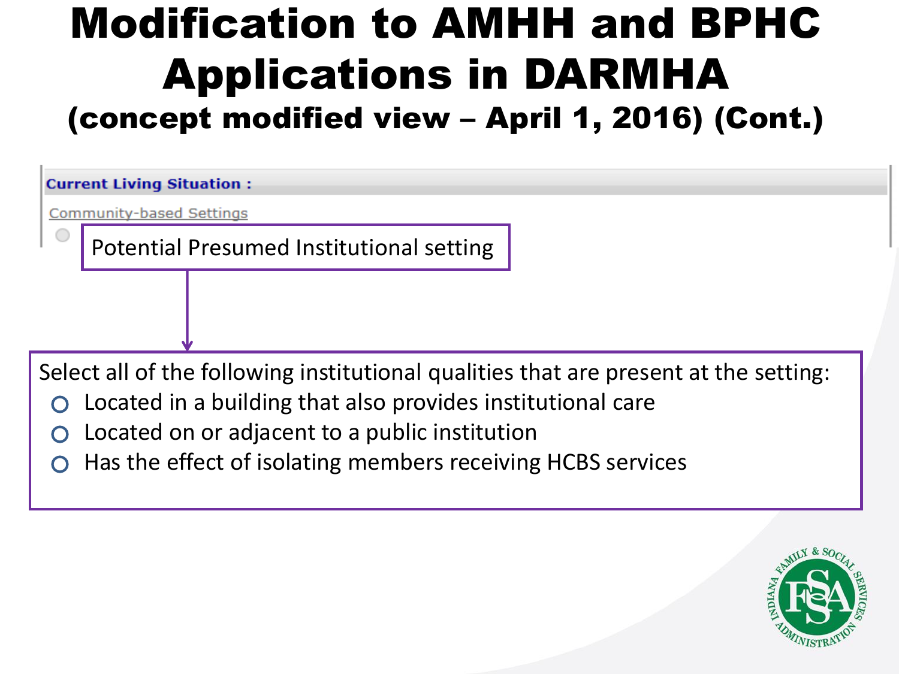# Modification to AMHH and BPHC Applications in DARMHA

## (concept modified view – April 1, 2016) (Cont.)

**Current Living Situation :**

Community-based Settings

- Potential Presumed Institutional setting

Select all of the following institutional qualities that are present at the setting:

- Located in a building that also provides institutional care
- Located on or adjacent to a public institution
- Has the effect of isolating members receiving HCBS services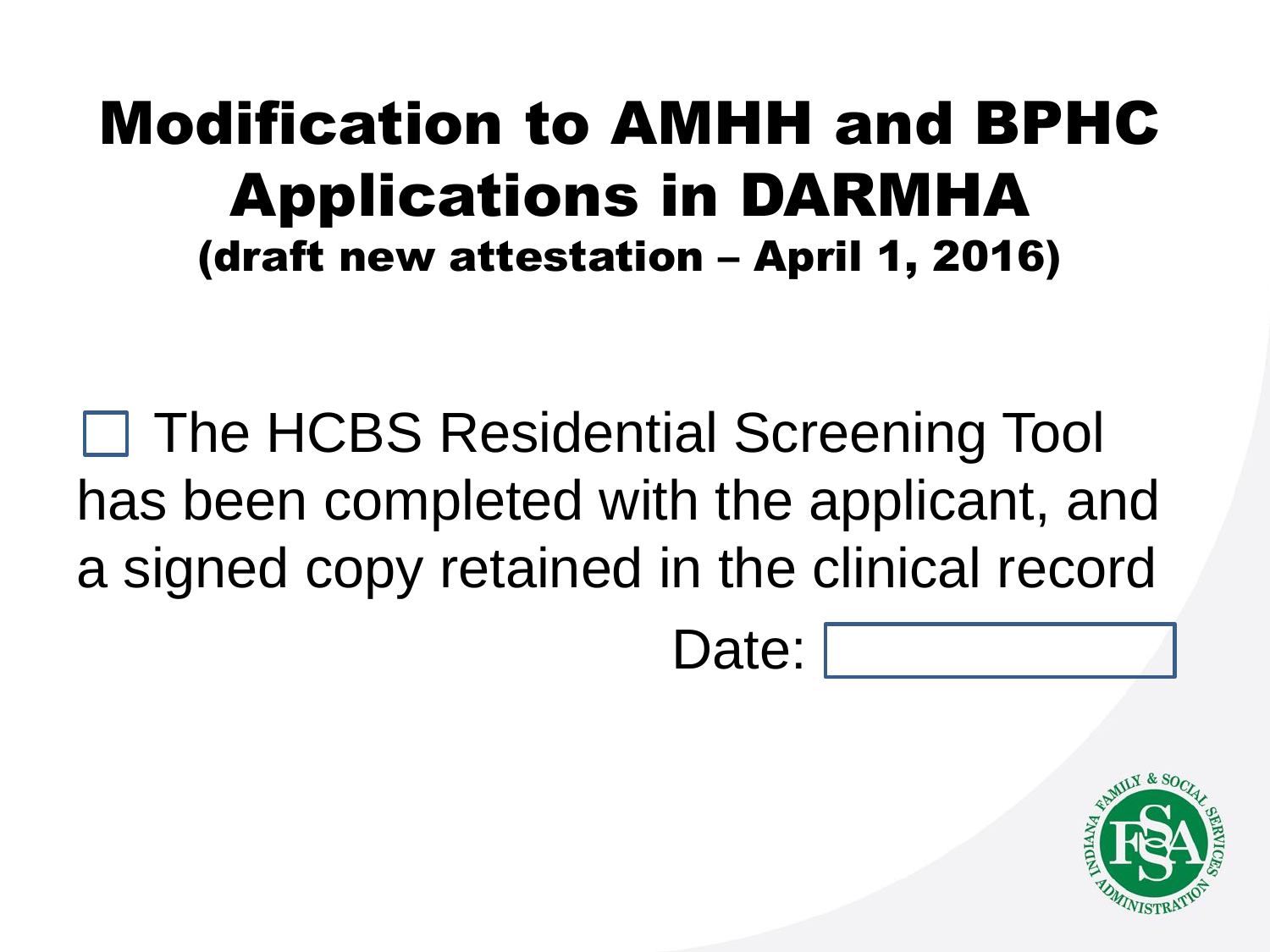# Modification to AMHH and BPHC Applications in DARMHA

**(draft new attestation – April 1, 2016)**

☐ The HCBS Residential Screening Tool has been completed with the applicant, and a signed copy retained in the clinical record

Date: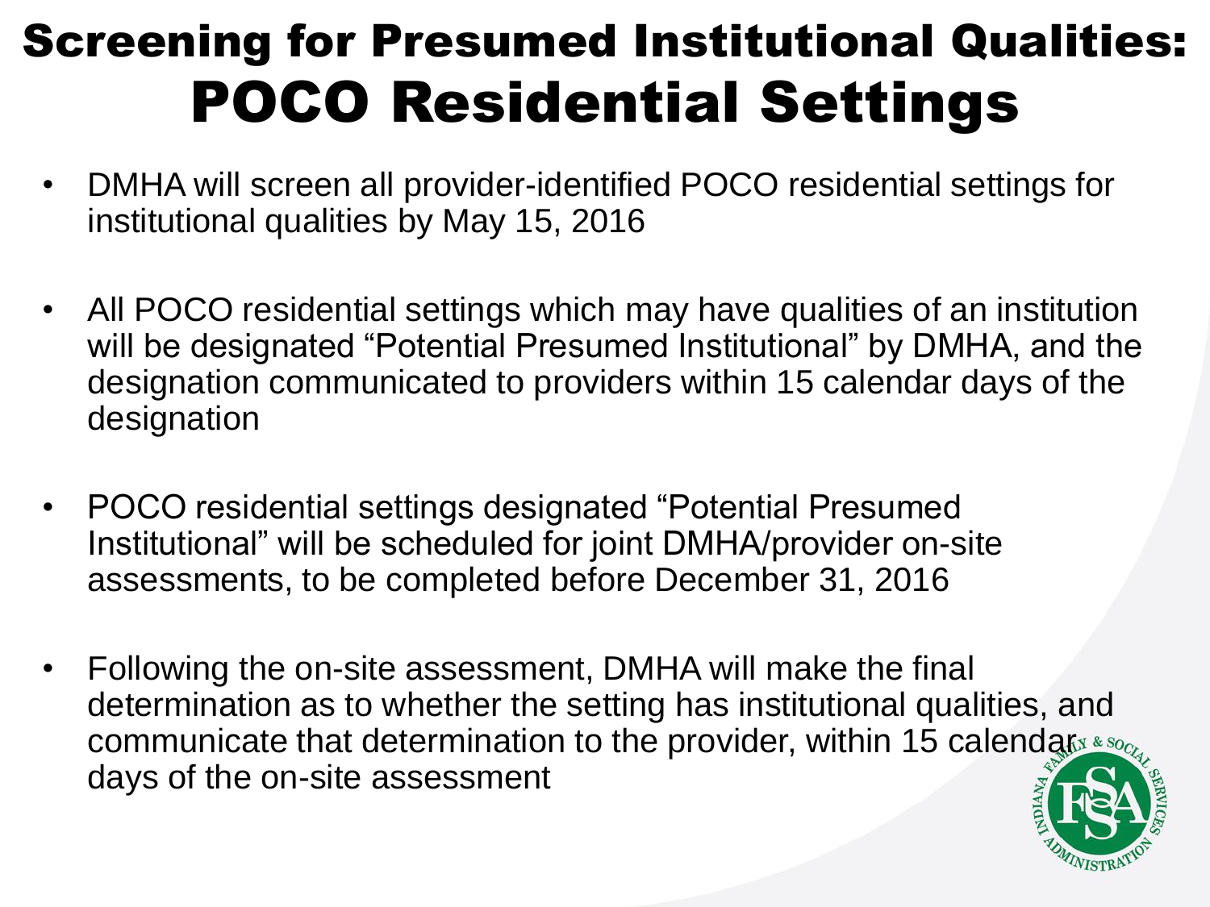# Screening for Presumed Institutional Qualities: POCO Residential Settings

- DMHA will screen all provider-identified POCO residential settings for institutional qualities by May 15, 2016
- All POCO residential settings which may have qualities of an institution will be designated "Potential Presumed Institutional" by DMHA, and the designation communicated to providers within 15 calendar days of the designation
- POCO residential settings designated "Potential Presumed Institutional" will be scheduled for joint DMHA/provider on-site assessments, to be completed before December 31, 2016
- Following the on-site assessment, DMHA will make the final determination as to whether the setting has institutional qualities, and communicate that determination to the provider, within 15 calendar days of the on-site assessment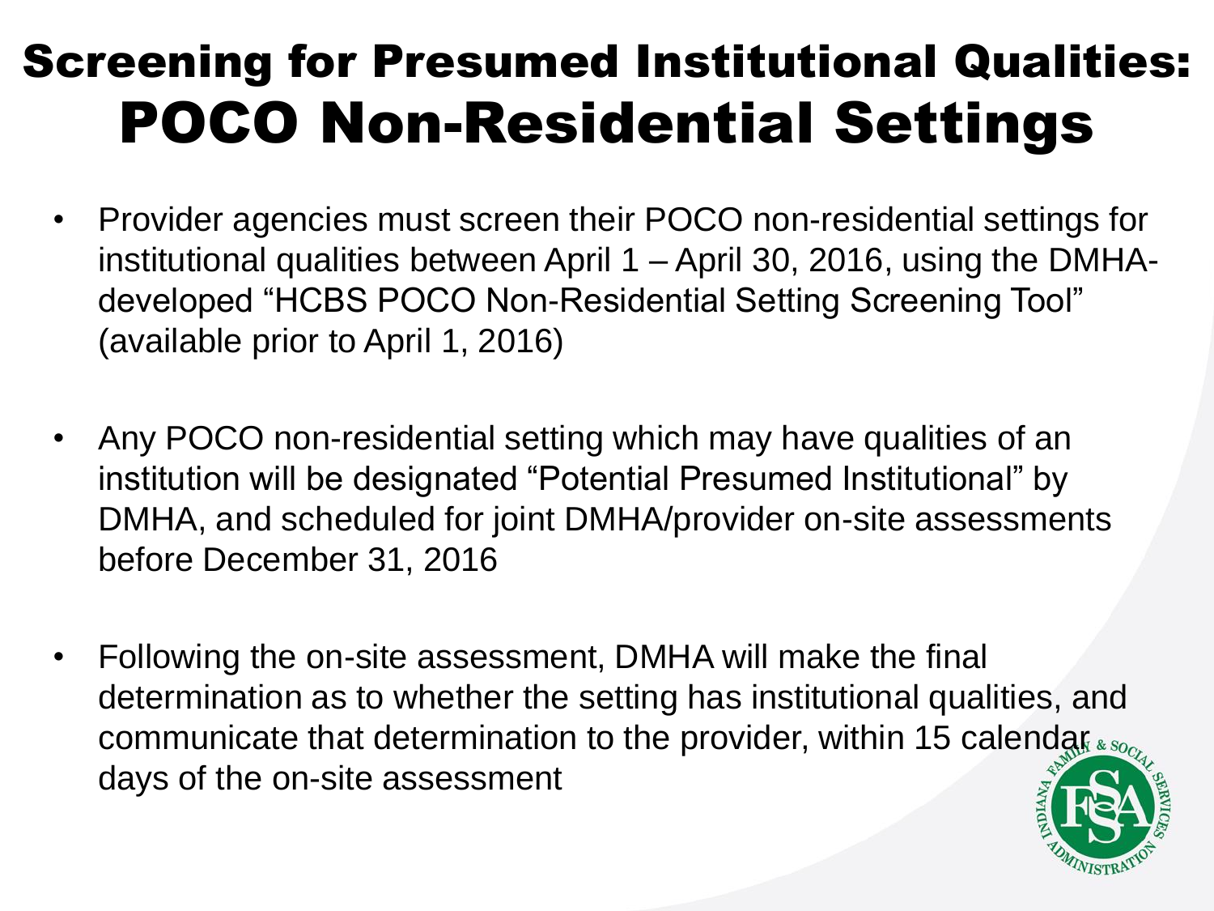# Screening for Presumed Institutional Qualities: POCO Non-Residential Settings

- Provider agencies must screen their POCO non-residential settings for institutional qualities between April 1 – April 30, 2016, using the DMHA-developed "HCBS POCO Non-Residential Setting Screening Tool" (available prior to April 1, 2016)

- Any POCO non-residential setting which may have qualities of an institution will be designated "Potential Presumed Institutional" by DMHA, and scheduled for joint DMHA/provider on-site assessments before December 31, 2016

- Following the on-site assessment, DMHA will make the final determination as to whether the setting has institutional qualities, and communicate that determination to the provider, within 15 calendar days of the on-site assessment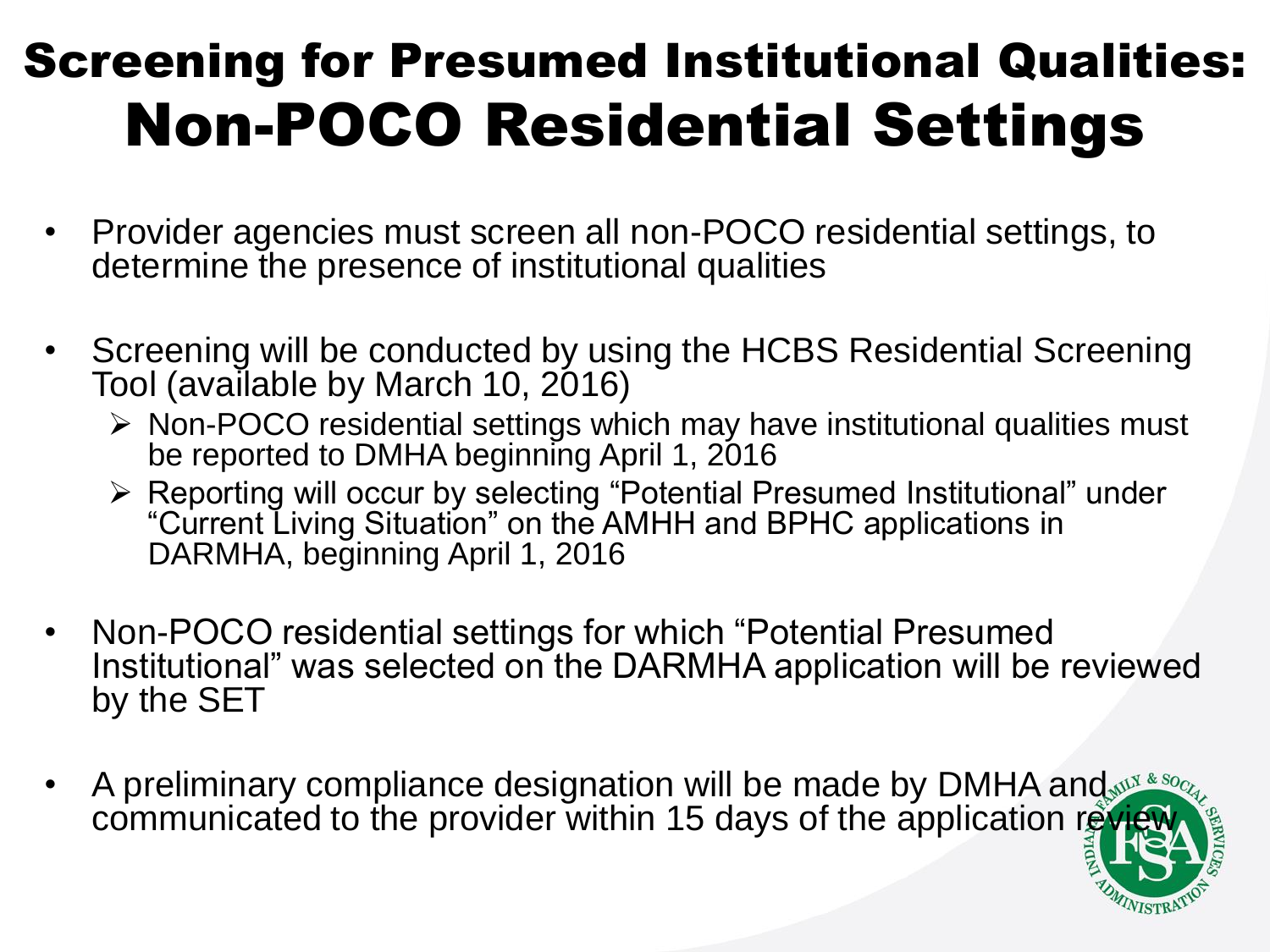# Screening for Presumed Institutional Qualities: Non-POCO Residential Settings

- Provider agencies must screen all non-POCO residential settings, to determine the presence of institutional qualities
- Screening will be conducted by using the HCBS Residential Screening Tool (available by March 10, 2016)
  - Non-POCO residential settings which may have institutional qualities must be reported to DMHA beginning April 1, 2016
  - Reporting will occur by selecting "Potential Presumed Institutional" under "Current Living Situation" on the AMHH and BPHC applications in DARMHA, beginning April 1, 2016
- Non-POCO residential settings for which "Potential Presumed Institutional" was selected on the DARMHA application will be reviewed by the SET
- A preliminary compliance designation will be made by DMHA and communicated to the provider within 15 days of the application review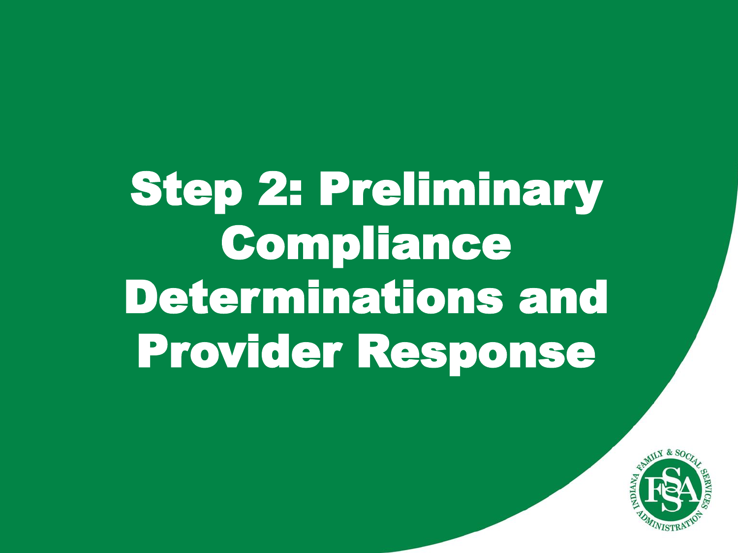# Step 2: Preliminary Compliance Determinations and Provider Response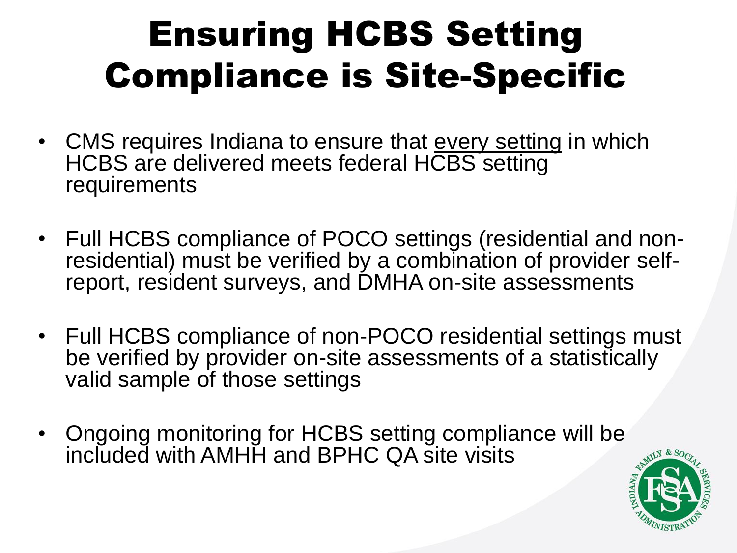# Ensuring HCBS Setting Compliance is Site-Specific

- CMS requires Indiana to ensure that <u>every setting</u> in which HCBS are delivered meets federal HCBS setting requirements

- Full HCBS compliance of POCO settings (residential and non-residential) must be verified by a combination of provider self-report, resident surveys, and DMHA on-site assessments

- Full HCBS compliance of non-POCO residential settings must be verified by provider on-site assessments of a statistically valid sample of those settings

- Ongoing monitoring for HCBS setting compliance will be included with AMHH and BPHC QA site visits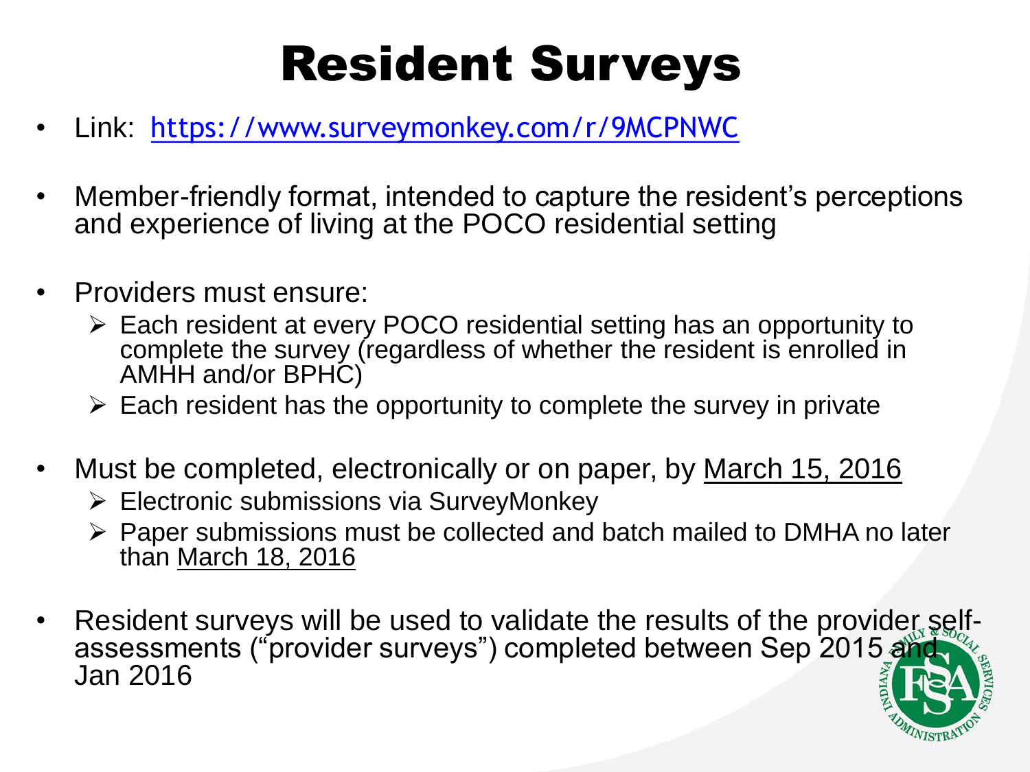# Resident Surveys

- Link: https://www.surveymonkey.com/r/9MCPNWC
- Member-friendly format, intended to capture the resident's perceptions and experience of living at the POCO residential setting
- Providers must ensure:
  - Each resident at every POCO residential setting has an opportunity to complete the survey (regardless of whether the resident is enrolled in AMHH and/or BPHC)
  - Each resident has the opportunity to complete the survey in private
- Must be completed, electronically or on paper, by March 15, 2016
  - Electronic submissions via SurveyMonkey
  - Paper submissions must be collected and batch mailed to DMHA no later than March 18, 2016
- Resident surveys will be used to validate the results of the provider self-assessments ("provider surveys") completed between Sep 2015 and Jan 2016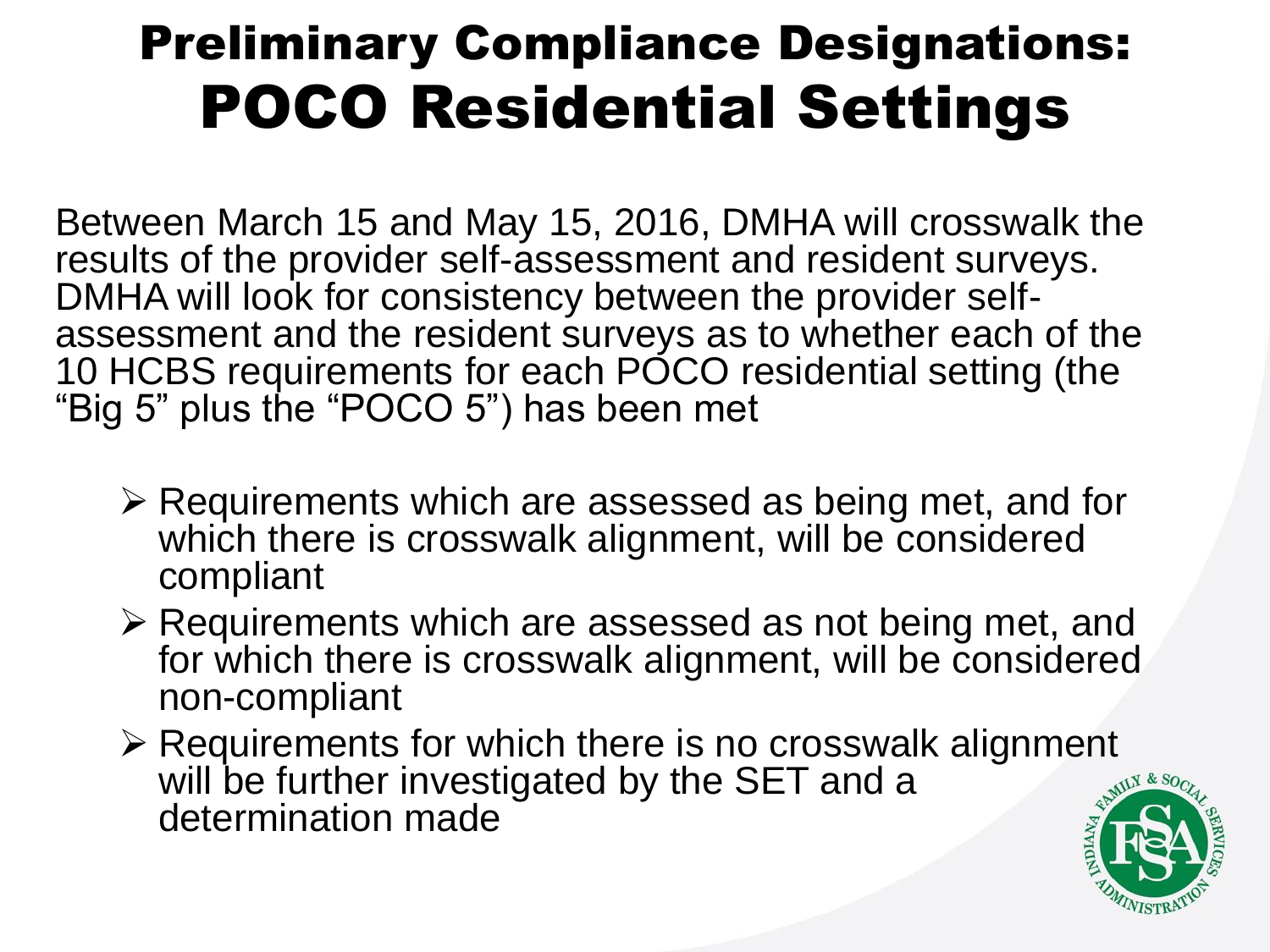# Preliminary Compliance Designations: POCO Residential Settings

Between March 15 and May 15, 2016, DMHA will crosswalk the results of the provider self-assessment and resident surveys. DMHA will look for consistency between the provider self-assessment and the resident surveys as to whether each of the 10 HCBS requirements for each POCO residential setting (the "Big 5" plus the "POCO 5") has been met

- Requirements which are assessed as being met, and for which there is crosswalk alignment, will be considered compliant
- Requirements which are assessed as not being met, and for which there is crosswalk alignment, will be considered non-compliant
- Requirements for which there is no crosswalk alignment will be further investigated by the SET and a determination made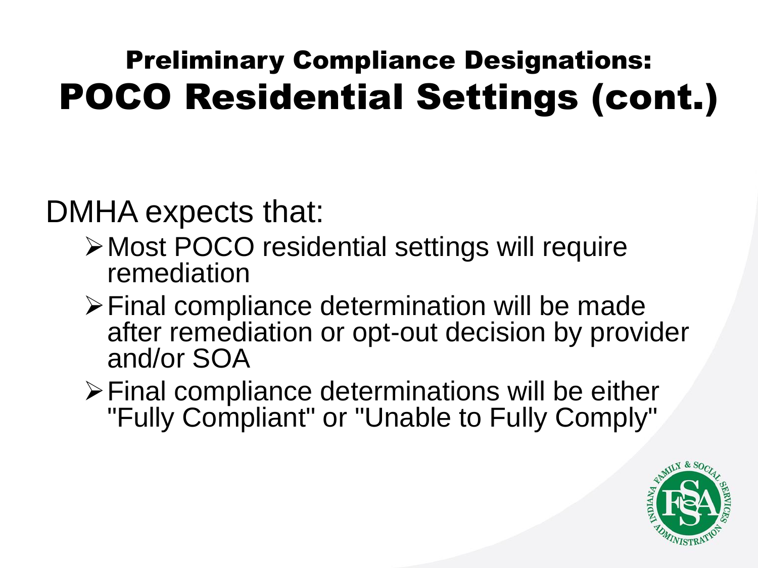# Preliminary Compliance Designations: POCO Residential Settings (cont.)

DMHA expects that:

- Most POCO residential settings will require remediation
- Final compliance determination will be made after remediation or opt-out decision by provider and/or SOA
- Final compliance determinations will be either "Fully Compliant" or "Unable to Fully Comply"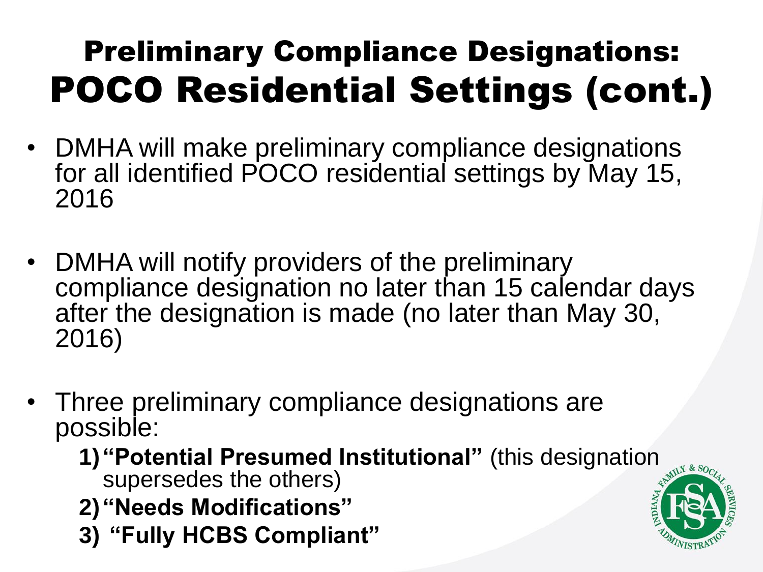# Preliminary Compliance Designations: POCO Residential Settings (cont.)

- DMHA will make preliminary compliance designations for all identified POCO residential settings by May 15, 2016
- DMHA will notify providers of the preliminary compliance designation no later than 15 calendar days after the designation is made (no later than May 30, 2016)
- Three preliminary compliance designations are possible:
  1) **"Potential Presumed Institutional"** (this designation supersedes the others)
  2) **"Needs Modifications"**
  3) **"Fully HCBS Compliant"**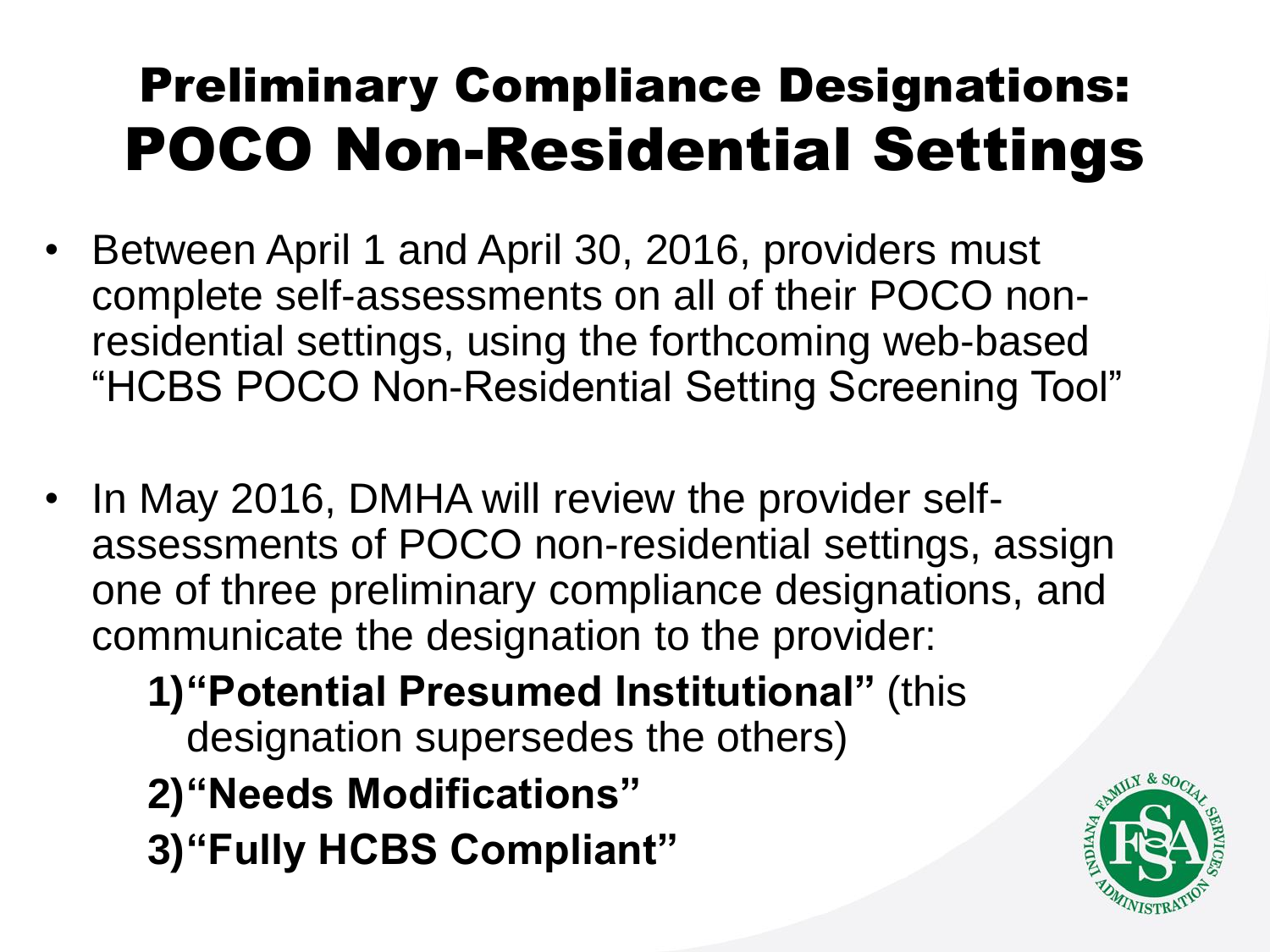# Preliminary Compliance Designations: POCO Non-Residential Settings

- Between April 1 and April 30, 2016, providers must complete self-assessments on all of their POCO non-residential settings, using the forthcoming web-based "HCBS POCO Non-Residential Setting Screening Tool"

- In May 2016, DMHA will review the provider self-assessments of POCO non-residential settings, assign one of three preliminary compliance designations, and communicate the designation to the provider:
  1) **"Potential Presumed Institutional"** (this designation supersedes the others)
  2) **"Needs Modifications"**
  3) **"Fully HCBS Compliant"**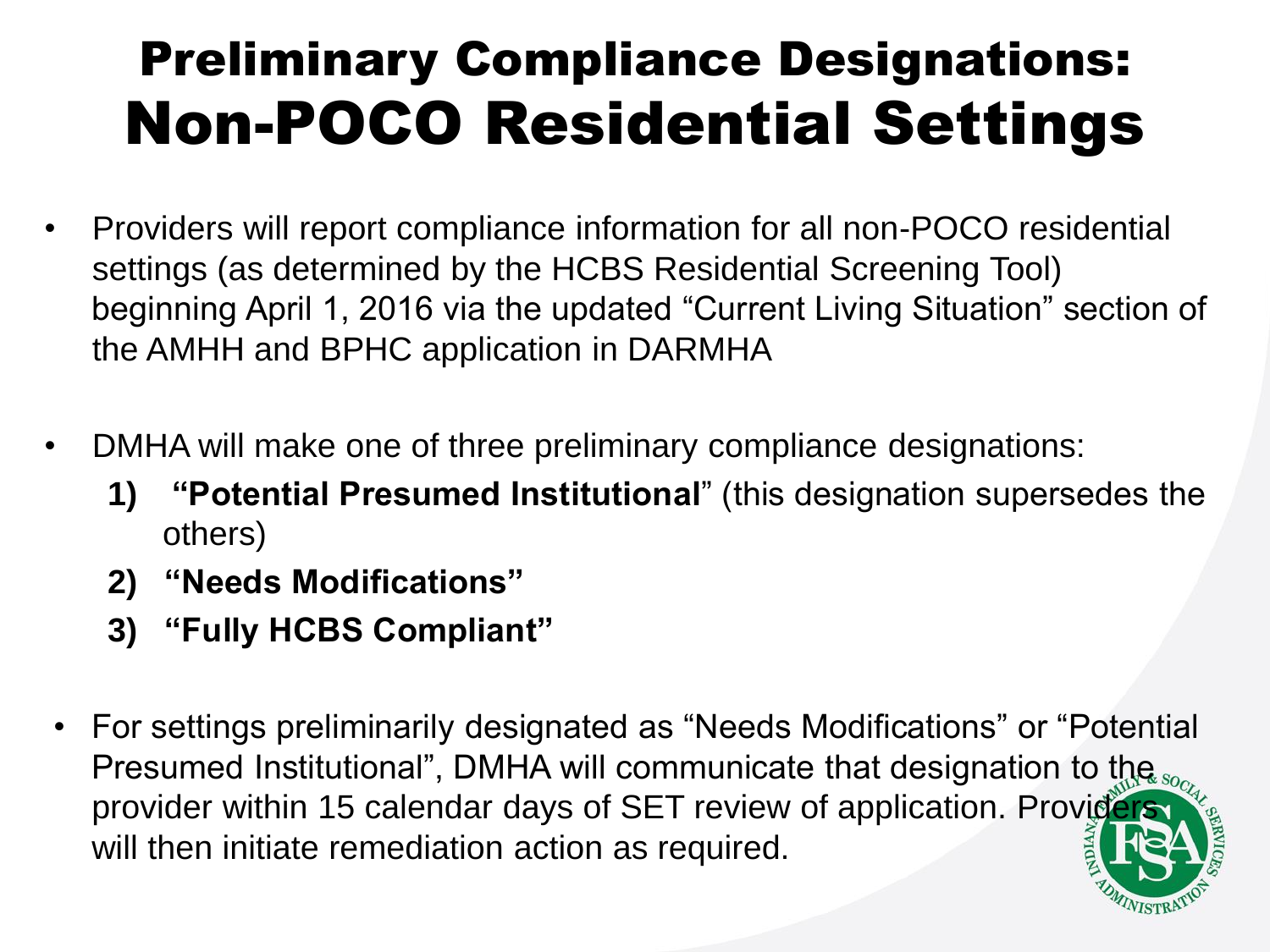# Preliminary Compliance Designations: Non-POCO Residential Settings

- Providers will report compliance information for all non-POCO residential settings (as determined by the HCBS Residential Screening Tool) beginning April 1, 2016 via the updated "Current Living Situation" section of the AMHH and BPHC application in DARMHA

- DMHA will make one of three preliminary compliance designations:
  1) **"Potential Presumed Institutional**" (this designation supersedes the others)
  2) **"Needs Modifications"**
  3) **"Fully HCBS Compliant"**

- For settings preliminarily designated as "Needs Modifications" or "Potential Presumed Institutional", DMHA will communicate that designation to the provider within 15 calendar days of SET review of application. Providers will then initiate remediation action as required.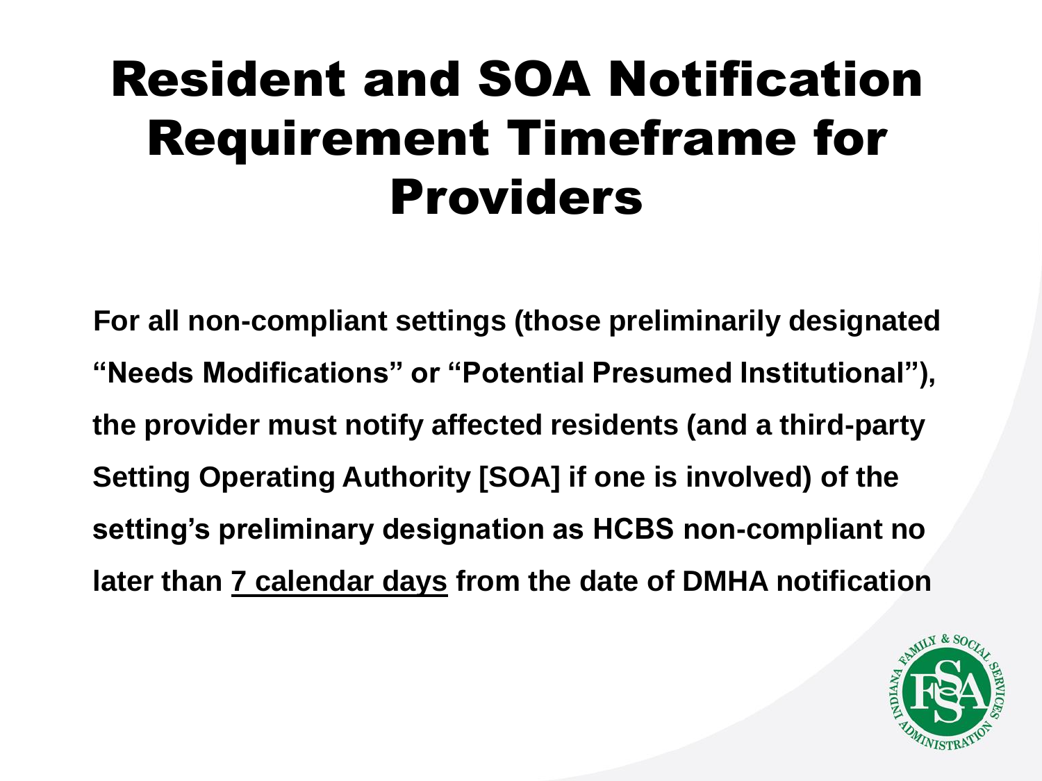# Resident and SOA Notification Requirement Timeframe for Providers

**For all non-compliant settings (those preliminarily designated "Needs Modifications" or "Potential Presumed Institutional"), the provider must notify affected residents (and a third-party Setting Operating Authority [SOA] if one is involved) of the setting's preliminary designation as HCBS non-compliant no later than <u>7 calendar days</u> from the date of DMHA notification**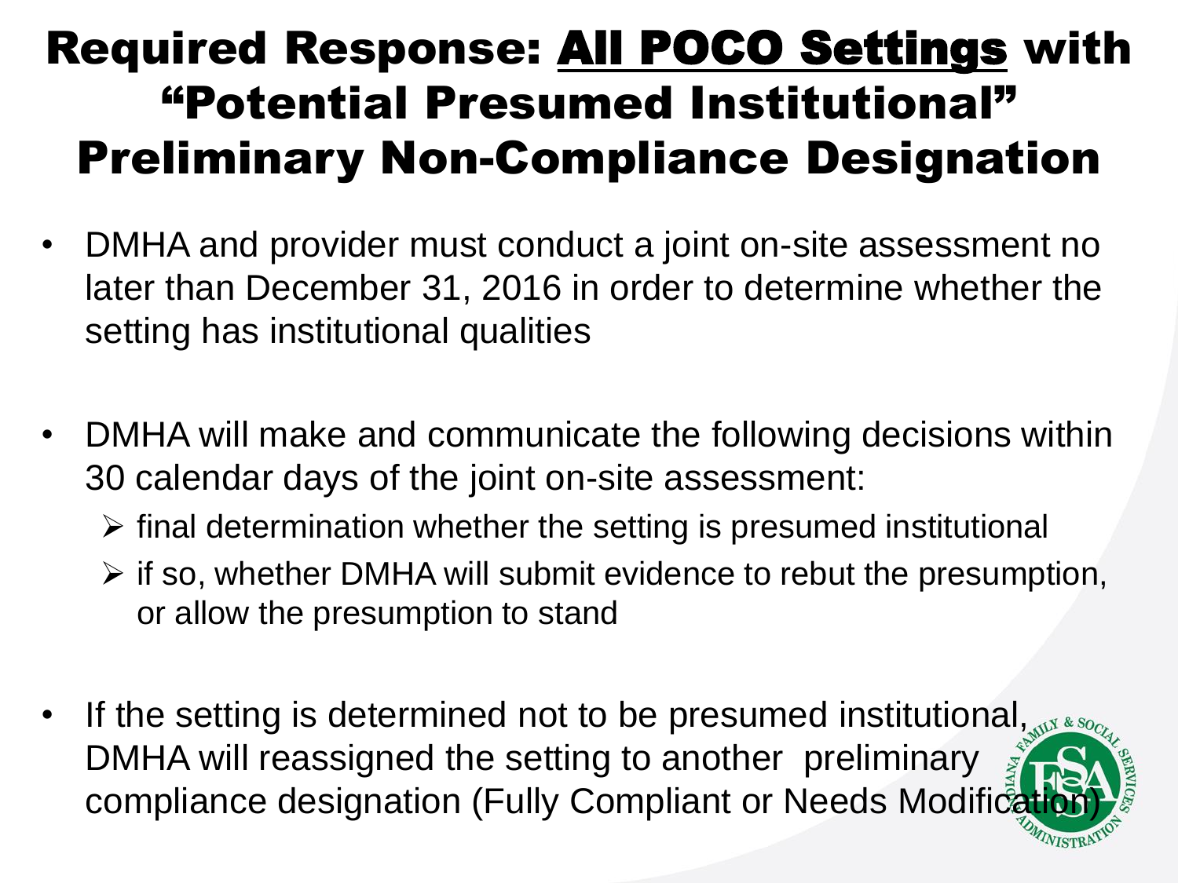# Required Response: All POCO Settings with "Potential Presumed Institutional" Preliminary Non-Compliance Designation

- DMHA and provider must conduct a joint on-site assessment no later than December 31, 2016 in order to determine whether the setting has institutional qualities
- DMHA will make and communicate the following decisions within 30 calendar days of the joint on-site assessment:
  - final determination whether the setting is presumed institutional
  - if so, whether DMHA will submit evidence to rebut the presumption, or allow the presumption to stand
- If the setting is determined not to be presumed institutional, DMHA will reassigned the setting to another preliminary compliance designation (Fully Compliant or Needs Modification)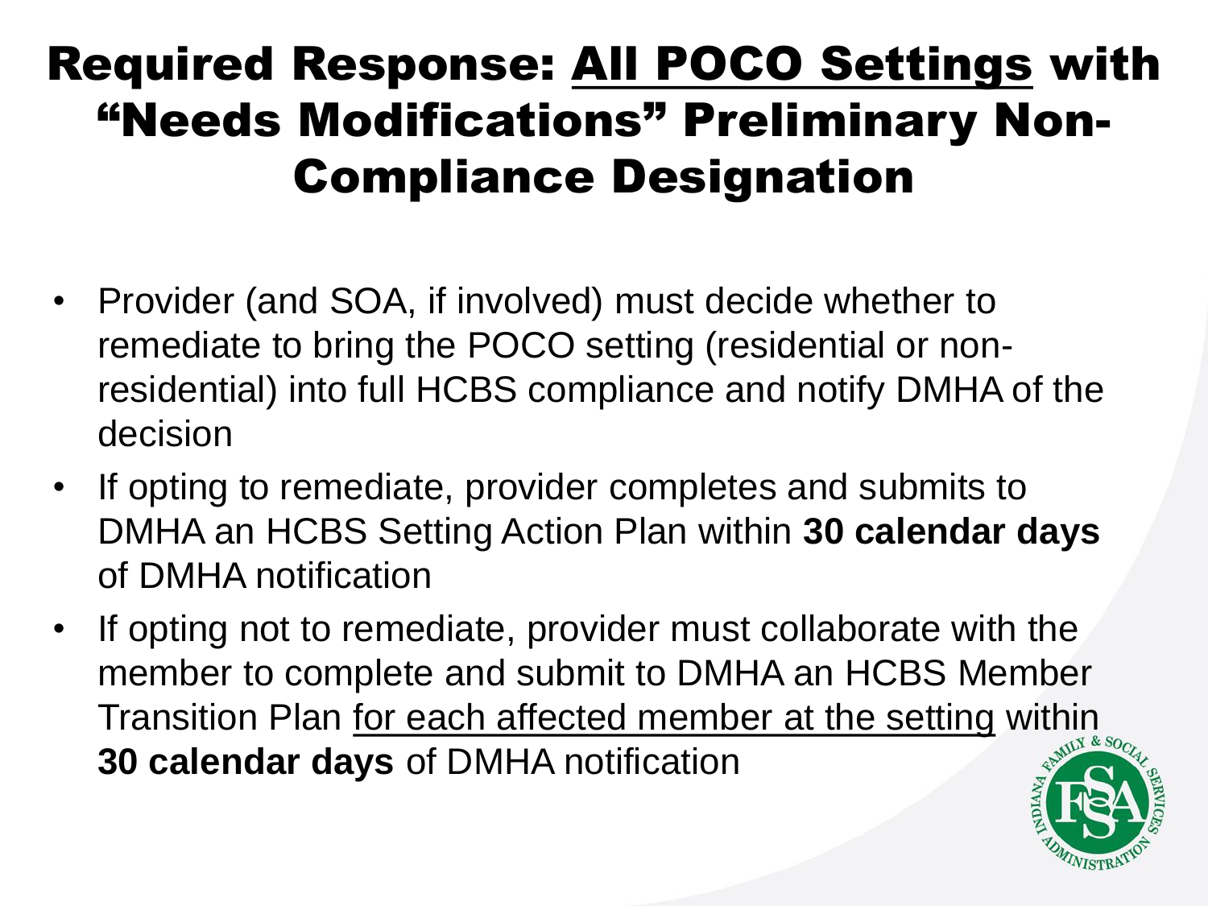# Required Response: All POCO Settings with "Needs Modifications" Preliminary Non-Compliance Designation

- Provider (and SOA, if involved) must decide whether to remediate to bring the POCO setting (residential or non-residential) into full HCBS compliance and notify DMHA of the decision
- If opting to remediate, provider completes and submits to DMHA an HCBS Setting Action Plan within **30 calendar days** of DMHA notification
- If opting not to remediate, provider must collaborate with the member to complete and submit to DMHA an HCBS Member Transition Plan for each affected member at the setting within **30 calendar days** of DMHA notification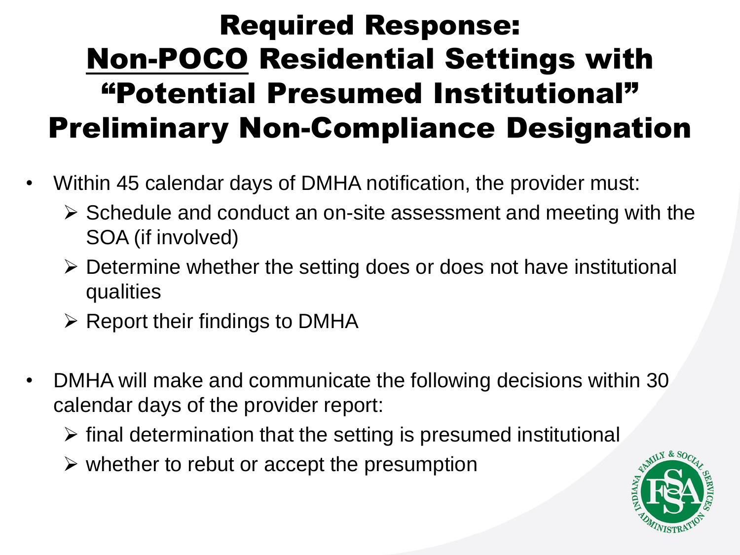# Required Response: Non-POCO Residential Settings with "Potential Presumed Institutional" Preliminary Non-Compliance Designation

- Within 45 calendar days of DMHA notification, the provider must:
  - Schedule and conduct an on-site assessment and meeting with the SOA (if involved)
  - Determine whether the setting does or does not have institutional qualities
  - Report their findings to DMHA
- DMHA will make and communicate the following decisions within 30 calendar days of the provider report:
  - final determination that the setting is presumed institutional
  - whether to rebut or accept the presumption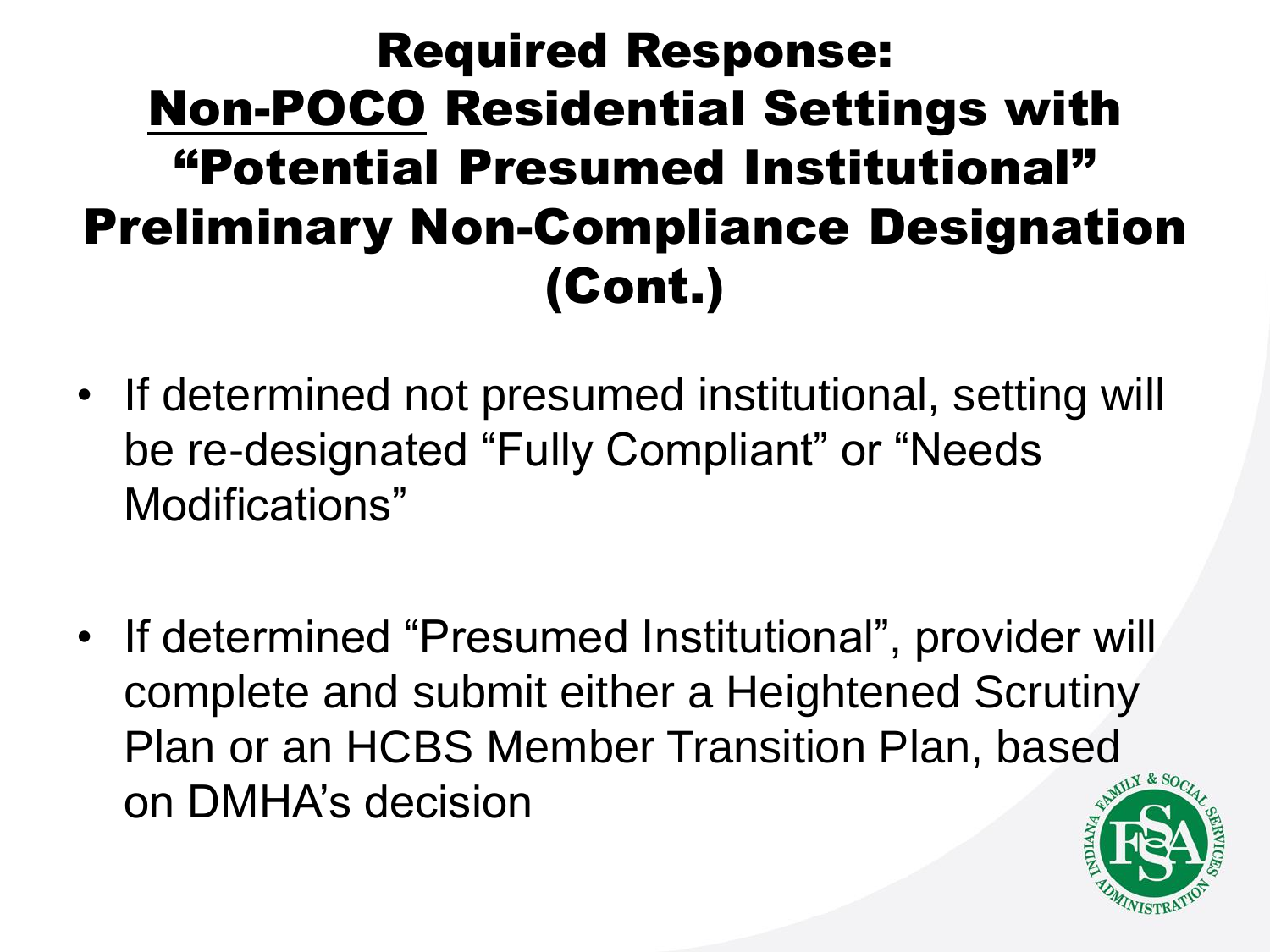# Required Response: Non-POCO Residential Settings with "Potential Presumed Institutional" Preliminary Non-Compliance Designation (Cont.)

- If determined not presumed institutional, setting will be re-designated "Fully Compliant" or "Needs Modifications"

- If determined "Presumed Institutional", provider will complete and submit either a Heightened Scrutiny Plan or an HCBS Member Transition Plan, based on DMHA's decision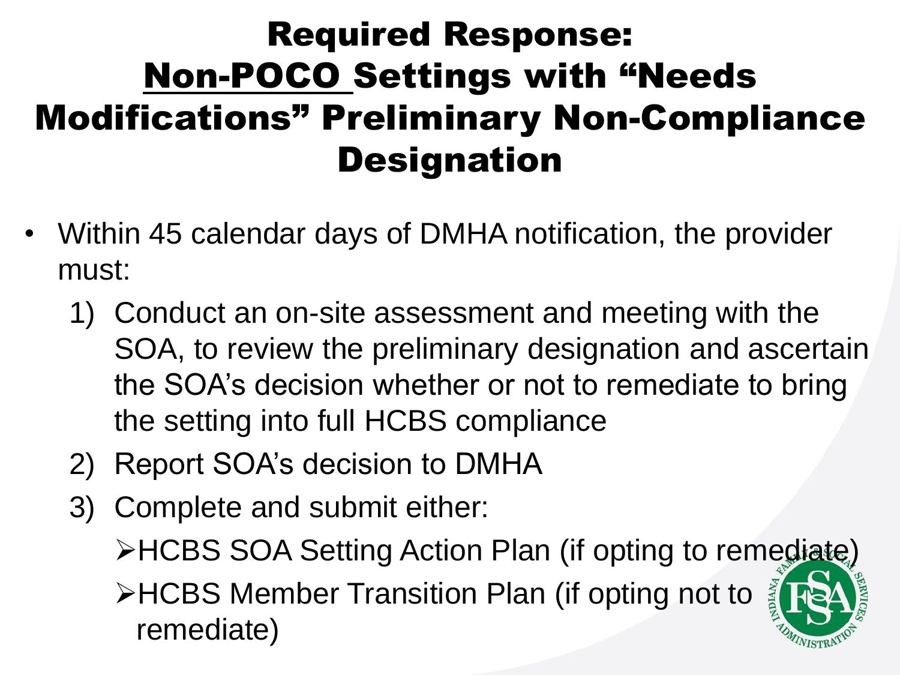# Required Response: Non-POCO Settings with "Needs Modifications" Preliminary Non-Compliance Designation

- Within 45 calendar days of DMHA notification, the provider must:
  1) Conduct an on-site assessment and meeting with the SOA, to review the preliminary designation and ascertain the SOA's decision whether or not to remediate to bring the setting into full HCBS compliance
  2) Report SOA's decision to DMHA
  3) Complete and submit either:
     - HCBS SOA Setting Action Plan (if opting to remediate)
     - HCBS Member Transition Plan (if opting not to remediate)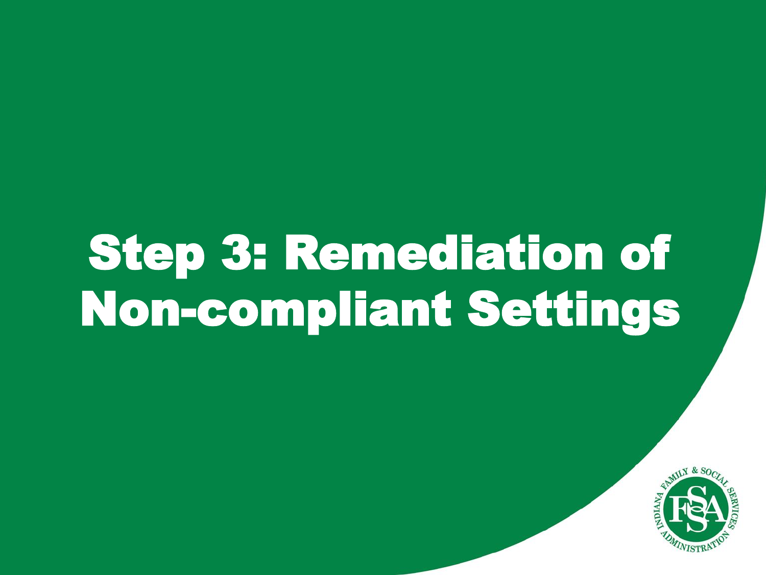# Step 3: Remediation of Non-compliant Settings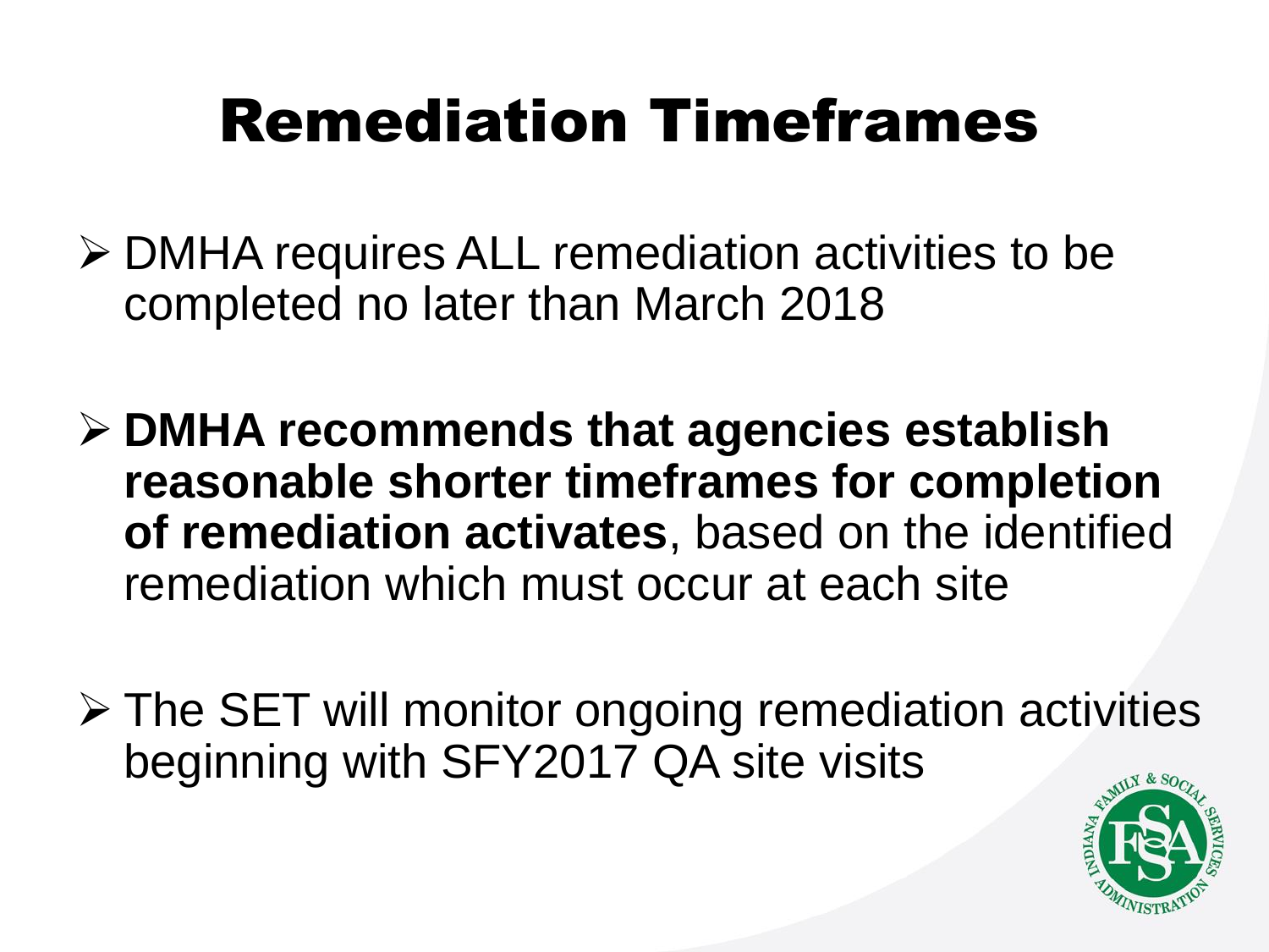# Remediation Timeframes

- DMHA requires ALL remediation activities to be completed no later than March 2018
- **DMHA recommends that agencies establish reasonable shorter timeframes for completion of remediation activates**, based on the identified remediation which must occur at each site
- The SET will monitor ongoing remediation activities beginning with SFY2017 QA site visits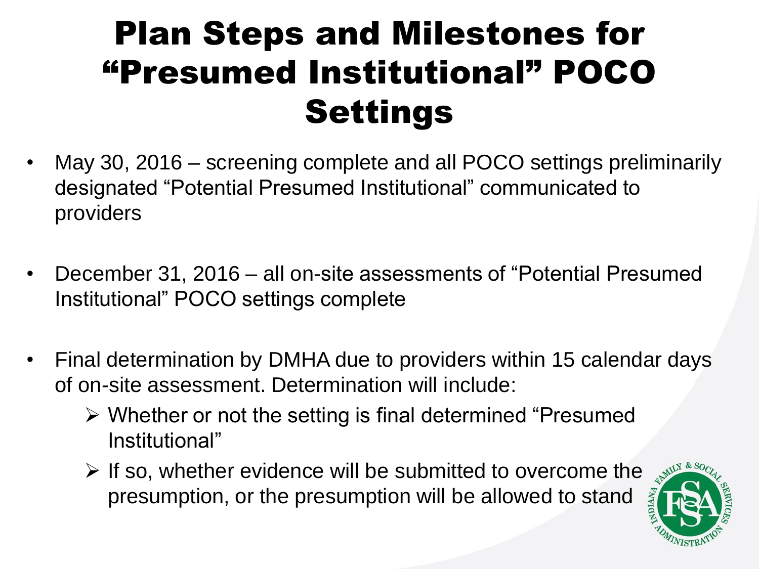# Plan Steps and Milestones for "Presumed Institutional" POCO Settings

- May 30, 2016 – screening complete and all POCO settings preliminarily designated "Potential Presumed Institutional" communicated to providers
- December 31, 2016 – all on-site assessments of "Potential Presumed Institutional" POCO settings complete
- Final determination by DMHA due to providers within 15 calendar days of on-site assessment. Determination will include:
  - Whether or not the setting is final determined "Presumed Institutional"
  - If so, whether evidence will be submitted to overcome the presumption, or the presumption will be allowed to stand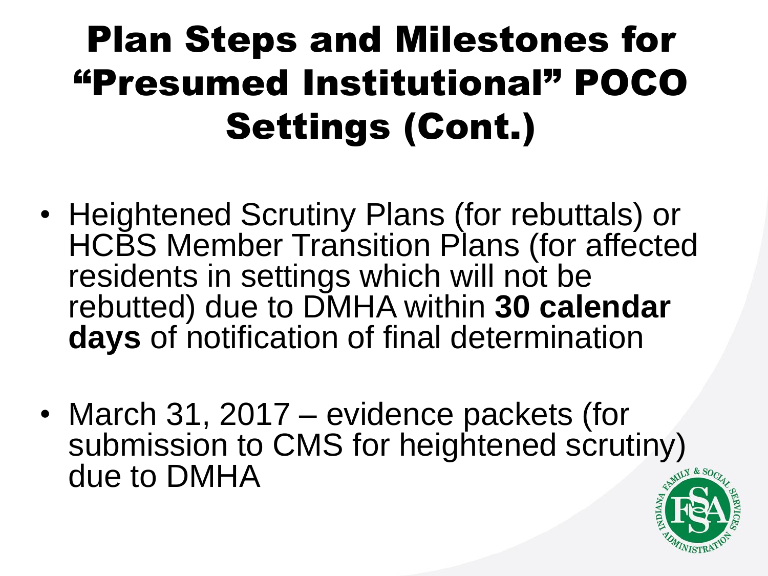# Plan Steps and Milestones for "Presumed Institutional" POCO Settings (Cont.)

- Heightened Scrutiny Plans (for rebuttals) or HCBS Member Transition Plans (for affected residents in settings which will not be rebutted) due to DMHA within **30 calendar days** of notification of final determination
- March 31, 2017 – evidence packets (for submission to CMS for heightened scrutiny) due to DMHA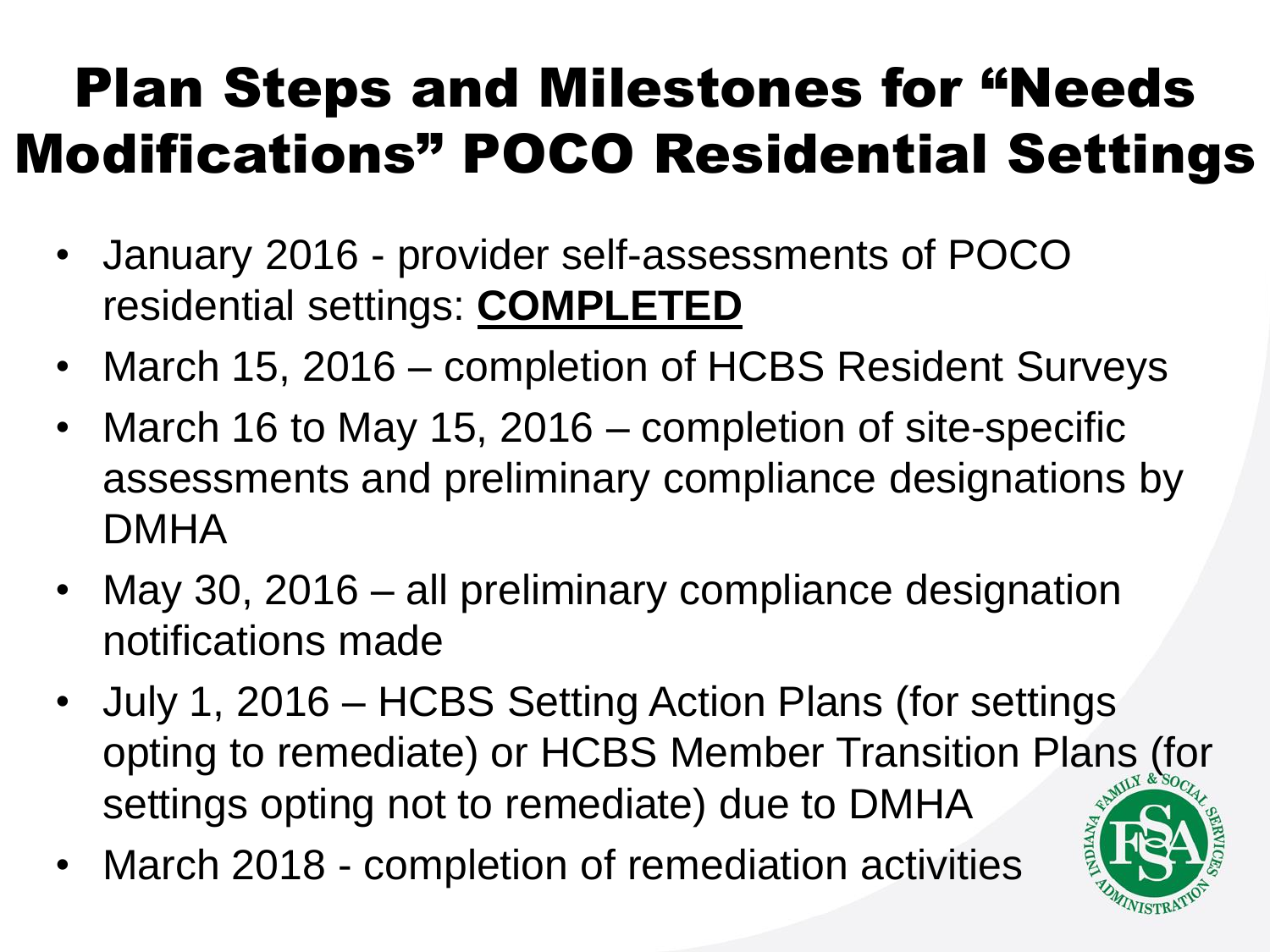# Plan Steps and Milestones for "Needs Modifications" POCO Residential Settings

- January 2016 - provider self-assessments of POCO residential settings: **<u>COMPLETED</u>**
- March 15, 2016 – completion of HCBS Resident Surveys
- March 16 to May 15, 2016 – completion of site-specific assessments and preliminary compliance designations by DMHA
- May 30, 2016 – all preliminary compliance designation notifications made
- July 1, 2016 – HCBS Setting Action Plans (for settings opting to remediate) or HCBS Member Transition Plans (for settings opting not to remediate) due to DMHA
- March 2018 - completion of remediation activities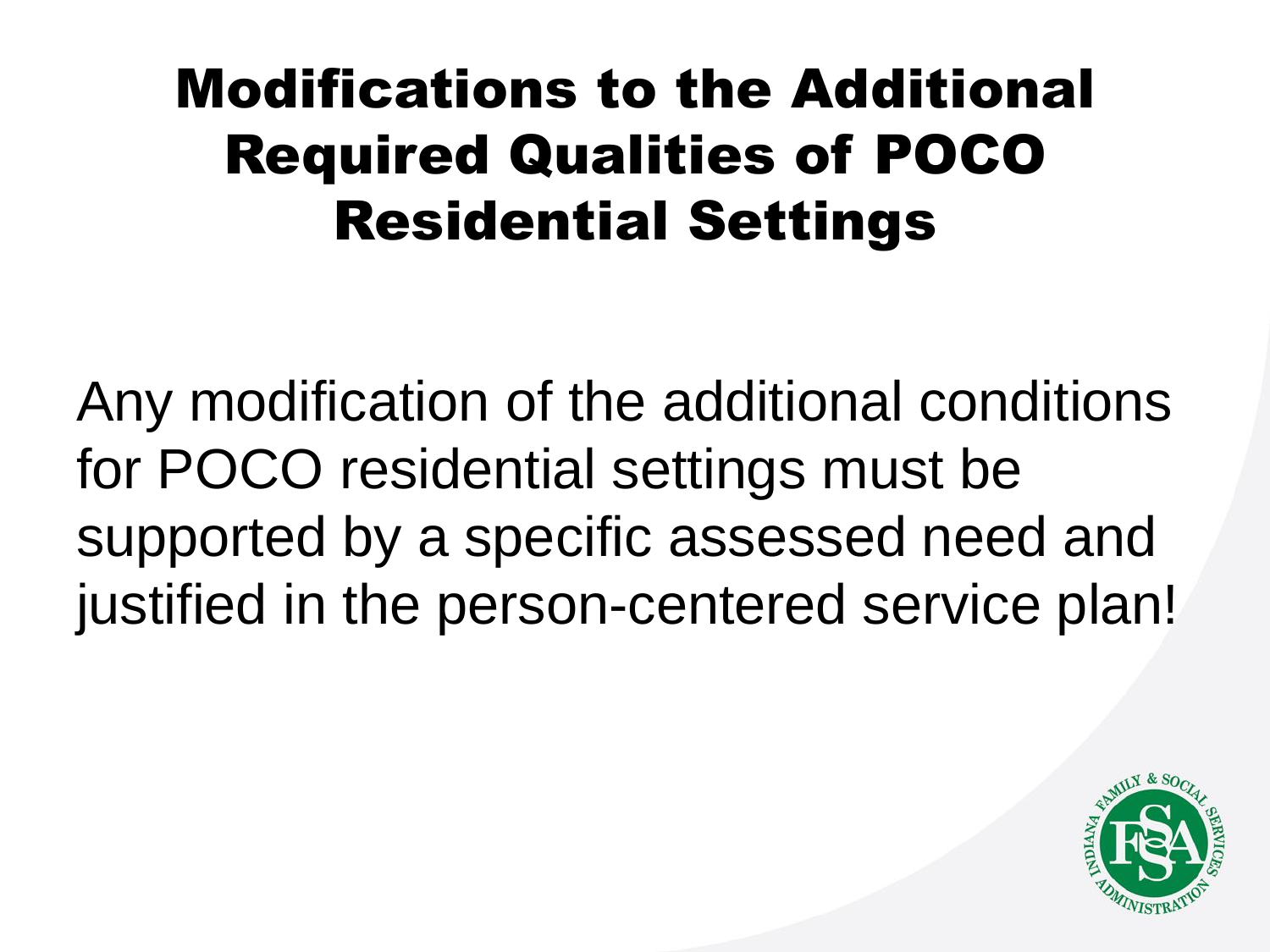# Modifications to the Additional Required Qualities of POCO Residential Settings

Any modification of the additional conditions for POCO residential settings must be supported by a specific assessed need and justified in the person-centered service plan!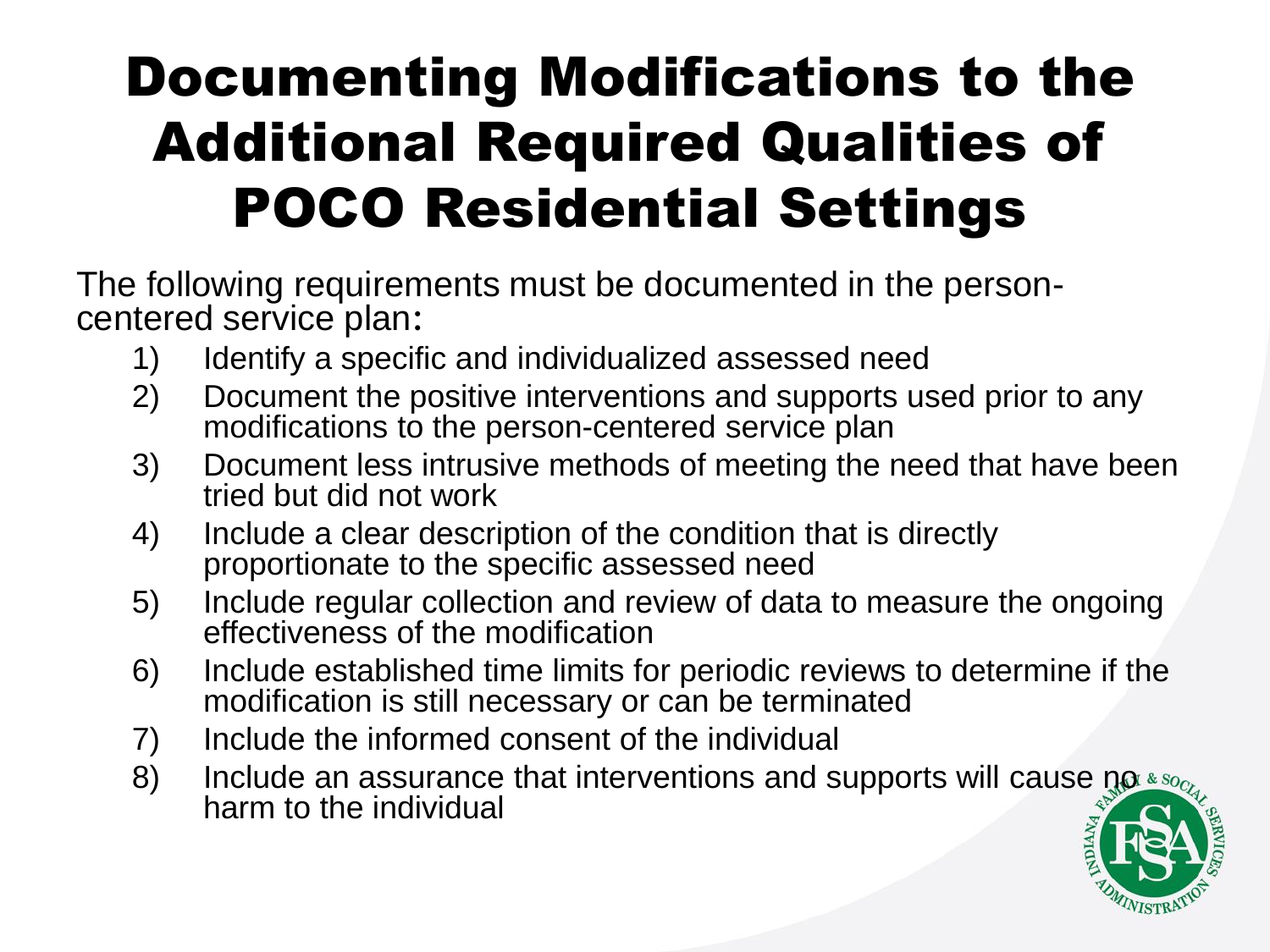# Documenting Modifications to the Additional Required Qualities of POCO Residential Settings

The following requirements must be documented in the person-centered service plan:

1) Identify a specific and individualized assessed need
2) Document the positive interventions and supports used prior to any modifications to the person-centered service plan
3) Document less intrusive methods of meeting the need that have been tried but did not work
4) Include a clear description of the condition that is directly proportionate to the specific assessed need
5) Include regular collection and review of data to measure the ongoing effectiveness of the modification
6) Include established time limits for periodic reviews to determine if the modification is still necessary or can be terminated
7) Include the informed consent of the individual
8) Include an assurance that interventions and supports will cause no harm to the individual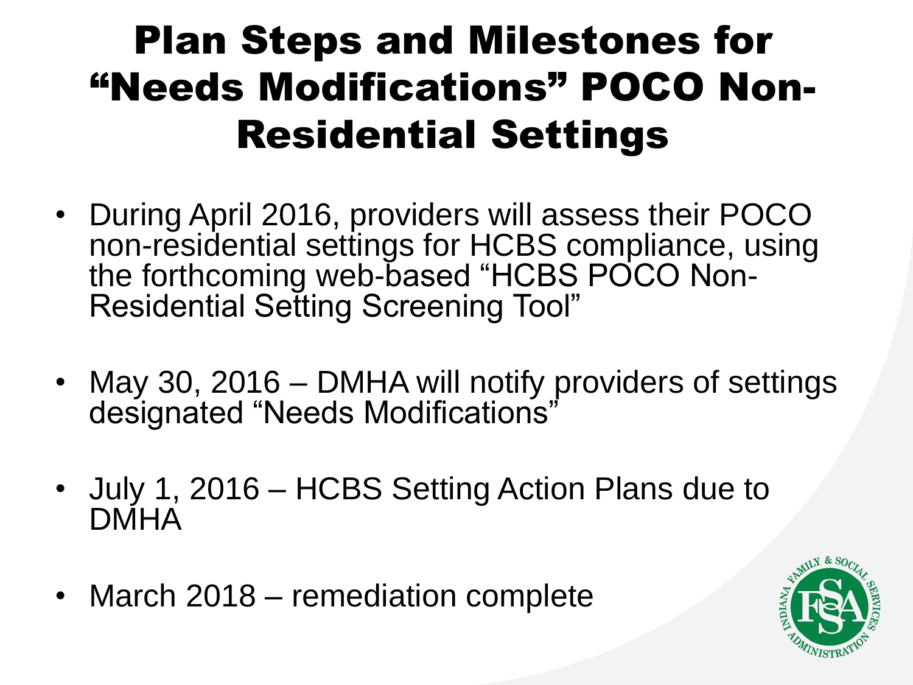# Plan Steps and Milestones for "Needs Modifications" POCO Non-Residential Settings

- During April 2016, providers will assess their POCO non-residential settings for HCBS compliance, using the forthcoming web-based "HCBS POCO Non-Residential Setting Screening Tool"
- May 30, 2016 – DMHA will notify providers of settings designated "Needs Modifications"
- July 1, 2016 – HCBS Setting Action Plans due to DMHA
- March 2018 – remediation complete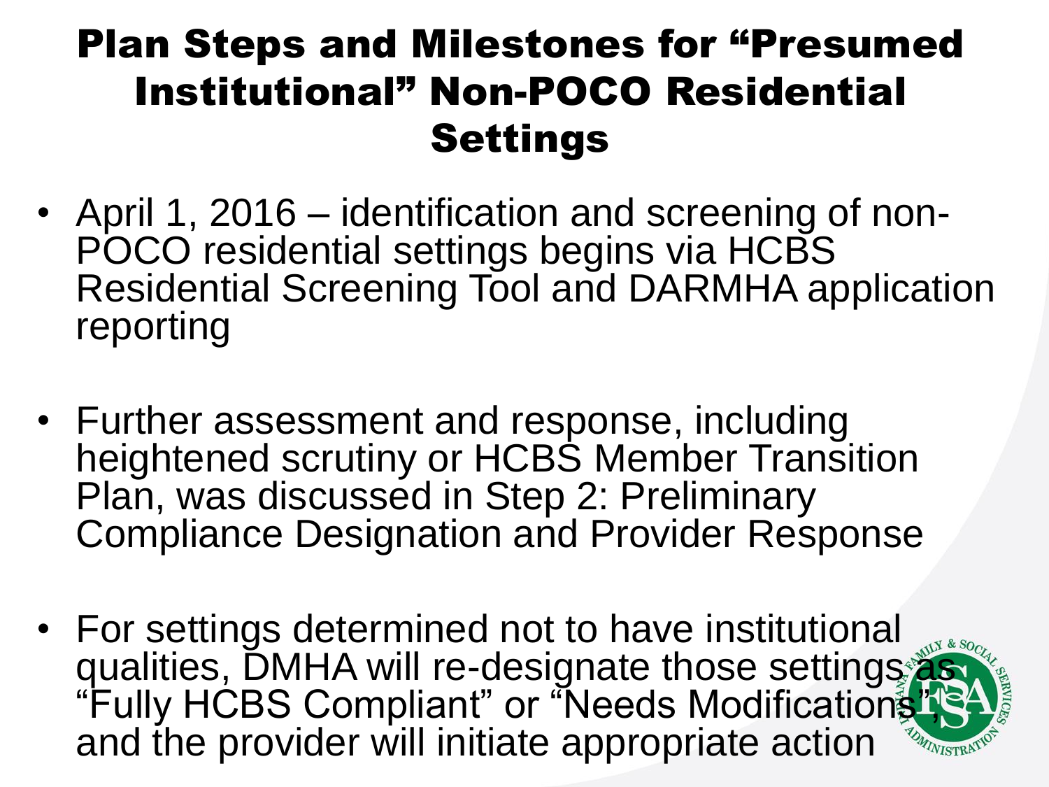# Plan Steps and Milestones for "Presumed Institutional" Non-POCO Residential Settings

- April 1, 2016 – identification and screening of non-POCO residential settings begins via HCBS Residential Screening Tool and DARMHA application reporting
- Further assessment and response, including heightened scrutiny or HCBS Member Transition Plan, was discussed in Step 2: Preliminary Compliance Designation and Provider Response
- For settings determined not to have institutional qualities, DMHA will re-designate those settings as "Fully HCBS Compliant" or "Needs Modifications", and the provider will initiate appropriate action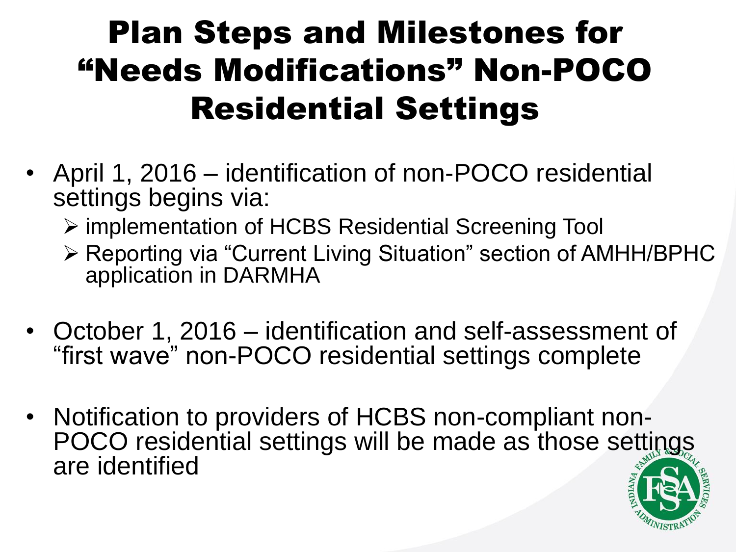# Plan Steps and Milestones for "Needs Modifications" Non-POCO Residential Settings

- April 1, 2016 – identification of non-POCO residential settings begins via:
  - implementation of HCBS Residential Screening Tool
  - Reporting via "Current Living Situation" section of AMHH/BPHC application in DARMHA
- October 1, 2016 – identification and self-assessment of "first wave" non-POCO residential settings complete
- Notification to providers of HCBS non-compliant non-POCO residential settings will be made as those settings are identified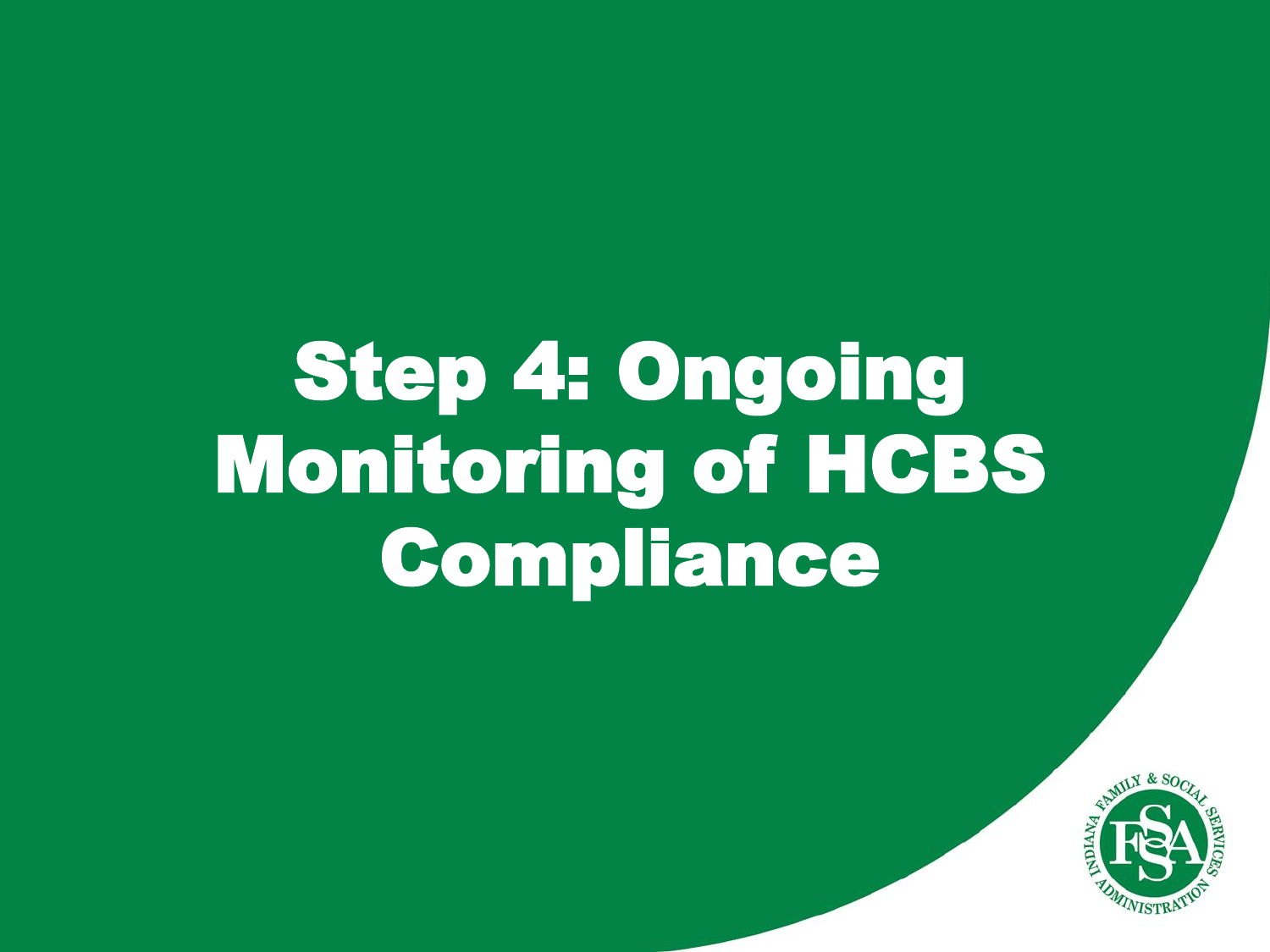# Step 4: Ongoing Monitoring of HCBS Compliance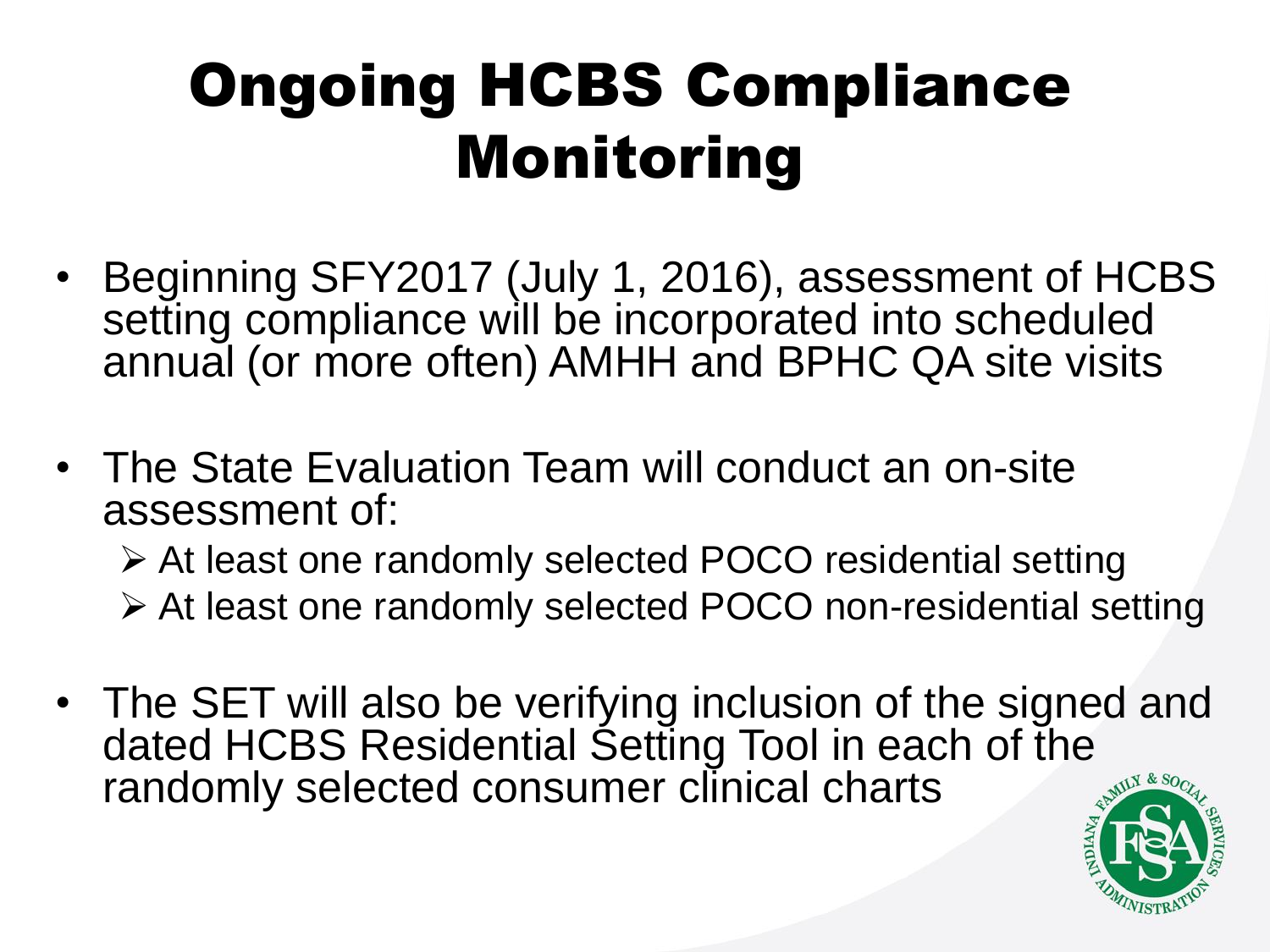# Ongoing HCBS Compliance Monitoring

- Beginning SFY2017 (July 1, 2016), assessment of HCBS setting compliance will be incorporated into scheduled annual (or more often) AMHH and BPHC QA site visits
- The State Evaluation Team will conduct an on-site assessment of:
  - At least one randomly selected POCO residential setting
  - At least one randomly selected POCO non-residential setting
- The SET will also be verifying inclusion of the signed and dated HCBS Residential Setting Tool in each of the randomly selected consumer clinical charts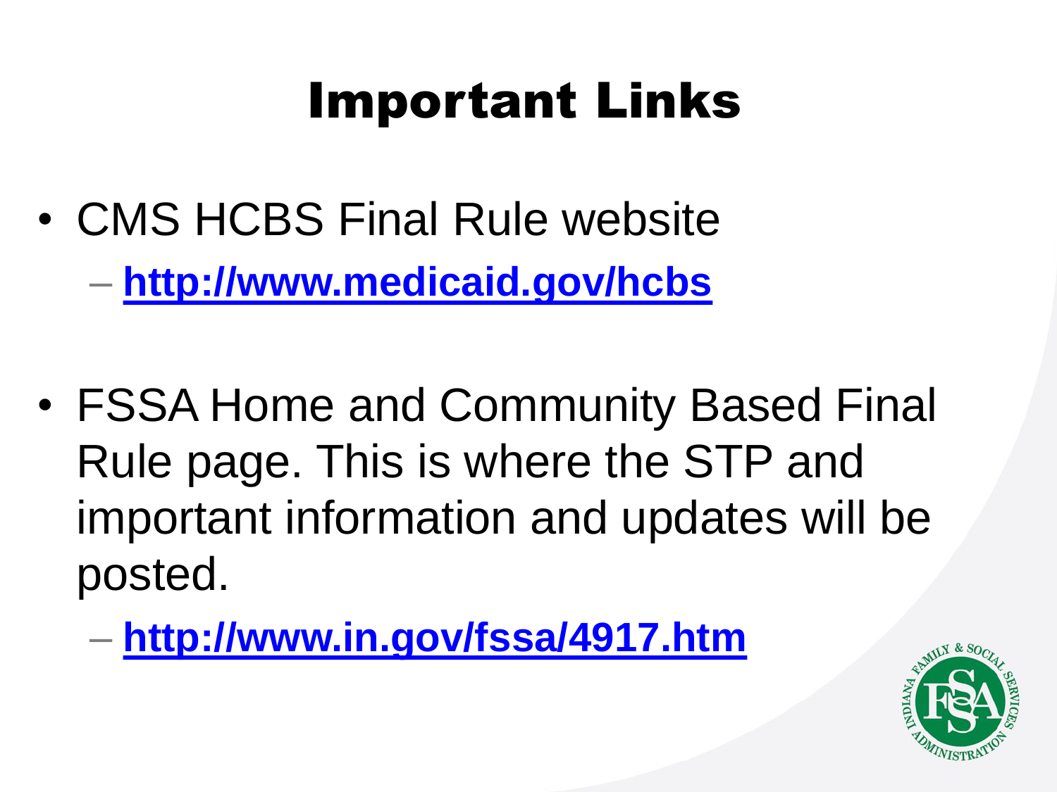# Important Links

- CMS HCBS Final Rule website
  - **http://www.medicaid.gov/hcbs**

- FSSA Home and Community Based Final Rule page. This is where the STP and important information and updates will be posted.
  - **http://www.in.gov/fssa/4917.htm**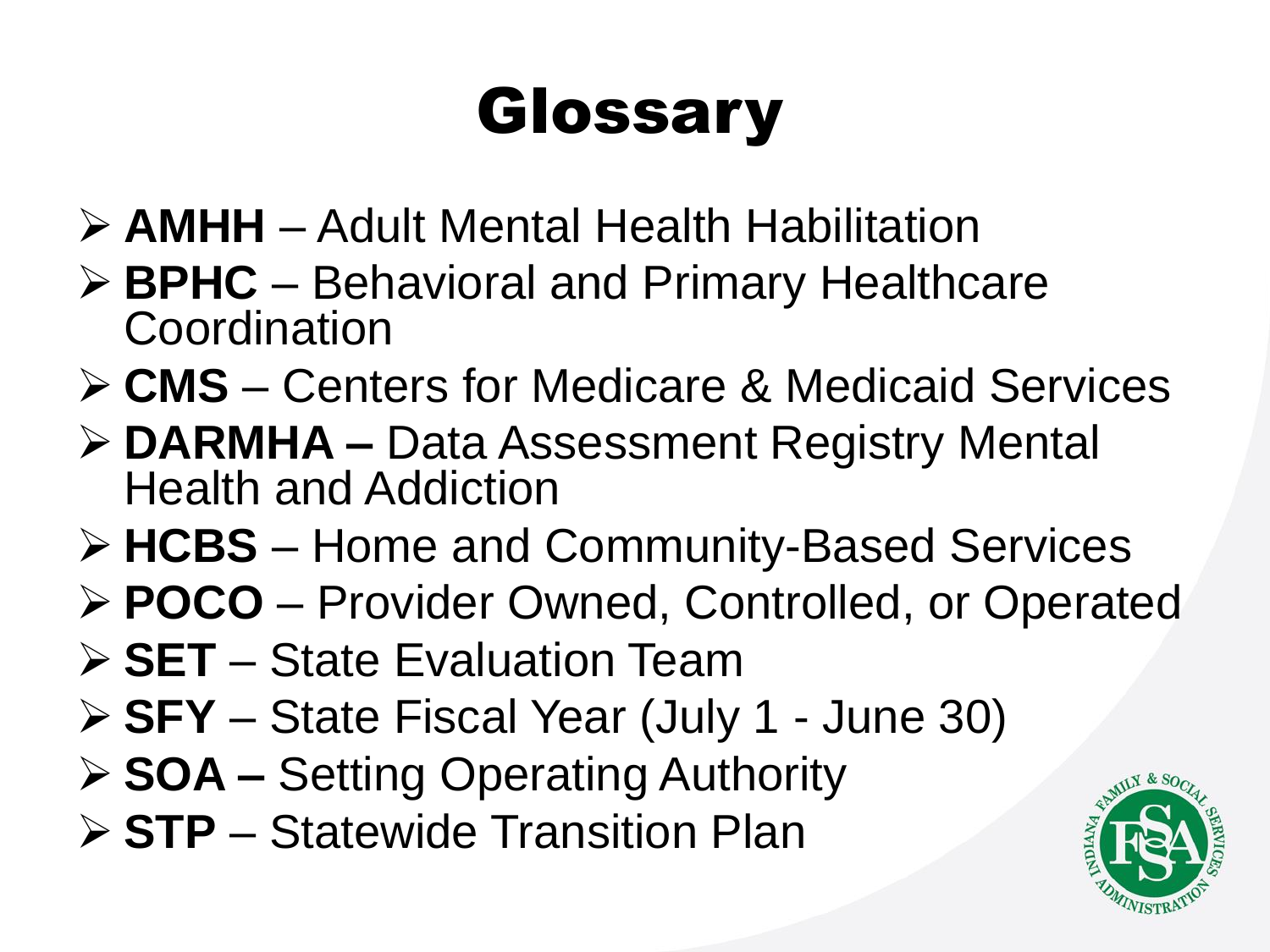# Glossary

- **AMHH** – Adult Mental Health Habilitation
- **BPHC** – Behavioral and Primary Healthcare Coordination
- **CMS** – Centers for Medicare & Medicaid Services
- **DARMHA –** Data Assessment Registry Mental Health and Addiction
- **HCBS** – Home and Community-Based Services
- **POCO** – Provider Owned, Controlled, or Operated
- **SET** – State Evaluation Team
- **SFY** – State Fiscal Year (July 1 - June 30)
- **SOA –** Setting Operating Authority
- **STP** – Statewide Transition Plan